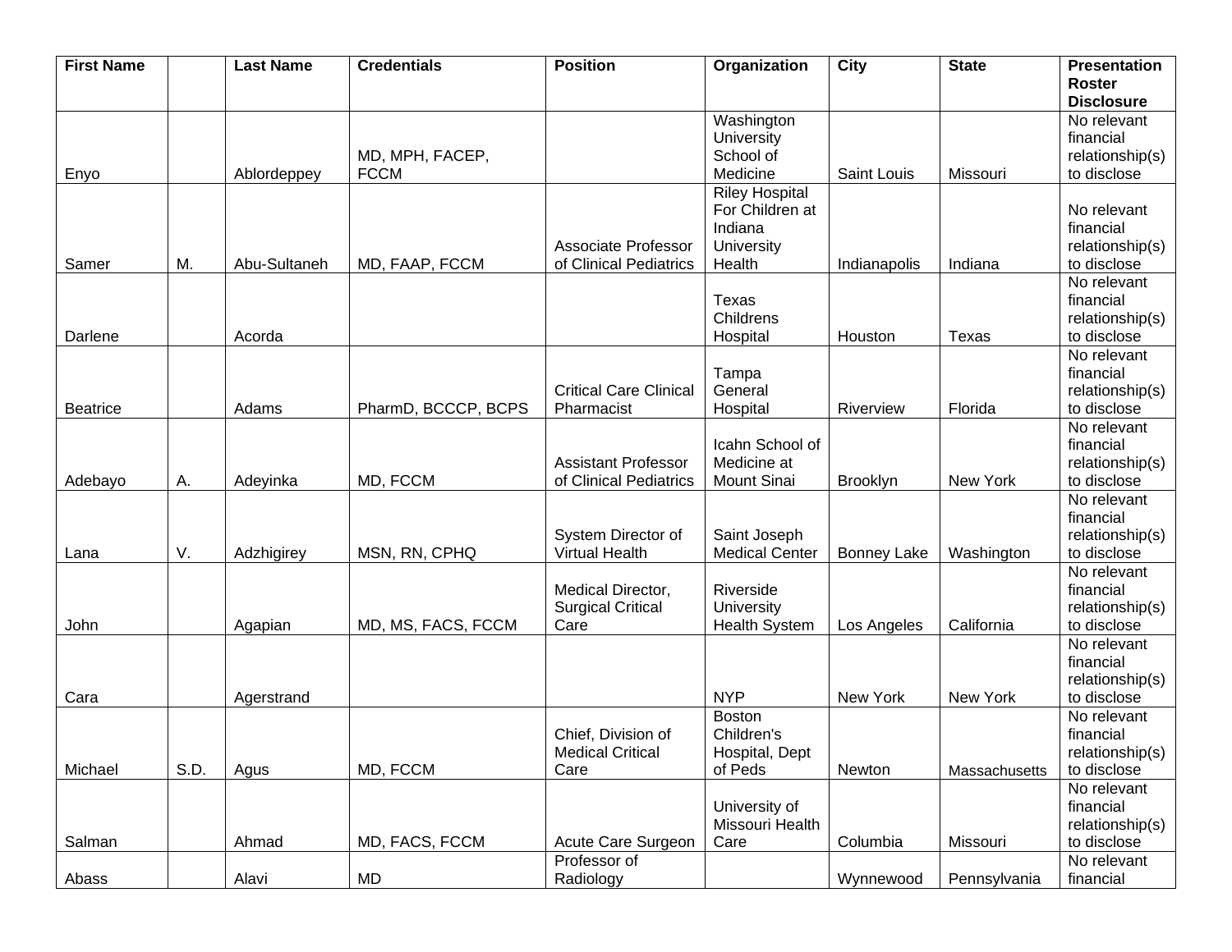| First Name | | Last Name | Credentials | Position | Organization | City | State | Presentation Roster Disclosure |
|---|---|---|---|---|---|---|---|---|
| Enyo | | Ablordeppey | MD, MPH, FACEP, FCCM | | Washington University School of Medicine | Saint Louis | Missouri | No relevant financial relationship(s) to disclose |
| Samer | M. | Abu-Sultaneh | MD, FAAP, FCCM | Associate Professor of Clinical Pediatrics | Riley Hospital For Children at Indiana University Health | Indianapolis | Indiana | No relevant financial relationship(s) to disclose |
| Darlene | | Acorda | | | Texas Childrens Hospital | Houston | Texas | No relevant financial relationship(s) to disclose |
| Beatrice | | Adams | PharmD, BCCCP, BCPS | Critical Care Clinical Pharmacist | Tampa General Hospital | Riverview | Florida | No relevant financial relationship(s) to disclose |
| Adebayo | A. | Adeyinka | MD, FCCM | Assistant Professor of Clinical Pediatrics | Icahn School of Medicine at Mount Sinai | Brooklyn | New York | No relevant financial relationship(s) to disclose |
| Lana | V. | Adzhigirey | MSN, RN, CPHQ | System Director of Virtual Health | Saint Joseph Medical Center | Bonney Lake | Washington | No relevant financial relationship(s) to disclose |
| John | | Agapian | MD, MS, FACS, FCCM | Medical Director, Surgical Critical Care | Riverside University Health System | Los Angeles | California | No relevant financial relationship(s) to disclose |
| Cara | | Agerstrand | | | NYP | New York | New York | No relevant financial relationship(s) to disclose |
| Michael | S.D. | Agus | MD, FCCM | Chief, Division of Medical Critical Care | Boston Children's Hospital, Dept of Peds | Newton | Massachusetts | No relevant financial relationship(s) to disclose |
| Salman | | Ahmad | MD, FACS, FCCM | Acute Care Surgeon | University of Missouri Health Care | Columbia | Missouri | No relevant financial relationship(s) to disclose |
| Abass | | Alavi | MD | Professor of Radiology | | Wynnewood | Pennsylvania | No relevant financial |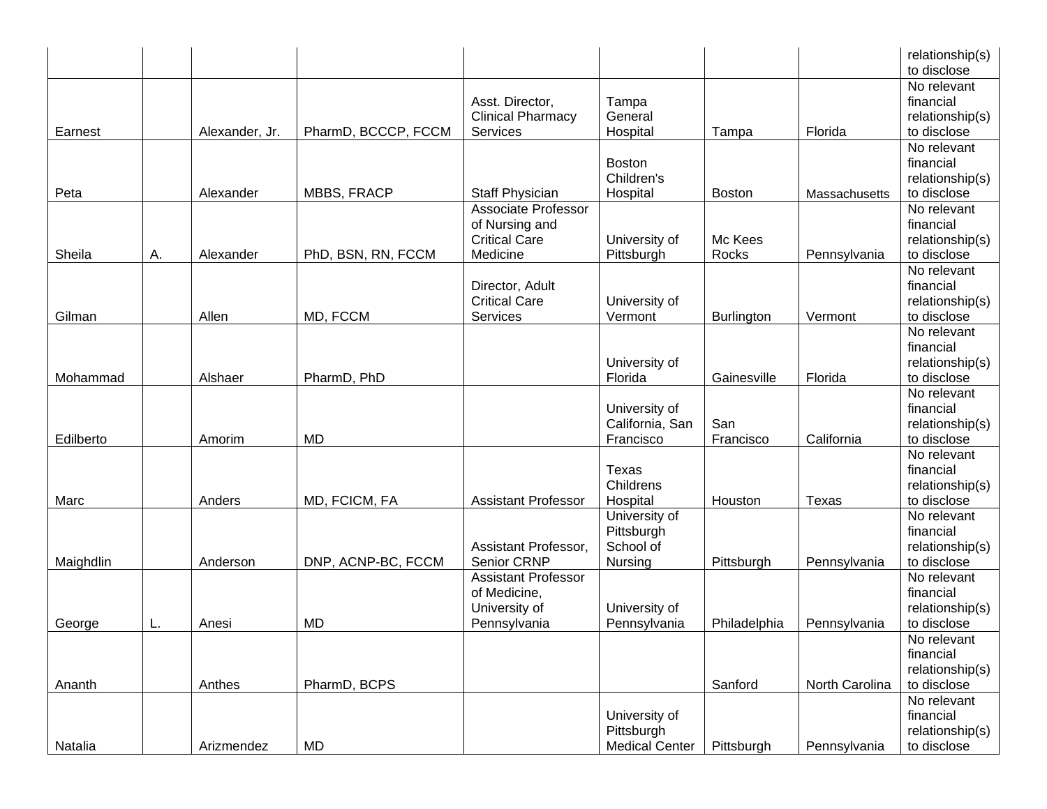| | | | | | | | | |
|---|---|---|---|---|---|---|---|---|
| | | | | | | | | relationship(s) to disclose |
| Earnest | | Alexander, Jr. | PharmD, BCCCP, FCCM | Asst. Director, Clinical Pharmacy Services | Tampa General Hospital | Tampa | Florida | No relevant financial relationship(s) to disclose |
| Peta | | Alexander | MBBS, FRACP | Staff Physician | Boston Children's Hospital | Boston | Massachusetts | No relevant financial relationship(s) to disclose |
| Sheila | A. | Alexander | PhD, BSN, RN, FCCM | Associate Professor of Nursing and Critical Care Medicine | University of Pittsburgh | Mc Kees Rocks | Pennsylvania | No relevant financial relationship(s) to disclose |
| Gilman | | Allen | MD, FCCM | Director, Adult Critical Care Services | University of Vermont | Burlington | Vermont | No relevant financial relationship(s) to disclose |
| Mohammad | | Alshaer | PharmD, PhD | | University of Florida | Gainesville | Florida | No relevant financial relationship(s) to disclose |
| Edilberto | | Amorim | MD | | University of California, San Francisco | San Francisco | California | No relevant financial relationship(s) to disclose |
| Marc | | Anders | MD, FCICM, FA | Assistant Professor | Texas Childrens Hospital | Houston | Texas | No relevant financial relationship(s) to disclose |
| Maighdlin | | Anderson | DNP, ACNP-BC, FCCM | Assistant Professor, Senior CRNP | University of Pittsburgh School of Nursing | Pittsburgh | Pennsylvania | No relevant financial relationship(s) to disclose |
| George | L. | Anesi | MD | Assistant Professor of Medicine, University of Pennsylvania | University of Pennsylvania | Philadelphia | Pennsylvania | No relevant financial relationship(s) to disclose |
| Ananth | | Anthes | PharmD, BCPS | | | Sanford | North Carolina | No relevant financial relationship(s) to disclose |
| Natalia | | Arizmendez | MD | | University of Pittsburgh Medical Center | Pittsburgh | Pennsylvania | No relevant financial relationship(s) to disclose |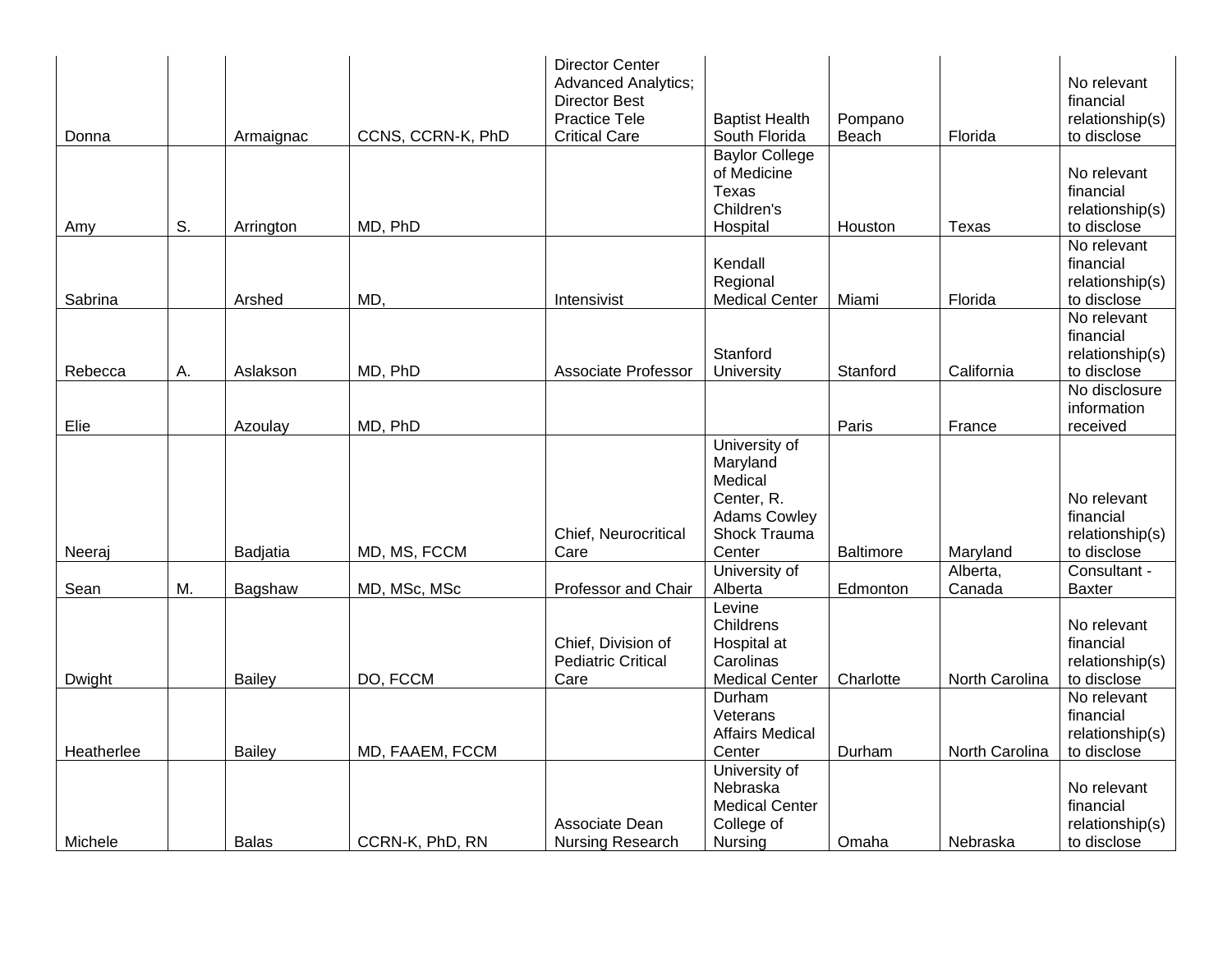| | | | | | | | | |
|---|---|---|---|---|---|---|---|---|
| Donna | | Armaignac | CCNS, CCRN-K, PhD | Director Center Advanced Analytics; Director Best Practice Tele Critical Care | Baptist Health South Florida | Pompano Beach | Florida | No relevant financial relationship(s) to disclose |
| Amy | S. | Arrington | MD, PhD | | Baylor College of Medicine Texas Children's Hospital | Houston | Texas | No relevant financial relationship(s) to disclose |
| Sabrina | | Arshed | MD, | Intensivist | Kendall Regional Medical Center | Miami | Florida | No relevant financial relationship(s) to disclose |
| Rebecca | A. | Aslakson | MD, PhD | Associate Professor | Stanford University | Stanford | California | No relevant financial relationship(s) to disclose |
| Elie | | Azoulay | MD, PhD | | | Paris | France | No disclosure information received |
| Neeraj | | Badjatia | MD, MS, FCCM | Chief, Neurocritical Care | University of Maryland Medical Center, R. Adams Cowley Shock Trauma Center | Baltimore | Maryland | No relevant financial relationship(s) to disclose |
| Sean | M. | Bagshaw | MD, MSc, MSc | Professor and Chair | University of Alberta | Edmonton | Alberta, Canada | Consultant - Baxter |
| Dwight | | Bailey | DO, FCCM | Chief, Division of Pediatric Critical Care | Levine Childrens Hospital at Carolinas Medical Center | Charlotte | North Carolina | No relevant financial relationship(s) to disclose |
| Heatherlee | | Bailey | MD, FAAEM, FCCM | | Durham Veterans Affairs Medical Center | Durham | North Carolina | No relevant financial relationship(s) to disclose |
| Michele | | Balas | CCRN-K, PhD, RN | Associate Dean Nursing Research | University of Nebraska Medical Center College of Nursing | Omaha | Nebraska | No relevant financial relationship(s) to disclose |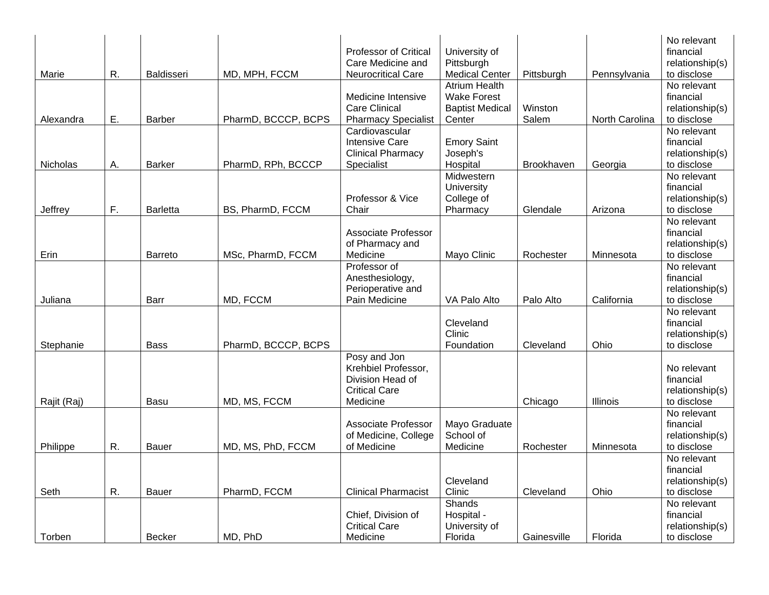| | | | | | | | | |
|---|---|---|---|---|---|---|---|---|
| Marie | R. | Baldisseri | MD, MPH, FCCM | Professor of Critical Care Medicine and Neurocritical Care | University of Pittsburgh Medical Center | Pittsburgh | Pennsylvania | No relevant financial relationship(s) to disclose |
| Alexandra | E. | Barber | PharmD, BCCCP, BCPS | Medicine Intensive Care Clinical Pharmacy Specialist | Atrium Health Wake Forest Baptist Medical Center | Winston Salem | North Carolina | No relevant financial relationship(s) to disclose |
| Nicholas | A. | Barker | PharmD, RPh, BCCCP | Cardiovascular Intensive Care Clinical Pharmacy Specialist | Emory Saint Joseph's Hospital | Brookhaven | Georgia | No relevant financial relationship(s) to disclose |
| Jeffrey | F. | Barletta | BS, PharmD, FCCM | Professor & Vice Chair | Midwestern University College of Pharmacy | Glendale | Arizona | No relevant financial relationship(s) to disclose |
| Erin | | Barreto | MSc, PharmD, FCCM | Associate Professor of Pharmacy and Medicine | Mayo Clinic | Rochester | Minnesota | No relevant financial relationship(s) to disclose |
| Juliana | | Barr | MD, FCCM | Professor of Anesthesiology, Perioperative and Pain Medicine | VA Palo Alto | Palo Alto | California | No relevant financial relationship(s) to disclose |
| Stephanie | | Bass | PharmD, BCCCP, BCPS | | Cleveland Clinic Foundation | Cleveland | Ohio | No relevant financial relationship(s) to disclose |
| Rajit (Raj) | | Basu | MD, MS, FCCM | Posy and Jon Krehbiel Professor, Division Head of Critical Care Medicine | | Chicago | Illinois | No relevant financial relationship(s) to disclose |
| Philippe | R. | Bauer | MD, MS, PhD, FCCM | Associate Professor of Medicine, College of Medicine | Mayo Graduate School of Medicine | Rochester | Minnesota | No relevant financial relationship(s) to disclose |
| Seth | R. | Bauer | PharmD, FCCM | Clinical Pharmacist | Cleveland Clinic | Cleveland | Ohio | No relevant financial relationship(s) to disclose |
| Torben | | Becker | MD, PhD | Chief, Division of Critical Care Medicine | Shands Hospital - University of Florida | Gainesville | Florida | No relevant financial relationship(s) to disclose |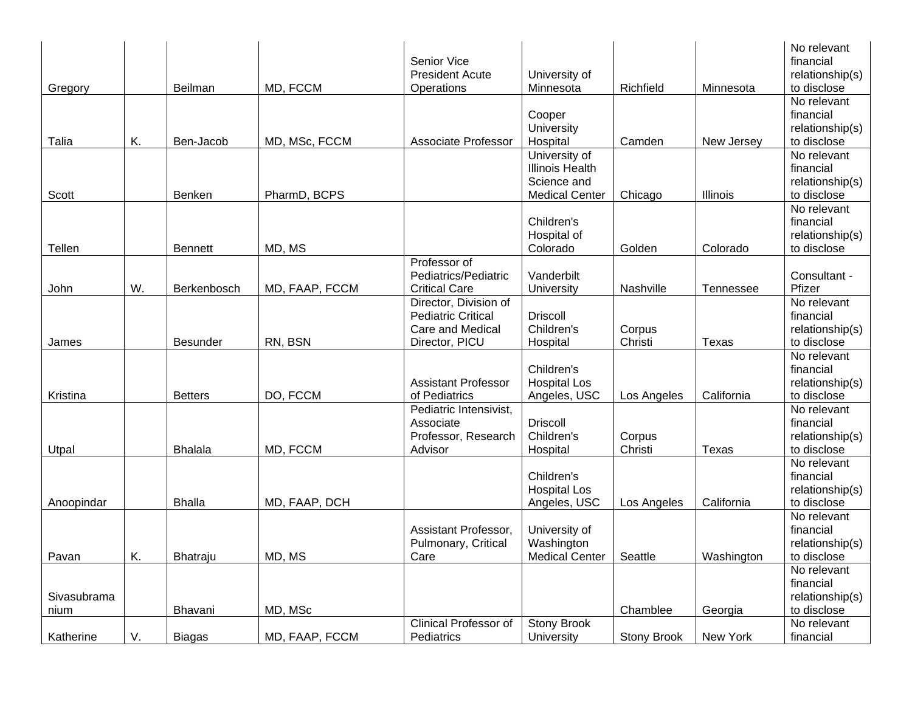| | | | | | | | | |
|---|---|---|---|---|---|---|---|---|
| Gregory | | Beilman | MD, FCCM | Senior Vice President Acute Operations | University of Minnesota | Richfield | Minnesota | No relevant financial relationship(s) to disclose |
| Talia | K. | Ben-Jacob | MD, MSc, FCCM | Associate Professor | Cooper University Hospital | Camden | New Jersey | No relevant financial relationship(s) to disclose |
| Scott | | Benken | PharmD, BCPS | | University of Illinois Health Science and Medical Center | Chicago | Illinois | No relevant financial relationship(s) to disclose |
| Tellen | | Bennett | MD, MS | | Children's Hospital of Colorado | Golden | Colorado | No relevant financial relationship(s) to disclose |
| John | W. | Berkenbosch | MD, FAAP, FCCM | Professor of Pediatrics/Pediatric Critical Care | Vanderbilt University | Nashville | Tennessee | Consultant - Pfizer |
| James | | Besunder | RN, BSN | Director, Division of Pediatric Critical Care and Medical Director, PICU | Driscoll Children's Hospital | Corpus Christi | Texas | No relevant financial relationship(s) to disclose |
| Kristina | | Betters | DO, FCCM | Assistant Professor of Pediatrics | Children's Hospital Los Angeles, USC | Los Angeles | California | No relevant financial relationship(s) to disclose |
| Utpal | | Bhalala | MD, FCCM | Pediatric Intensivist, Associate Professor, Research Advisor | Driscoll Children's Hospital | Corpus Christi | Texas | No relevant financial relationship(s) to disclose |
| Anoopindar | | Bhalla | MD, FAAP, DCH | | Children's Hospital Los Angeles, USC | Los Angeles | California | No relevant financial relationship(s) to disclose |
| Pavan | K. | Bhatraju | MD, MS | Assistant Professor, Pulmonary, Critical Care | University of Washington Medical Center | Seattle | Washington | No relevant financial relationship(s) to disclose |
| Sivasubramanium | | Bhavani | MD, MSc | | | Chamblee | Georgia | No relevant financial relationship(s) to disclose |
| Katherine | V. | Biagas | MD, FAAP, FCCM | Clinical Professor of Pediatrics | Stony Brook University | Stony Brook | New York | No relevant financial |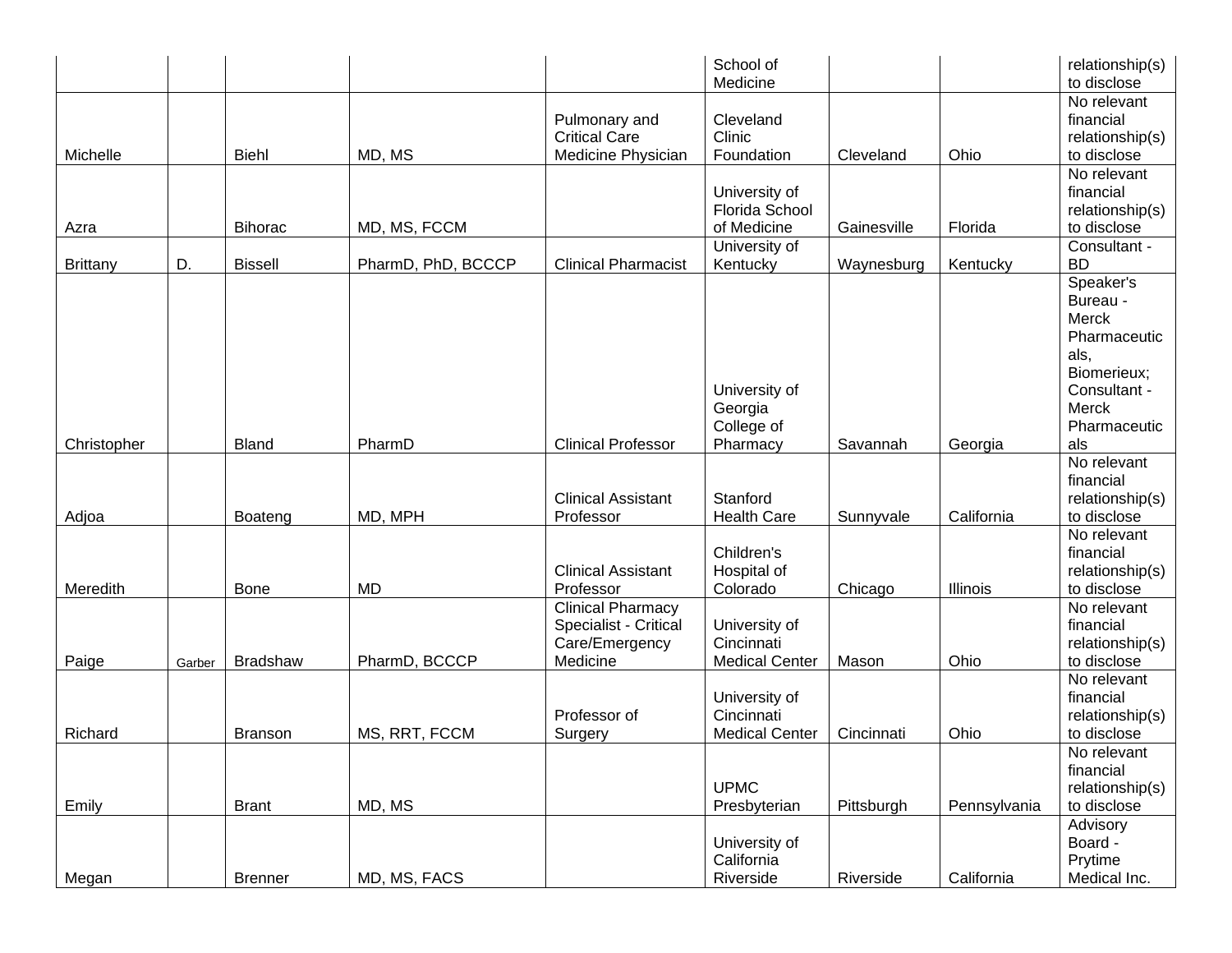| | | | | | | | | |
|---|---|---|---|---|---|---|---|---|
| | | | | | School of Medicine | | | relationship(s) to disclose |
| Michelle | | Biehl | MD, MS | Pulmonary and Critical Care Medicine Physician | Cleveland Clinic Foundation | Cleveland | Ohio | No relevant financial relationship(s) to disclose |
| Azra | | Bihorac | MD, MS, FCCM | | University of Florida School of Medicine | Gainesville | Florida | No relevant financial relationship(s) to disclose |
| Brittany | D. | Bissell | PharmD, PhD, BCCCP | Clinical Pharmacist | University of Kentucky | Waynesburg | Kentucky | Consultant - BD |
| Christopher | | Bland | PharmD | Clinical Professor | University of Georgia College of Pharmacy | Savannah | Georgia | Speaker's Bureau - Merck Pharmaceuticals, Biomerieux; Consultant - Merck Pharmaceuticals |
| Adjoa | | Boateng | MD, MPH | Clinical Assistant Professor | Stanford Health Care | Sunnyvale | California | No relevant financial relationship(s) to disclose |
| Meredith | | Bone | MD | Clinical Assistant Professor | Children's Hospital of Colorado | Chicago | Illinois | No relevant financial relationship(s) to disclose |
| Paige | Garber | Bradshaw | PharmD, BCCCP | Clinical Pharmacy Specialist - Critical Care/Emergency Medicine | University of Cincinnati Medical Center | Mason | Ohio | No relevant financial relationship(s) to disclose |
| Richard | | Branson | MS, RRT, FCCM | Professor of Surgery | University of Cincinnati Medical Center | Cincinnati | Ohio | No relevant financial relationship(s) to disclose |
| Emily | | Brant | MD, MS | | UPMC Presbyterian | Pittsburgh | Pennsylvania | No relevant financial relationship(s) to disclose |
| Megan | | Brenner | MD, MS, FACS | | University of California Riverside | Riverside | California | Advisory Board - Prytime Medical Inc. |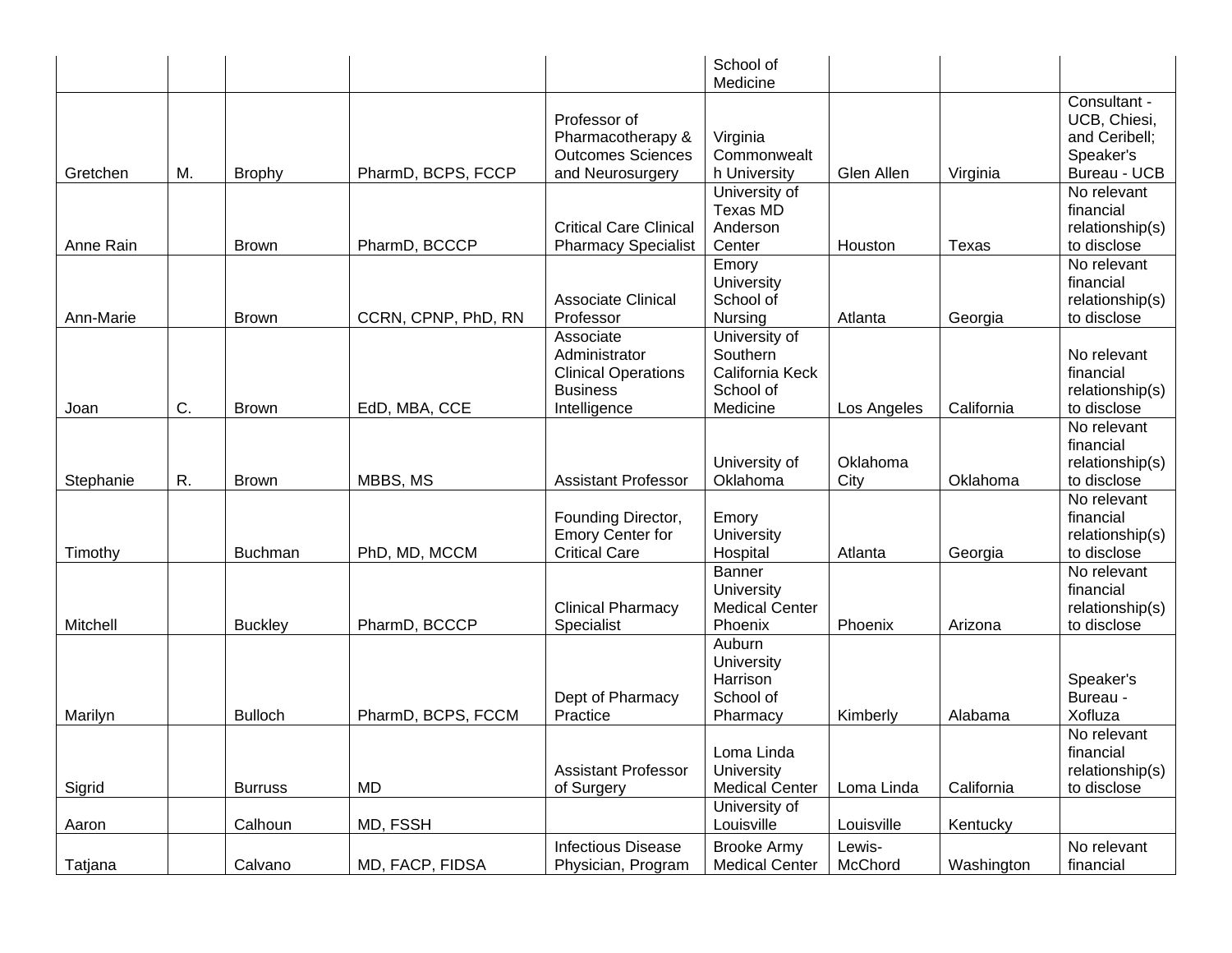| | | | | | School of Medicine | | | |
|---|---|---|---|---|---|---|---|---|
| Gretchen | M. | Brophy | PharmD, BCPS, FCCP | Professor of Pharmacotherapy & Outcomes Sciences and Neurosurgery | Virginia Commonwealth University | Glen Allen | Virginia | Consultant - UCB, Chiesi, and Ceribell; Speaker's Bureau - UCB |
| Anne Rain | | Brown | PharmD, BCCCP | Critical Care Clinical Pharmacy Specialist | University of Texas MD Anderson Center | Houston | Texas | No relevant financial relationship(s) to disclose |
| Ann-Marie | | Brown | CCRN, CPNP, PhD, RN | Associate Clinical Professor | Emory University School of Nursing | Atlanta | Georgia | No relevant financial relationship(s) to disclose |
| Joan | C. | Brown | EdD, MBA, CCE | Associate Administrator Clinical Operations Business Intelligence | University of Southern California Keck School of Medicine | Los Angeles | California | No relevant financial relationship(s) to disclose |
| Stephanie | R. | Brown | MBBS, MS | Assistant Professor | University of Oklahoma | Oklahoma City | Oklahoma | No relevant financial relationship(s) to disclose |
| Timothy | | Buchman | PhD, MD, MCCM | Founding Director, Emory Center for Critical Care | Emory University Hospital | Atlanta | Georgia | No relevant financial relationship(s) to disclose |
| Mitchell | | Buckley | PharmD, BCCCP | Clinical Pharmacy Specialist | Banner University Medical Center Phoenix | Phoenix | Arizona | No relevant financial relationship(s) to disclose |
| Marilyn | | Bulloch | PharmD, BCPS, FCCM | Dept of Pharmacy Practice | Auburn University Harrison School of Pharmacy | Kimberly | Alabama | Speaker's Bureau - Xofluza |
| Sigrid | | Burruss | MD | Assistant Professor of Surgery | Loma Linda University Medical Center | Loma Linda | California | No relevant financial relationship(s) to disclose |
| Aaron | | Calhoun | MD, FSSH | | University of Louisville | Louisville | Kentucky | |
| Tatjana | | Calvano | MD, FACP, FIDSA | Infectious Disease Physician, Program | Brooke Army Medical Center | Lewis-McChord | Washington | No relevant financial |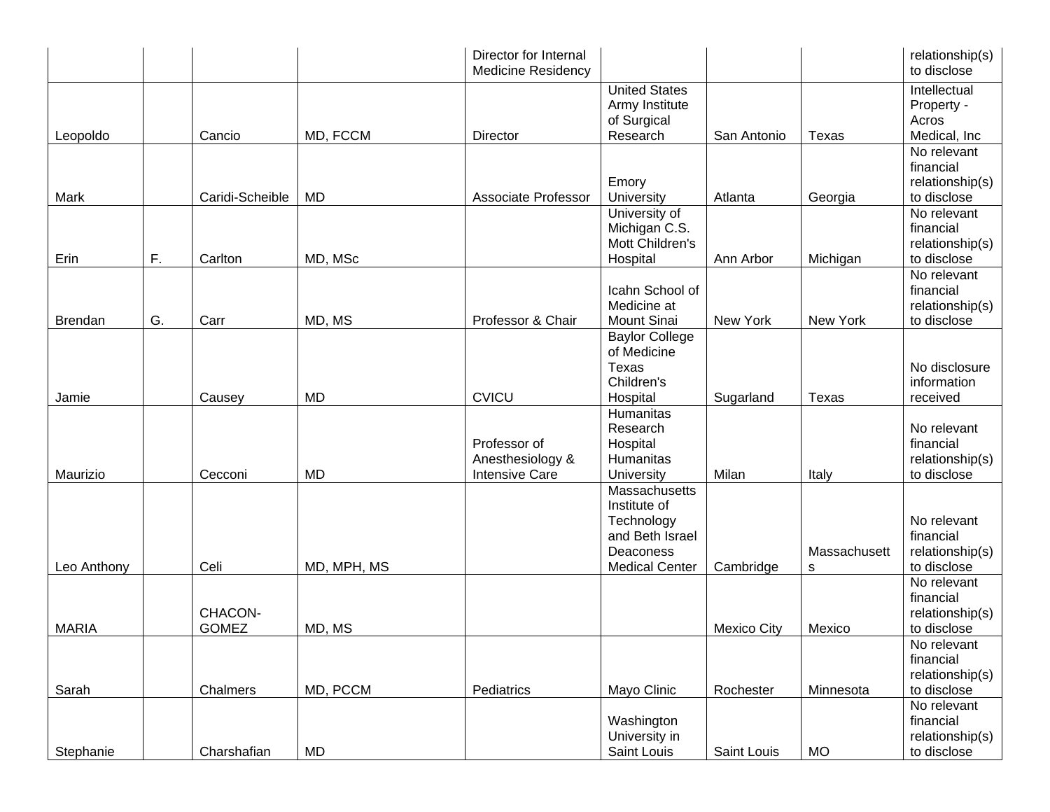| | | | | | | | | |
|---|---|---|---|---|---|---|---|---|
| | | | | Director for Internal Medicine Residency | | | | relationship(s) to disclose |
| Leopoldo | | Cancio | MD, FCCM | Director | United States Army Institute of Surgical Research | San Antonio | Texas | Intellectual Property - Acros Medical, Inc |
| Mark | | Caridi-Scheible | MD | Associate Professor | Emory University | Atlanta | Georgia | No relevant financial relationship(s) to disclose |
| Erin | F. | Carlton | MD, MSc | | University of Michigan C.S. Mott Children's Hospital | Ann Arbor | Michigan | No relevant financial relationship(s) to disclose |
| Brendan | G. | Carr | MD, MS | Professor & Chair | Icahn School of Medicine at Mount Sinai | New York | New York | No relevant financial relationship(s) to disclose |
| Jamie | | Causey | MD | CVICU | Baylor College of Medicine Texas Children's Hospital | Sugarland | Texas | No disclosure information received |
| Maurizio | | Cecconi | MD | Professor of Anesthesiology & Intensive Care | Humanitas Research Hospital Humanitas University | Milan | Italy | No relevant financial relationship(s) to disclose |
| Leo Anthony | | Celi | MD, MPH, MS | | Massachusetts Institute of Technology and Beth Israel Deaconess Medical Center | Cambridge | Massachusetts | No relevant financial relationship(s) to disclose |
| MARIA | | CHACON-GOMEZ | MD, MS | | | Mexico City | Mexico | No relevant financial relationship(s) to disclose |
| Sarah | | Chalmers | MD, PCCM | Pediatrics | Mayo Clinic | Rochester | Minnesota | No relevant financial relationship(s) to disclose |
| Stephanie | | Charshafian | MD | | Washington University in Saint Louis | Saint Louis | MO | No relevant financial relationship(s) to disclose |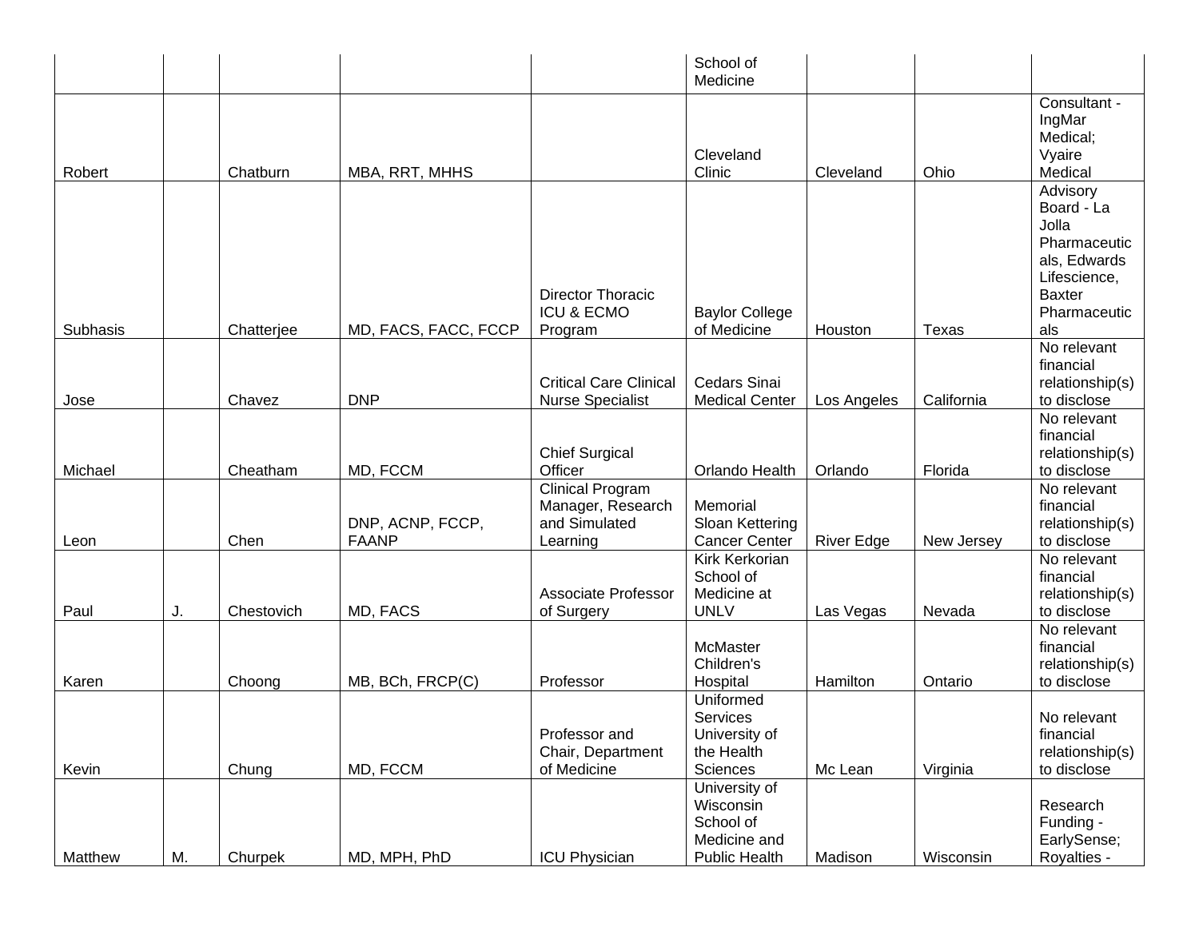| | | | | | School of Medicine | | | |
|---|---|---|---|---|---|---|---|---|
| Robert | | Chatburn | MBA, RRT, MHHS | | Cleveland Clinic | Cleveland | Ohio | Consultant - IngMar Medical; Vyaire Medical |
| Subhasis | | Chatterjee | MD, FACS, FACC, FCCP | Director Thoracic ICU & ECMO Program | Baylor College of Medicine | Houston | Texas | Advisory Board - La Jolla Pharmaceuticals, Edwards Lifescience, Baxter Pharmaceuticals |
| Jose | | Chavez | DNP | Critical Care Clinical Nurse Specialist | Cedars Sinai Medical Center | Los Angeles | California | No relevant financial relationship(s) to disclose |
| Michael | | Cheatham | MD, FCCM | Chief Surgical Officer | Orlando Health | Orlando | Florida | No relevant financial relationship(s) to disclose |
| Leon | | Chen | DNP, ACNP, FCCP, FAANP | Clinical Program Manager, Research and Simulated Learning | Memorial Sloan Kettering Cancer Center | River Edge | New Jersey | No relevant financial relationship(s) to disclose |
| Paul | J. | Chestovich | MD, FACS | Associate Professor of Surgery | Kirk Kerkorian School of Medicine at UNLV | Las Vegas | Nevada | No relevant financial relationship(s) to disclose |
| Karen | | Choong | MB, BCh, FRCP(C) | Professor | McMaster Children's Hospital | Hamilton | Ontario | No relevant financial relationship(s) to disclose |
| Kevin | | Chung | MD, FCCM | Professor and Chair, Department of Medicine | Uniformed Services University of the Health Sciences | Mc Lean | Virginia | No relevant financial relationship(s) to disclose |
| Matthew | M. | Churpek | MD, MPH, PhD | ICU Physician | University of Wisconsin School of Medicine and Public Health | Madison | Wisconsin | Research Funding - EarlySense; Royalties - |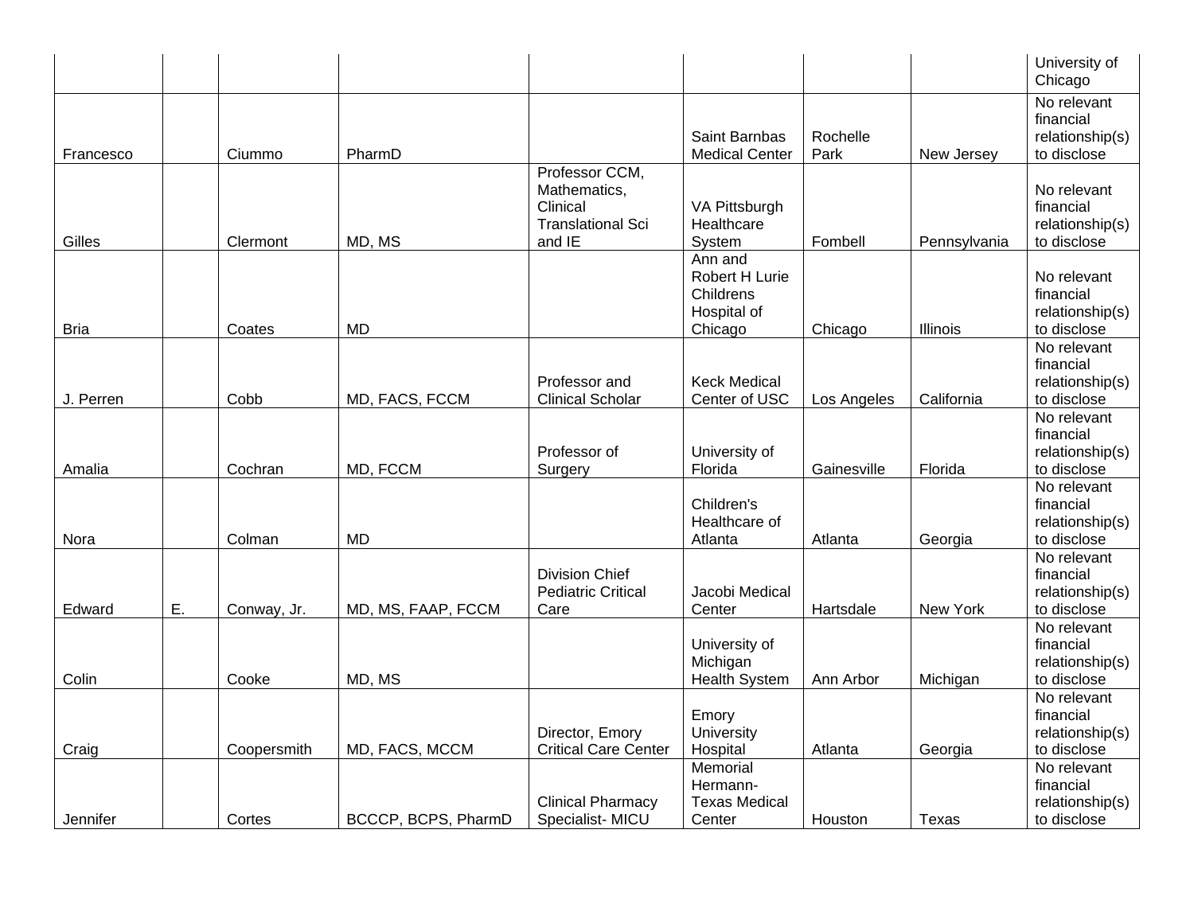| | | | | | | | | |
|---|---|---|---|---|---|---|---|---|
| | | | | | | | | University of Chicago |
| Francesco | | Ciummo | PharmD | | Saint Barnbas Medical Center | Rochelle Park | New Jersey | No relevant financial relationship(s) to disclose |
| Gilles | | Clermont | MD, MS | Professor CCM, Mathematics, Clinical Translational Sci and IE | VA Pittsburgh Healthcare System | Fombell | Pennsylvania | No relevant financial relationship(s) to disclose |
| Bria | | Coates | MD | | Ann and Robert H Lurie Childrens Hospital of Chicago | Chicago | Illinois | No relevant financial relationship(s) to disclose |
| J. Perren | | Cobb | MD, FACS, FCCM | Professor and Clinical Scholar | Keck Medical Center of USC | Los Angeles | California | No relevant financial relationship(s) to disclose |
| Amalia | | Cochran | MD, FCCM | Professor of Surgery | University of Florida | Gainesville | Florida | No relevant financial relationship(s) to disclose |
| Nora | | Colman | MD | | Children's Healthcare of Atlanta | Atlanta | Georgia | No relevant financial relationship(s) to disclose |
| Edward | E. | Conway, Jr. | MD, MS, FAAP, FCCM | Division Chief Pediatric Critical Care | Jacobi Medical Center | Hartsdale | New York | No relevant financial relationship(s) to disclose |
| Colin | | Cooke | MD, MS | | University of Michigan Health System | Ann Arbor | Michigan | No relevant financial relationship(s) to disclose |
| Craig | | Coopersmith | MD, FACS, MCCM | Director, Emory Critical Care Center | Emory University Hospital | Atlanta | Georgia | No relevant financial relationship(s) to disclose |
| Jennifer | | Cortes | BCCCP, BCPS, PharmD | Clinical Pharmacy Specialist- MICU | Memorial Hermann-Texas Medical Center | Houston | Texas | No relevant financial relationship(s) to disclose |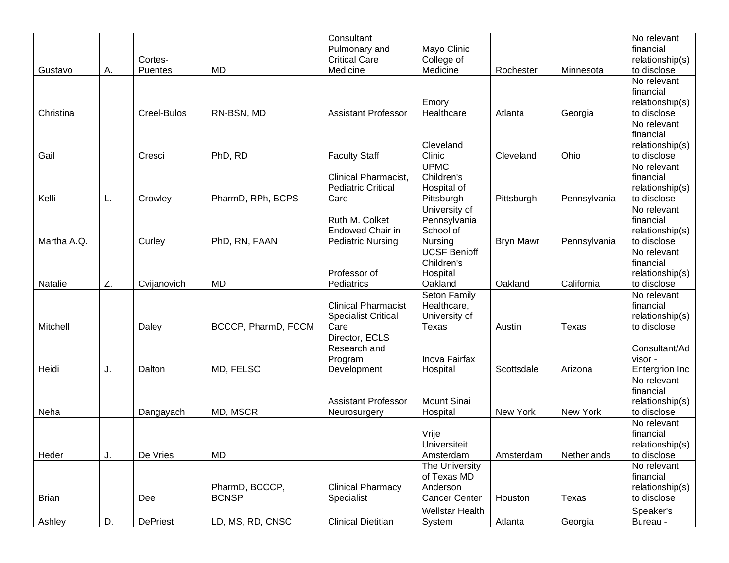| | | | | | | | | |
|---|---|---|---|---|---|---|---|---|
| Gustavo | A. | Cortes-Puentes | MD | Consultant Pulmonary and Critical Care Medicine | Mayo Clinic College of Medicine | Rochester | Minnesota | No relevant financial relationship(s) to disclose |
| Christina | | Creel-Bulos | RN-BSN, MD | Assistant Professor | Emory Healthcare | Atlanta | Georgia | No relevant financial relationship(s) to disclose |
| Gail | | Cresci | PhD, RD | Faculty Staff | Cleveland Clinic | Cleveland | Ohio | No relevant financial relationship(s) to disclose |
| Kelli | L. | Crowley | PharmD, RPh, BCPS | Clinical Pharmacist, Pediatric Critical Care | UPMC Children's Hospital of Pittsburgh | Pittsburgh | Pennsylvania | No relevant financial relationship(s) to disclose |
| Martha A.Q. | | Curley | PhD, RN, FAAN | Ruth M. Colket Endowed Chair in Pediatric Nursing | University of Pennsylvania School of Nursing | Bryn Mawr | Pennsylvania | No relevant financial relationship(s) to disclose |
| Natalie | Z. | Cvijanovich | MD | Professor of Pediatrics | UCSF Benioff Children's Hospital Oakland | Oakland | California | No relevant financial relationship(s) to disclose |
| Mitchell | | Daley | BCCCP, PharmD, FCCM | Clinical Pharmacist Specialist Critical Care | Seton Family Healthcare, University of Texas | Austin | Texas | No relevant financial relationship(s) to disclose |
| Heidi | J. | Dalton | MD, FELSO | Director, ECLS Research and Program Development | Inova Fairfax Hospital | Scottsdale | Arizona | Consultant/Advisor - Entergrion Inc |
| Neha | | Dangayach | MD, MSCR | Assistant Professor Neurosurgery | Mount Sinai Hospital | New York | New York | No relevant financial relationship(s) to disclose |
| Heder | J. | De Vries | MD | | Vrije Universiteit Amsterdam | Amsterdam | Netherlands | No relevant financial relationship(s) to disclose |
| Brian | | Dee | PharmD, BCCCP, BCNSP | Clinical Pharmacy Specialist | The University of Texas MD Anderson Cancer Center | Houston | Texas | No relevant financial relationship(s) to disclose |
| Ashley | D. | DePriest | LD, MS, RD, CNSC | Clinical Dietitian | Wellstar Health System | Atlanta | Georgia | Speaker's Bureau - |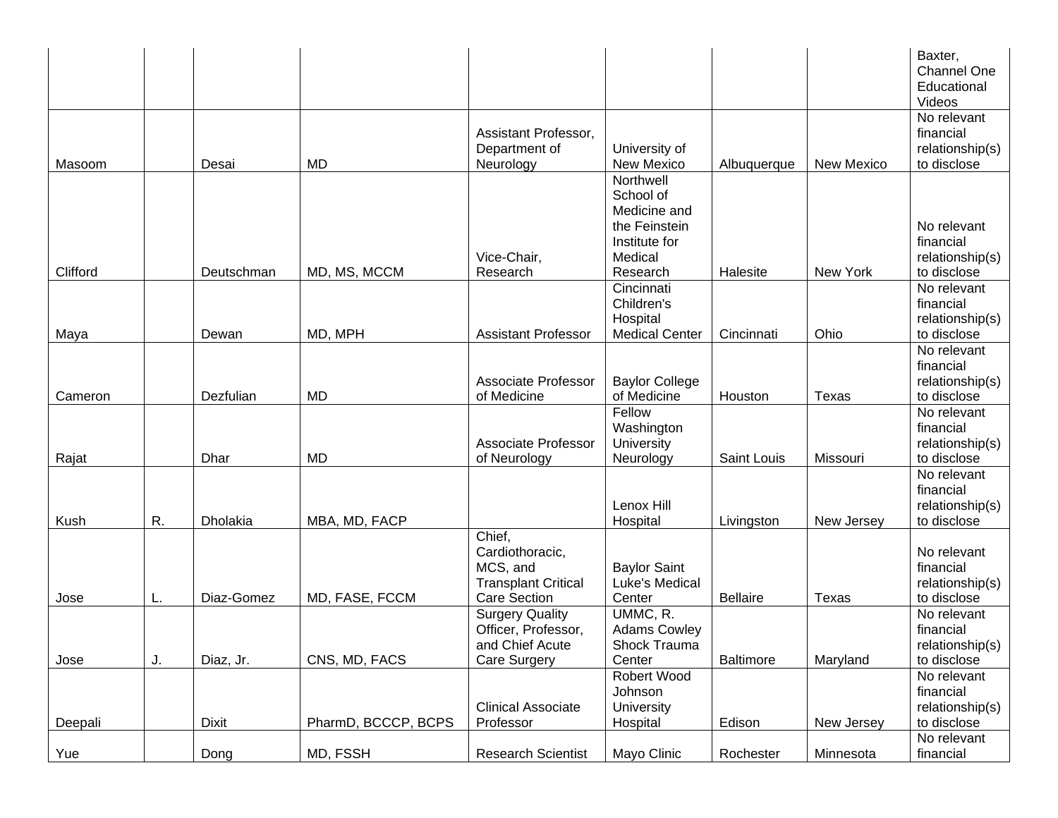| | | | | | | | | |
|---|---|---|---|---|---|---|---|---|
| | | | | | | | | Baxter, Channel One Educational Videos |
| Masoom | | Desai | MD | Assistant Professor, Department of Neurology | University of New Mexico | Albuquerque | New Mexico | No relevant financial relationship(s) to disclose |
| Clifford | | Deutschman | MD, MS, MCCM | Vice-Chair, Research | Northwell School of Medicine and the Feinstein Institute for Medical Research | Halesite | New York | No relevant financial relationship(s) to disclose |
| Maya | | Dewan | MD, MPH | Assistant Professor | Cincinnati Children's Hospital Medical Center | Cincinnati | Ohio | No relevant financial relationship(s) to disclose |
| Cameron | | Dezfulian | MD | Associate Professor of Medicine | Baylor College of Medicine | Houston | Texas | No relevant financial relationship(s) to disclose |
| Rajat | | Dhar | MD | Associate Professor of Neurology | Fellow Washington University Neurology | Saint Louis | Missouri | No relevant financial relationship(s) to disclose |
| Kush | R. | Dholakia | MBA, MD, FACP | | Lenox Hill Hospital | Livingston | New Jersey | No relevant financial relationship(s) to disclose |
| Jose | L. | Diaz-Gomez | MD, FASE, FCCM | Chief, Cardiothoracic, MCS, and Transplant Critical Care Section | Baylor Saint Luke's Medical Center | Bellaire | Texas | No relevant financial relationship(s) to disclose |
| Jose | J. | Diaz, Jr. | CNS, MD, FACS | Surgery Quality Officer, Professor, and Chief Acute Care Surgery | UMMC, R. Adams Cowley Shock Trauma Center | Baltimore | Maryland | No relevant financial relationship(s) to disclose |
| Deepali | | Dixit | PharmD, BCCCP, BCPS | Clinical Associate Professor | Robert Wood Johnson University Hospital | Edison | New Jersey | No relevant financial relationship(s) to disclose |
| Yue | | Dong | MD, FSSH | Research Scientist | Mayo Clinic | Rochester | Minnesota | No relevant financial |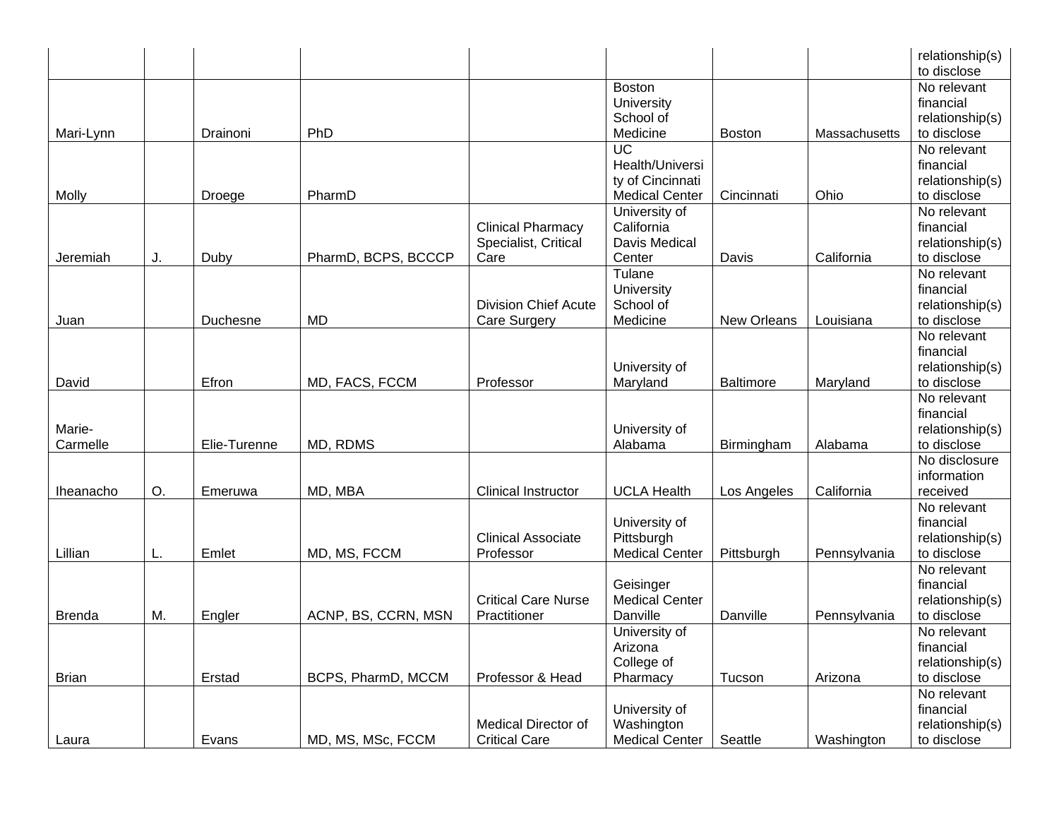| | | | | | | | | |
|---|---|---|---|---|---|---|---|---|
| | | | | | | | | relationship(s) to disclose |
| Mari-Lynn | | Drainoni | PhD | | Boston University School of Medicine | Boston | Massachusetts | No relevant financial relationship(s) to disclose |
| Molly | | Droege | PharmD | | UC Health/University of Cincinnati Medical Center | Cincinnati | Ohio | No relevant financial relationship(s) to disclose |
| Jeremiah | J. | Duby | PharmD, BCPS, BCCCP | Clinical Pharmacy Specialist, Critical Care | University of California Davis Medical Center | Davis | California | No relevant financial relationship(s) to disclose |
| Juan | | Duchesne | MD | Division Chief Acute Care Surgery | Tulane University School of Medicine | New Orleans | Louisiana | No relevant financial relationship(s) to disclose |
| David | | Efron | MD, FACS, FCCM | Professor | University of Maryland | Baltimore | Maryland | No relevant financial relationship(s) to disclose |
| Marie-Carmelle | | Elie-Turenne | MD, RDMS | | University of Alabama | Birmingham | Alabama | No relevant financial relationship(s) to disclose |
| Iheanacho | O. | Emeruwa | MD, MBA | Clinical Instructor | UCLA Health | Los Angeles | California | No disclosure information received |
| Lillian | L. | Emlet | MD, MS, FCCM | Clinical Associate Professor | University of Pittsburgh Medical Center | Pittsburgh | Pennsylvania | No relevant financial relationship(s) to disclose |
| Brenda | M. | Engler | ACNP, BS, CCRN, MSN | Critical Care Nurse Practitioner | Geisinger Medical Center Danville | Danville | Pennsylvania | No relevant financial relationship(s) to disclose |
| Brian | | Erstad | BCPS, PharmD, MCCM | Professor & Head | University of Arizona College of Pharmacy | Tucson | Arizona | No relevant financial relationship(s) to disclose |
| Laura | | Evans | MD, MS, MSc, FCCM | Medical Director of Critical Care | University of Washington Medical Center | Seattle | Washington | No relevant financial relationship(s) to disclose |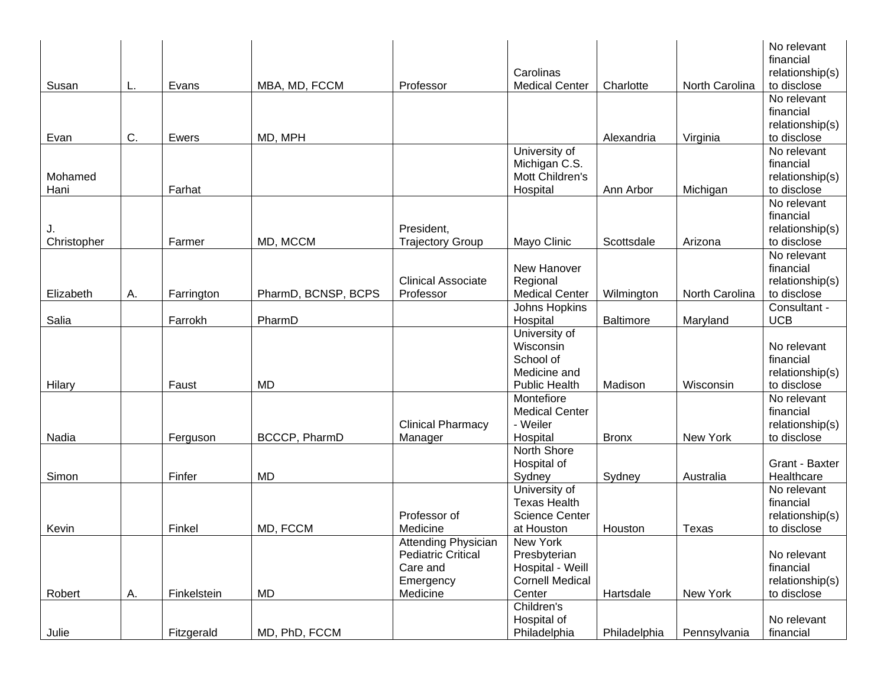| | | | | | | | | |
|---|---|---|---|---|---|---|---|---|
| Susan | L. | Evans | MBA, MD, FCCM | Professor | Carolinas Medical Center | Charlotte | North Carolina | No relevant financial relationship(s) to disclose |
| Evan | C. | Ewers | MD, MPH | | | Alexandria | Virginia | No relevant financial relationship(s) to disclose |
| Mohamed Hani | | Farhat | | | University of Michigan C.S. Mott Children's Hospital | Ann Arbor | Michigan | No relevant financial relationship(s) to disclose |
| J. Christopher | | Farmer | MD, MCCM | President, Trajectory Group | Mayo Clinic | Scottsdale | Arizona | No relevant financial relationship(s) to disclose |
| Elizabeth | A. | Farrington | PharmD, BCNSP, BCPS | Clinical Associate Professor | New Hanover Regional Medical Center | Wilmington | North Carolina | No relevant financial relationship(s) to disclose |
| Salia | | Farrokh | PharmD | | Johns Hopkins Hospital | Baltimore | Maryland | Consultant - UCB |
| Hilary | | Faust | MD | | University of Wisconsin School of Medicine and Public Health | Madison | Wisconsin | No relevant financial relationship(s) to disclose |
| Nadia | | Ferguson | BCCCP, PharmD | Clinical Pharmacy Manager | Montefiore Medical Center - Weiler Hospital | Bronx | New York | No relevant financial relationship(s) to disclose |
| Simon | | Finfer | MD | | North Shore Hospital of Sydney | Sydney | Australia | Grant - Baxter Healthcare |
| Kevin | | Finkel | MD, FCCM | Professor of Medicine | University of Texas Health Science Center at Houston | Houston | Texas | No relevant financial relationship(s) to disclose |
| Robert | A. | Finkelstein | MD | Attending Physician Pediatric Critical Care and Emergency Medicine | New York Presbyterian Hospital - Weill Cornell Medical Center | Hartsdale | New York | No relevant financial relationship(s) to disclose |
| Julie | | Fitzgerald | MD, PhD, FCCM | | Children's Hospital of Philadelphia | Philadelphia | Pennsylvania | No relevant financial |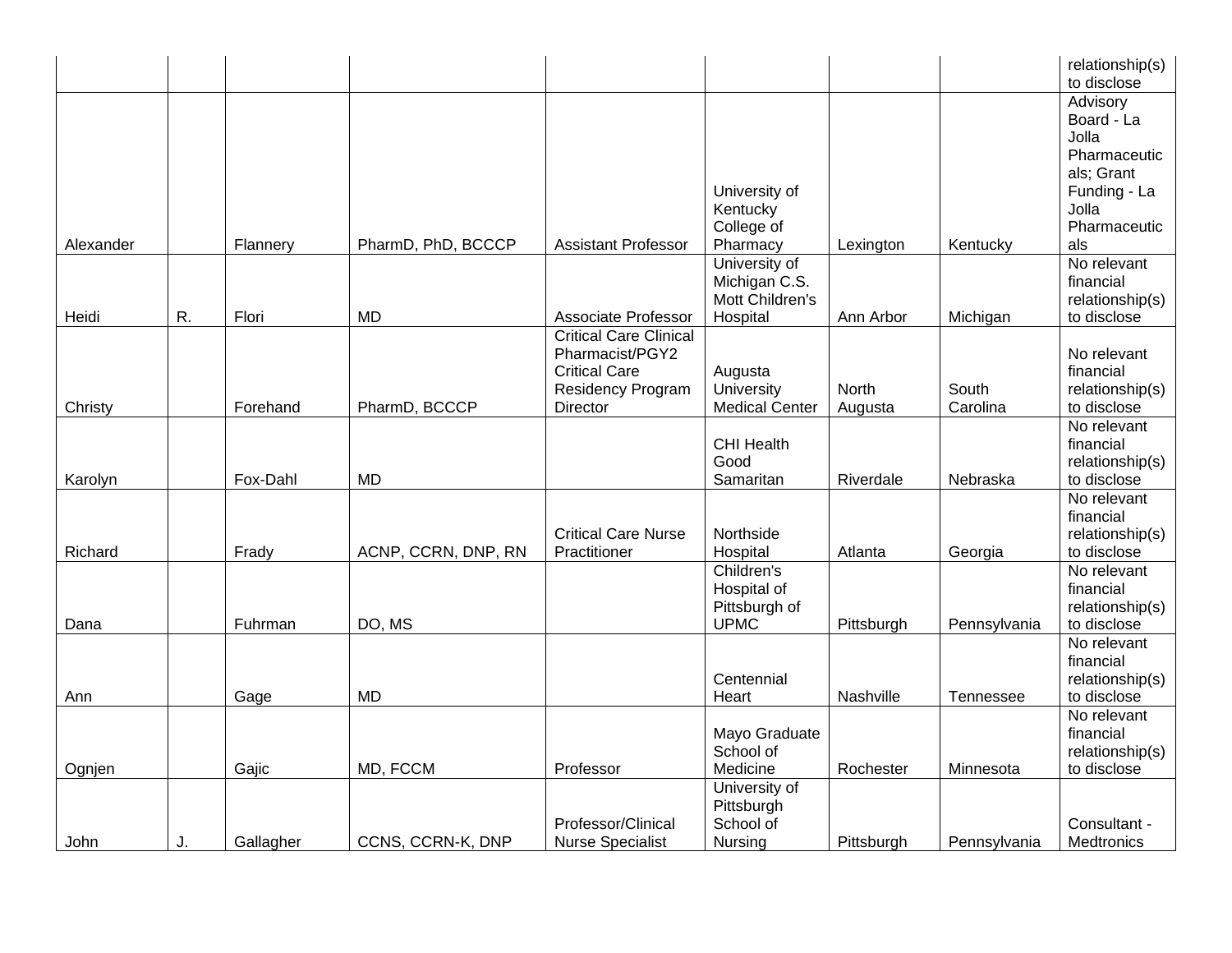| | | | | | | | | |
|---|---|---|---|---|---|---|---|---|
| | | | | | | | | relationship(s) to disclose |
| Alexander | | Flannery | PharmD, PhD, BCCCP | Assistant Professor | University of Kentucky College of Pharmacy | Lexington | Kentucky | Advisory Board - La Jolla Pharmaceuticals; Grant Funding - La Jolla Pharmaceuticals |
| Heidi | R. | Flori | MD | Associate Professor | University of Michigan C.S. Mott Children's Hospital | Ann Arbor | Michigan | No relevant financial relationship(s) to disclose |
| Christy | | Forehand | PharmD, BCCCP | Critical Care Clinical Pharmacist/PGY2 Critical Care Residency Program Director | Augusta University Medical Center | North Augusta | South Carolina | No relevant financial relationship(s) to disclose |
| Karolyn | | Fox-Dahl | MD | | CHI Health Good Samaritan | Riverdale | Nebraska | No relevant financial relationship(s) to disclose |
| Richard | | Frady | ACNP, CCRN, DNP, RN | Critical Care Nurse Practitioner | Northside Hospital | Atlanta | Georgia | No relevant financial relationship(s) to disclose |
| Dana | | Fuhrman | DO, MS | | Children's Hospital of Pittsburgh of UPMC | Pittsburgh | Pennsylvania | No relevant financial relationship(s) to disclose |
| Ann | | Gage | MD | | Centennial Heart | Nashville | Tennessee | No relevant financial relationship(s) to disclose |
| Ognjen | | Gajic | MD, FCCM | Professor | Mayo Graduate School of Medicine | Rochester | Minnesota | No relevant financial relationship(s) to disclose |
| John | J. | Gallagher | CCNS, CCRN-K, DNP | Professor/Clinical Nurse Specialist | University of Pittsburgh School of Nursing | Pittsburgh | Pennsylvania | Consultant - Medtronics |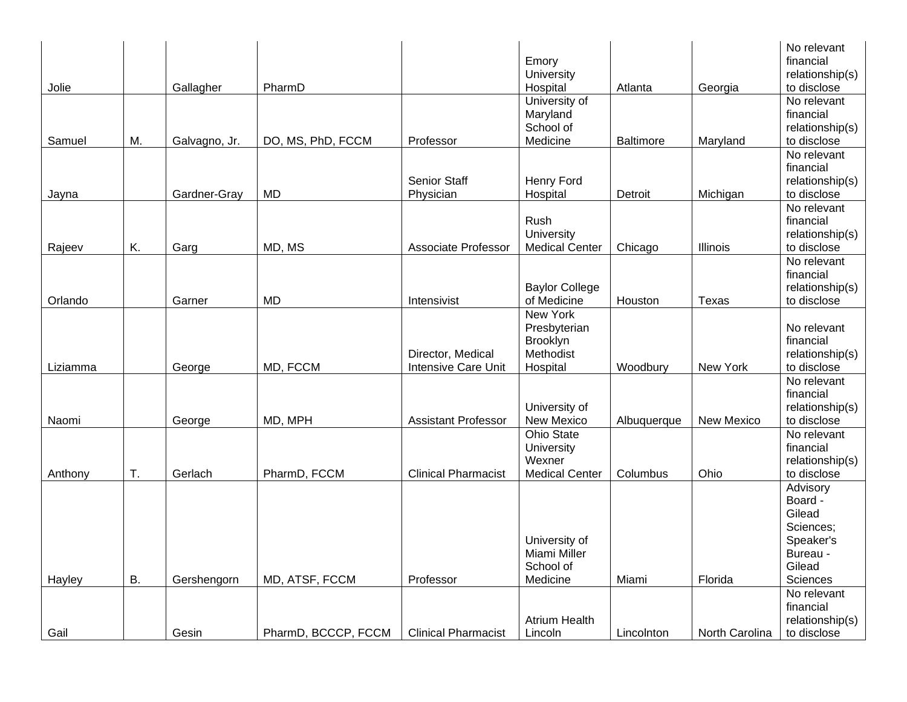| | | | | | | | | |
|---|---|---|---|---|---|---|---|---|
| Jolie | | Gallagher | PharmD | | Emory University Hospital | Atlanta | Georgia | No relevant financial relationship(s) to disclose |
| Samuel | M. | Galvagno, Jr. | DO, MS, PhD, FCCM | Professor | University of Maryland School of Medicine | Baltimore | Maryland | No relevant financial relationship(s) to disclose |
| Jayna | | Gardner-Gray | MD | Senior Staff Physician | Henry Ford Hospital | Detroit | Michigan | No relevant financial relationship(s) to disclose |
| Rajeev | K. | Garg | MD, MS | Associate Professor | Rush University Medical Center | Chicago | Illinois | No relevant financial relationship(s) to disclose |
| Orlando | | Garner | MD | Intensivist | Baylor College of Medicine | Houston | Texas | No relevant financial relationship(s) to disclose |
| Liziamma | | George | MD, FCCM | Director, Medical Intensive Care Unit | New York Presbyterian Brooklyn Methodist Hospital | Woodbury | New York | No relevant financial relationship(s) to disclose |
| Naomi | | George | MD, MPH | Assistant Professor | University of New Mexico | Albuquerque | New Mexico | No relevant financial relationship(s) to disclose |
| Anthony | T. | Gerlach | PharmD, FCCM | Clinical Pharmacist | Ohio State University Wexner Medical Center | Columbus | Ohio | No relevant financial relationship(s) to disclose |
| Hayley | B. | Gershengorn | MD, ATSF, FCCM | Professor | University of Miami Miller School of Medicine | Miami | Florida | Advisory Board - Gilead Sciences; Speaker's Bureau - Gilead Sciences |
| Gail | | Gesin | PharmD, BCCCP, FCCM | Clinical Pharmacist | Atrium Health Lincoln | Lincolnton | North Carolina | No relevant financial relationship(s) to disclose |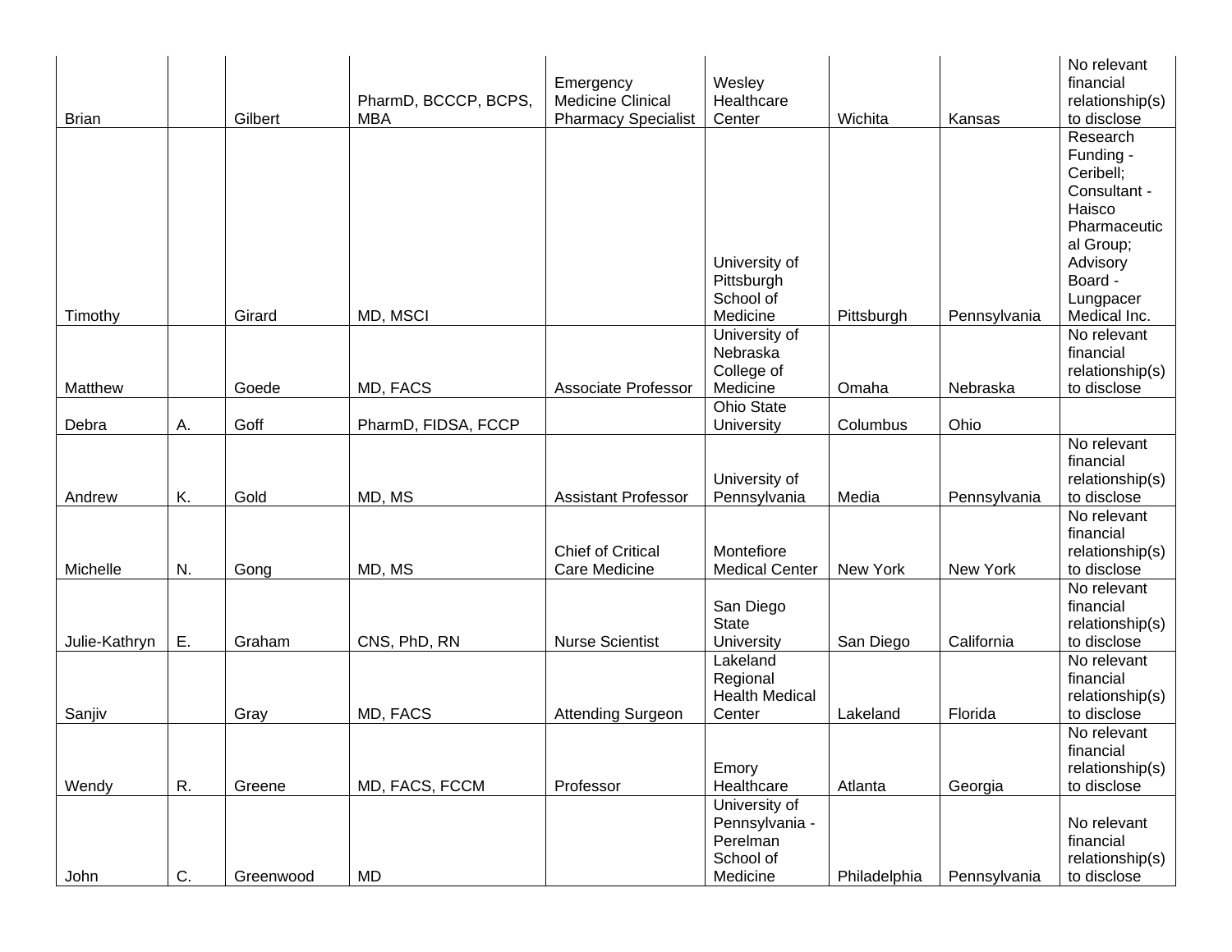| | | | | | | | | |
|---|---|---|---|---|---|---|---|---|
| Brian | | Gilbert | PharmD, BCCCP, BCPS, MBA | Emergency Medicine Clinical Pharmacy Specialist | Wesley Healthcare Center | Wichita | Kansas | No relevant financial relationship(s) to disclose |
| Timothy | | Girard | MD, MSCI | | University of Pittsburgh School of Medicine | Pittsburgh | Pennsylvania | Research Funding - Ceribell; Consultant - Haisco Pharmaceutical Group; Advisory Board - Lungpacer Medical Inc. |
| Matthew | | Goede | MD, FACS | Associate Professor | University of Nebraska College of Medicine | Omaha | Nebraska | No relevant financial relationship(s) to disclose |
| Debra | A. | Goff | PharmD, FIDSA, FCCP | | Ohio State University | Columbus | Ohio | |
| Andrew | K. | Gold | MD, MS | Assistant Professor | University of Pennsylvania | Media | Pennsylvania | No relevant financial relationship(s) to disclose |
| Michelle | N. | Gong | MD, MS | Chief of Critical Care Medicine | Montefiore Medical Center | New York | New York | No relevant financial relationship(s) to disclose |
| Julie-Kathryn | E. | Graham | CNS, PhD, RN | Nurse Scientist | San Diego State University | San Diego | California | No relevant financial relationship(s) to disclose |
| Sanjiv | | Gray | MD, FACS | Attending Surgeon | Lakeland Regional Health Medical Center | Lakeland | Florida | No relevant financial relationship(s) to disclose |
| Wendy | R. | Greene | MD, FACS, FCCM | Professor | Emory Healthcare | Atlanta | Georgia | No relevant financial relationship(s) to disclose |
| John | C. | Greenwood | MD | | University of Pennsylvania - Perelman School of Medicine | Philadelphia | Pennsylvania | No relevant financial relationship(s) to disclose |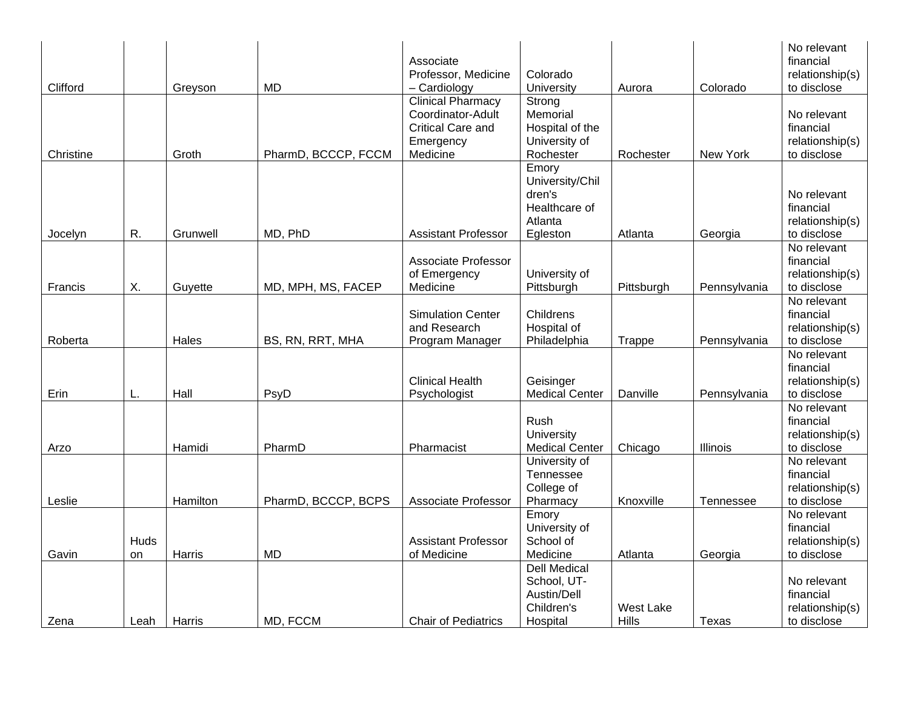| | | | | | | | | |
|---|---|---|---|---|---|---|---|---|
| Clifford | | Greyson | MD | Associate Professor, Medicine – Cardiology | Colorado University | Aurora | Colorado | No relevant financial relationship(s) to disclose |
| Christine | | Groth | PharmD, BCCCP, FCCM | Clinical Pharmacy Coordinator-Adult Critical Care and Emergency Medicine | Strong Memorial Hospital of the University of Rochester | Rochester | New York | No relevant financial relationship(s) to disclose |
| Jocelyn | R. | Grunwell | MD, PhD | Assistant Professor | Emory University/Children's Healthcare of Atlanta Egleston | Atlanta | Georgia | No relevant financial relationship(s) to disclose |
| Francis | X. | Guyette | MD, MPH, MS, FACEP | Associate Professor of Emergency Medicine | University of Pittsburgh | Pittsburgh | Pennsylvania | No relevant financial relationship(s) to disclose |
| Roberta | | Hales | BS, RN, RRT, MHA | Simulation Center and Research Program Manager | Childrens Hospital of Philadelphia | Trappe | Pennsylvania | No relevant financial relationship(s) to disclose |
| Erin | L. | Hall | PsyD | Clinical Health Psychologist | Geisinger Medical Center | Danville | Pennsylvania | No relevant financial relationship(s) to disclose |
| Arzo | | Hamidi | PharmD | Pharmacist | Rush University Medical Center | Chicago | Illinois | No relevant financial relationship(s) to disclose |
| Leslie | | Hamilton | PharmD, BCCCP, BCPS | Associate Professor | University of Tennessee College of Pharmacy | Knoxville | Tennessee | No relevant financial relationship(s) to disclose |
| Gavin | Hudson | Harris | MD | Assistant Professor of Medicine | Emory University of School of Medicine | Atlanta | Georgia | No relevant financial relationship(s) to disclose |
| Zena | Leah | Harris | MD, FCCM | Chair of Pediatrics | Dell Medical School, UT-Austin/Dell Children's Hospital | West Lake Hills | Texas | No relevant financial relationship(s) to disclose |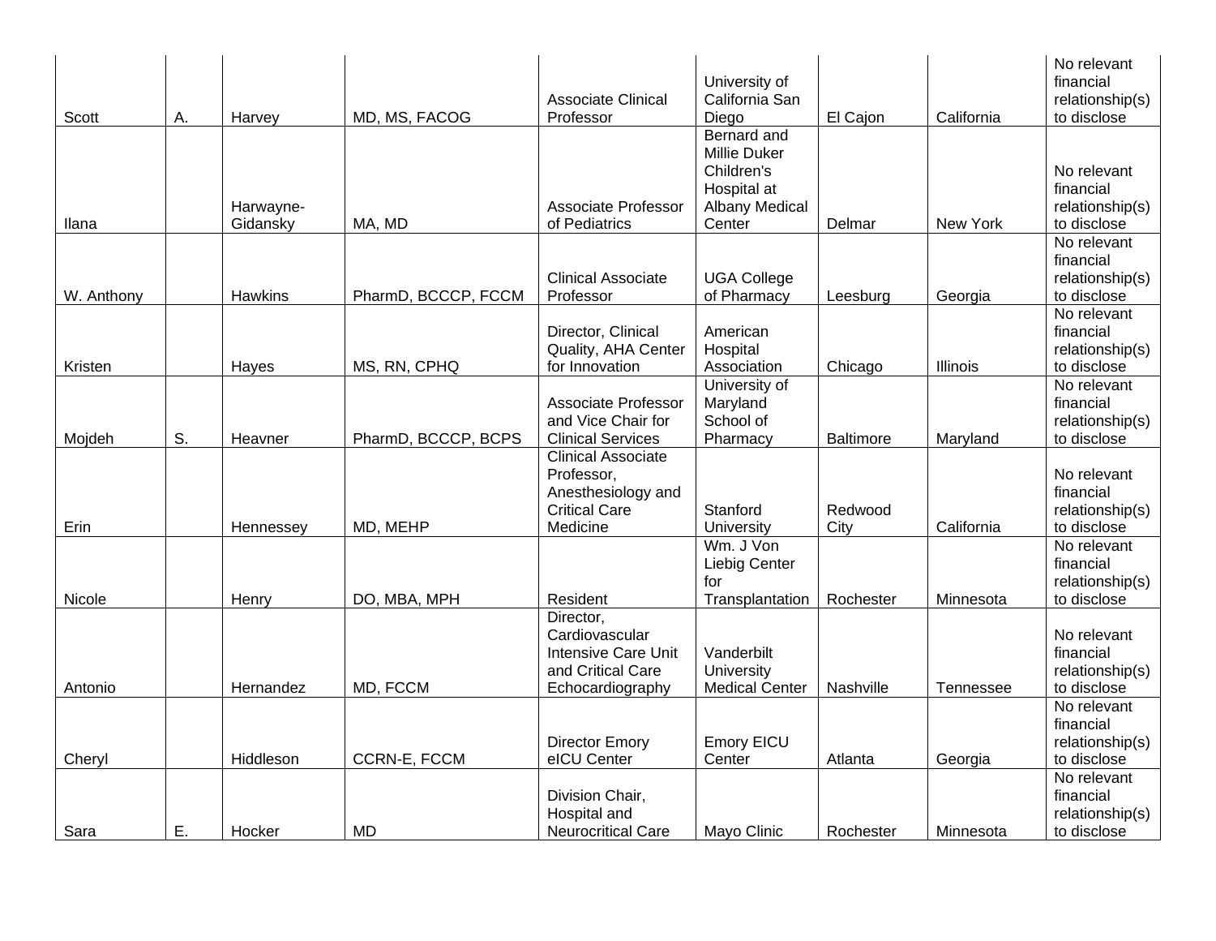| | | | | | | | | |
|---|---|---|---|---|---|---|---|---|
| Scott | A. | Harvey | MD, MS, FACOG | Associate Clinical Professor | University of California San Diego | El Cajon | California | No relevant financial relationship(s) to disclose |
| Ilana | | Harwayne-Gidansky | MA, MD | Associate Professor of Pediatrics | Bernard and Millie Duker Children's Hospital at Albany Medical Center | Delmar | New York | No relevant financial relationship(s) to disclose |
| W. Anthony | | Hawkins | PharmD, BCCCP, FCCM | Clinical Associate Professor | UGA College of Pharmacy | Leesburg | Georgia | No relevant financial relationship(s) to disclose |
| Kristen | | Hayes | MS, RN, CPHQ | Director, Clinical Quality, AHA Center for Innovation | American Hospital Association | Chicago | Illinois | No relevant financial relationship(s) to disclose |
| Mojdeh | S. | Heavner | PharmD, BCCCP, BCPS | Associate Professor and Vice Chair for Clinical Services | University of Maryland School of Pharmacy | Baltimore | Maryland | No relevant financial relationship(s) to disclose |
| Erin | | Hennessey | MD, MEHP | Clinical Associate Professor, Anesthesiology and Critical Care Medicine | Stanford University | Redwood City | California | No relevant financial relationship(s) to disclose |
| Nicole | | Henry | DO, MBA, MPH | Resident | Wm. J Von Liebig Center for Transplantation | Rochester | Minnesota | No relevant financial relationship(s) to disclose |
| Antonio | | Hernandez | MD, FCCM | Director, Cardiovascular Intensive Care Unit and Critical Care Echocardiography | Vanderbilt University Medical Center | Nashville | Tennessee | No relevant financial relationship(s) to disclose |
| Cheryl | | Hiddleson | CCRN-E, FCCM | Director Emory eICU Center | Emory EICU Center | Atlanta | Georgia | No relevant financial relationship(s) to disclose |
| Sara | E. | Hocker | MD | Division Chair, Hospital and Neurocritical Care | Mayo Clinic | Rochester | Minnesota | No relevant financial relationship(s) to disclose |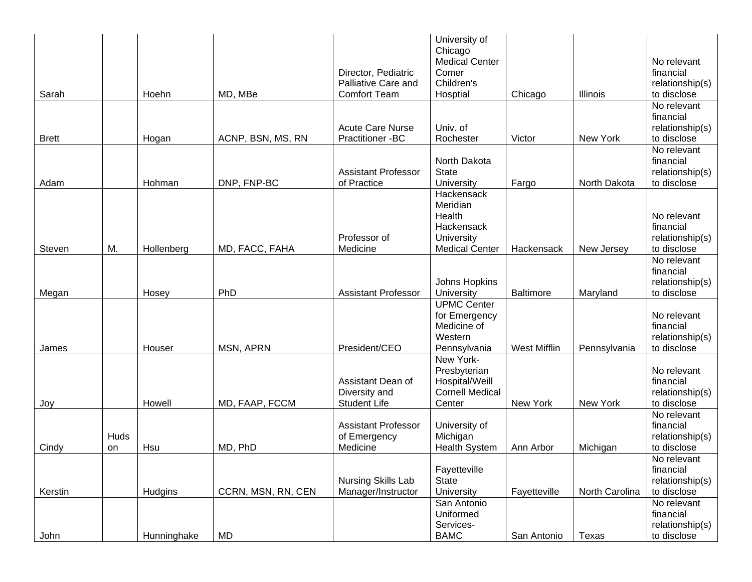| | | | | | | | | |
|---|---|---|---|---|---|---|---|---|
| Sarah | | Hoehn | MD, MBe | Director, Pediatric Palliative Care and Comfort Team | University of Chicago Medical Center Comer Children's Hosptial | Chicago | Illinois | No relevant financial relationship(s) to disclose |
| Brett | | Hogan | ACNP, BSN, MS, RN | Acute Care Nurse Practitioner -BC | Univ. of Rochester | Victor | New York | No relevant financial relationship(s) to disclose |
| Adam | | Hohman | DNP, FNP-BC | Assistant Professor of Practice | North Dakota State University | Fargo | North Dakota | No relevant financial relationship(s) to disclose |
| Steven | M. | Hollenberg | MD, FACC, FAHA | Professor of Medicine | Hackensack Meridian Health Hackensack University Medical Center | Hackensack | New Jersey | No relevant financial relationship(s) to disclose |
| Megan | | Hosey | PhD | Assistant Professor | Johns Hopkins University | Baltimore | Maryland | No relevant financial relationship(s) to disclose |
| James | | Houser | MSN, APRN | President/CEO | UPMC Center for Emergency Medicine of Western Pennsylvania | West Mifflin | Pennsylvania | No relevant financial relationship(s) to disclose |
| Joy | | Howell | MD, FAAP, FCCM | Assistant Dean of Diversity and Student Life | New York-Presbyterian Hospital/Weill Cornell Medical Center | New York | New York | No relevant financial relationship(s) to disclose |
| Cindy | Hudson | Hsu | MD, PhD | Assistant Professor of Emergency Medicine | University of Michigan Health System | Ann Arbor | Michigan | No relevant financial relationship(s) to disclose |
| Kerstin | | Hudgins | CCRN, MSN, RN, CEN | Nursing Skills Lab Manager/Instructor | Fayetteville State University | Fayetteville | North Carolina | No relevant financial relationship(s) to disclose |
| John | | Hunninghake | MD | | San Antonio Uniformed Services-BAMC | San Antonio | Texas | No relevant financial relationship(s) to disclose |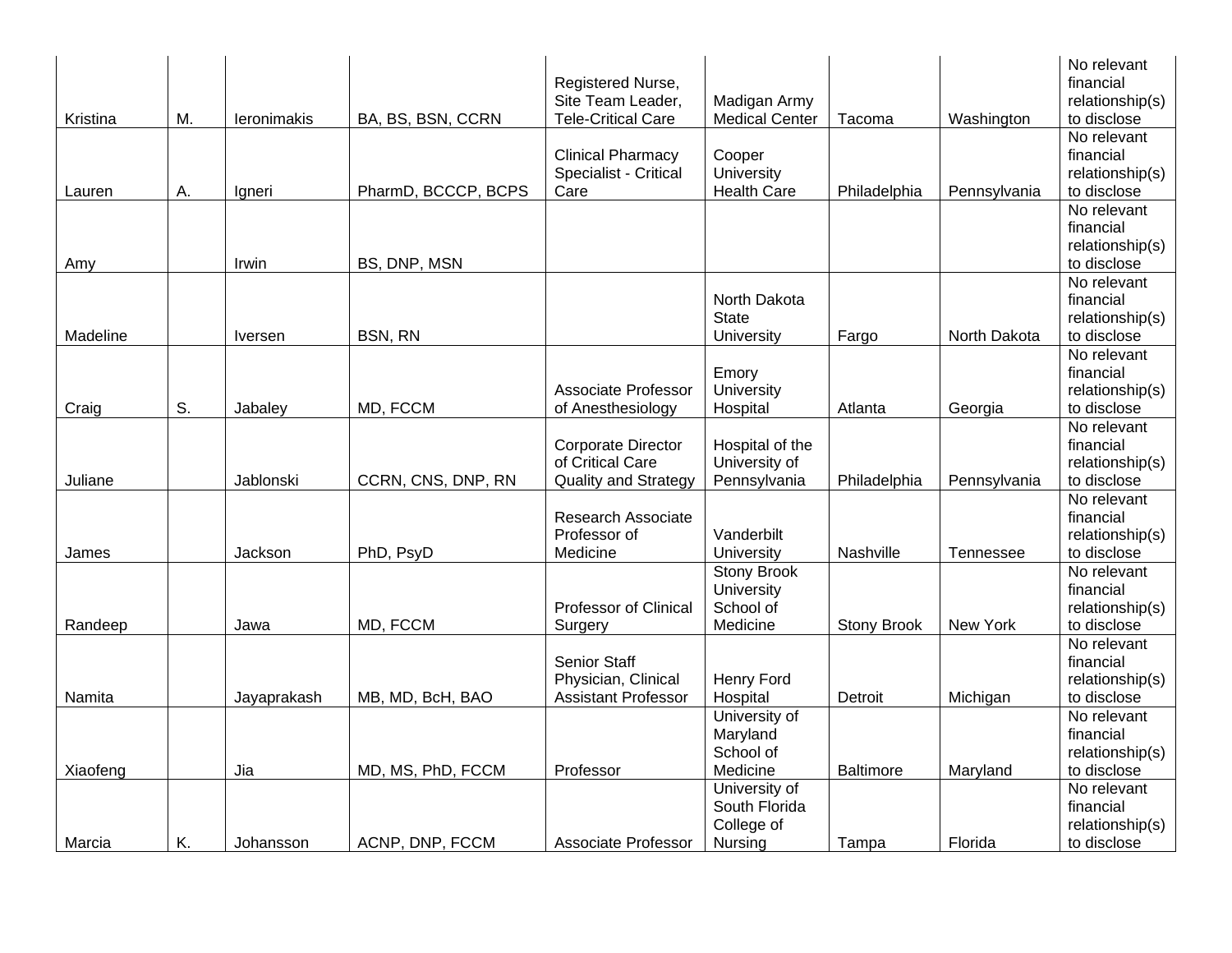| | | | | | | | | |
|---|---|---|---|---|---|---|---|---|
| Kristina | M. | Ieronimakis | BA, BS, BSN, CCRN | Registered Nurse, Site Team Leader, Tele-Critical Care | Madigan Army Medical Center | Tacoma | Washington | No relevant financial relationship(s) to disclose |
| Lauren | A. | Igneri | PharmD, BCCCP, BCPS | Clinical Pharmacy Specialist - Critical Care | Cooper University Health Care | Philadelphia | Pennsylvania | No relevant financial relationship(s) to disclose |
| Amy | | Irwin | BS, DNP, MSN | | | | | No relevant financial relationship(s) to disclose |
| Madeline | | Iversen | BSN, RN | | North Dakota State University | Fargo | North Dakota | No relevant financial relationship(s) to disclose |
| Craig | S. | Jabaley | MD, FCCM | Associate Professor of Anesthesiology | Emory University Hospital | Atlanta | Georgia | No relevant financial relationship(s) to disclose |
| Juliane | | Jablonski | CCRN, CNS, DNP, RN | Corporate Director of Critical Care Quality and Strategy | Hospital of the University of Pennsylvania | Philadelphia | Pennsylvania | No relevant financial relationship(s) to disclose |
| James | | Jackson | PhD, PsyD | Research Associate Professor of Medicine | Vanderbilt University | Nashville | Tennessee | No relevant financial relationship(s) to disclose |
| Randeep | | Jawa | MD, FCCM | Professor of Clinical Surgery | Stony Brook University School of Medicine | Stony Brook | New York | No relevant financial relationship(s) to disclose |
| Namita | | Jayaprakash | MB, MD, BcH, BAO | Senior Staff Physician, Clinical Assistant Professor | Henry Ford Hospital | Detroit | Michigan | No relevant financial relationship(s) to disclose |
| Xiaofeng | | Jia | MD, MS, PhD, FCCM | Professor | University of Maryland School of Medicine | Baltimore | Maryland | No relevant financial relationship(s) to disclose |
| Marcia | K. | Johansson | ACNP, DNP, FCCM | Associate Professor | University of South Florida College of Nursing | Tampa | Florida | No relevant financial relationship(s) to disclose |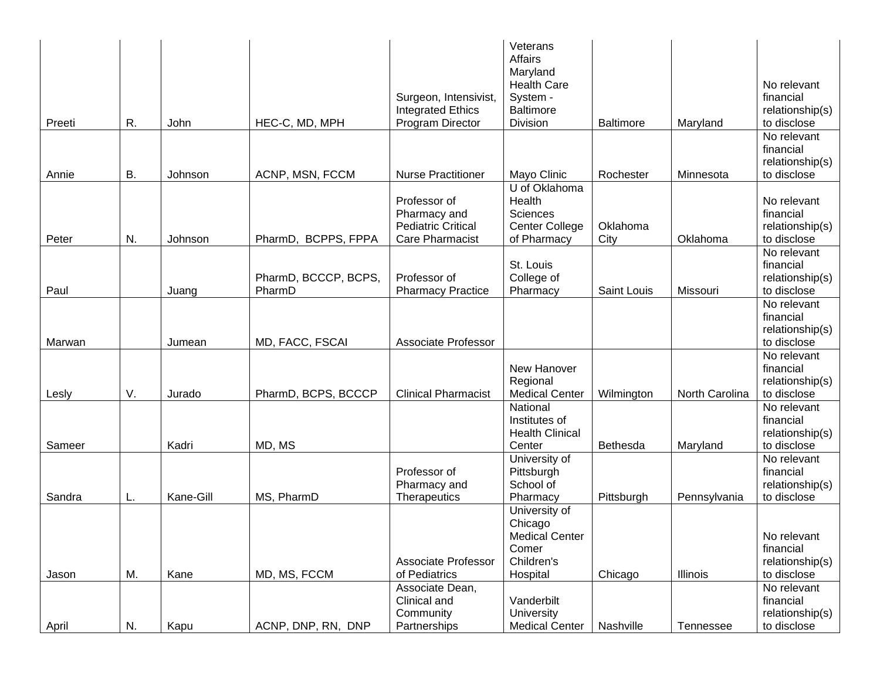| | | | | | | | | |
|---|---|---|---|---|---|---|---|---|
| Preeti | R. | John | HEC-C, MD, MPH | Surgeon, Intensivist, Integrated Ethics Program Director | Veterans Affairs Maryland Health Care System - Baltimore Division | Baltimore | Maryland | No relevant financial relationship(s) to disclose |
| Annie | B. | Johnson | ACNP, MSN, FCCM | Nurse Practitioner | Mayo Clinic | Rochester | Minnesota | No relevant financial relationship(s) to disclose |
| Peter | N. | Johnson | PharmD, BCPPS, FPPA | Professor of Pharmacy and Pediatric Critical Care Pharmacist | U of Oklahoma Health Sciences Center College of Pharmacy | Oklahoma City | Oklahoma | No relevant financial relationship(s) to disclose |
| Paul | | Juang | PharmD, BCCCP, BCPS, PharmD | Professor of Pharmacy Practice | St. Louis College of Pharmacy | Saint Louis | Missouri | No relevant financial relationship(s) to disclose |
| Marwan | | Jumean | MD, FACC, FSCAI | Associate Professor | | | | No relevant financial relationship(s) to disclose |
| Lesly | V. | Jurado | PharmD, BCPS, BCCCP | Clinical Pharmacist | New Hanover Regional Medical Center | Wilmington | North Carolina | No relevant financial relationship(s) to disclose |
| Sameer | | Kadri | MD, MS | | National Institutes of Health Clinical Center | Bethesda | Maryland | No relevant financial relationship(s) to disclose |
| Sandra | L. | Kane-Gill | MS, PharmD | Professor of Pharmacy and Therapeutics | University of Pittsburgh School of Pharmacy | Pittsburgh | Pennsylvania | No relevant financial relationship(s) to disclose |
| Jason | M. | Kane | MD, MS, FCCM | Associate Professor of Pediatrics | University of Chicago Medical Center Comer Children's Hospital | Chicago | Illinois | No relevant financial relationship(s) to disclose |
| April | N. | Kapu | ACNP, DNP, RN, DNP | Associate Dean, Clinical and Community Partnerships | Vanderbilt University Medical Center | Nashville | Tennessee | No relevant financial relationship(s) to disclose |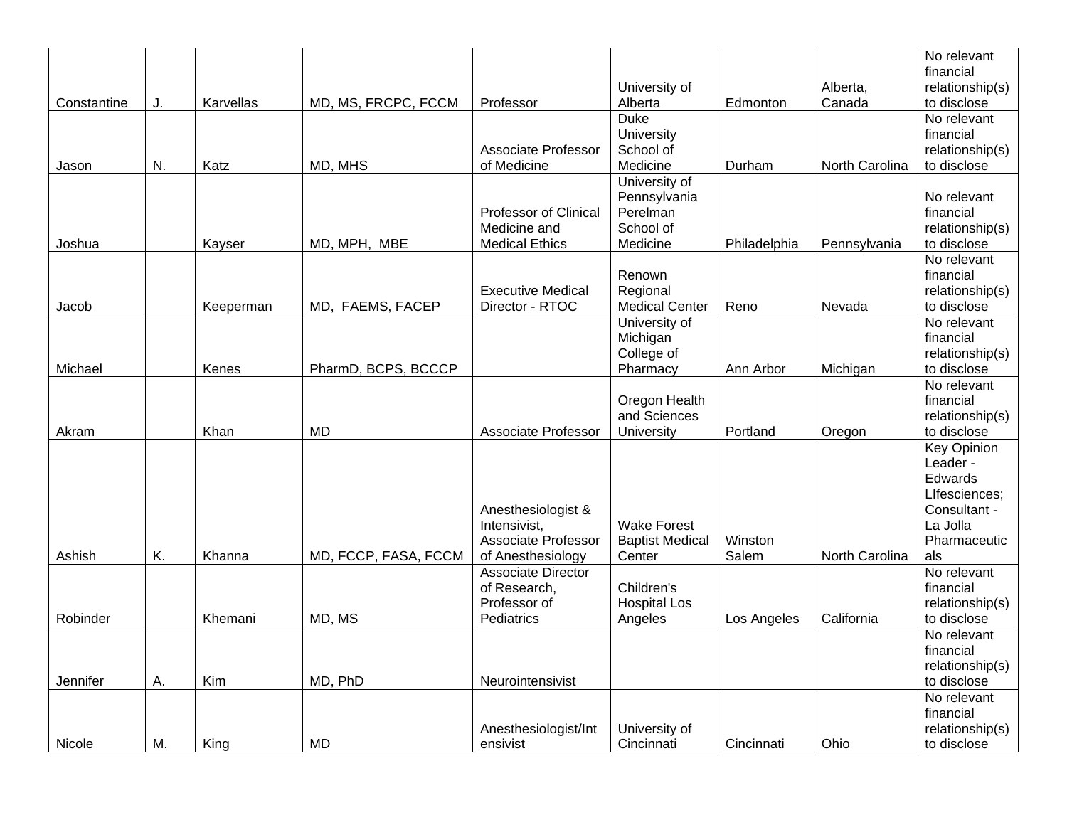| | | | | | | | | |
|---|---|---|---|---|---|---|---|---|
| Constantine | J. | Karvellas | MD, MS, FRCPC, FCCM | Professor | University of Alberta | Edmonton | Alberta, Canada | No relevant financial relationship(s) to disclose |
| Jason | N. | Katz | MD, MHS | Associate Professor of Medicine | Duke University School of Medicine | Durham | North Carolina | No relevant financial relationship(s) to disclose |
| Joshua | | Kayser | MD, MPH, MBE | Professor of Clinical Medicine and Medical Ethics | University of Pennsylvania Perelman School of Medicine | Philadelphia | Pennsylvania | No relevant financial relationship(s) to disclose |
| Jacob | | Keeperman | MD, FAEMS, FACEP | Executive Medical Director - RTOC | Renown Regional Medical Center | Reno | Nevada | No relevant financial relationship(s) to disclose |
| Michael | | Kenes | PharmD, BCPS, BCCCP | | University of Michigan College of Pharmacy | Ann Arbor | Michigan | No relevant financial relationship(s) to disclose |
| Akram | | Khan | MD | Associate Professor | Oregon Health and Sciences University | Portland | Oregon | No relevant financial relationship(s) to disclose |
| Ashish | K. | Khanna | MD, FCCP, FASA, FCCM | Anesthesiologist & Intensivist, Associate Professor of Anesthesiology | Wake Forest Baptist Medical Center | Winston Salem | North Carolina | Key Opinion Leader - Edwards LIfesciences; Consultant - La Jolla Pharmaceuticals |
| Robinder | | Khemani | MD, MS | Associate Director of Research, Professor of Pediatrics | Children's Hospital Los Angeles | Los Angeles | California | No relevant financial relationship(s) to disclose |
| Jennifer | A. | Kim | MD, PhD | Neurointensivist | | | | No relevant financial relationship(s) to disclose |
| Nicole | M. | King | MD | Anesthesiologist/Intensivist | University of Cincinnati | Cincinnati | Ohio | No relevant financial relationship(s) to disclose |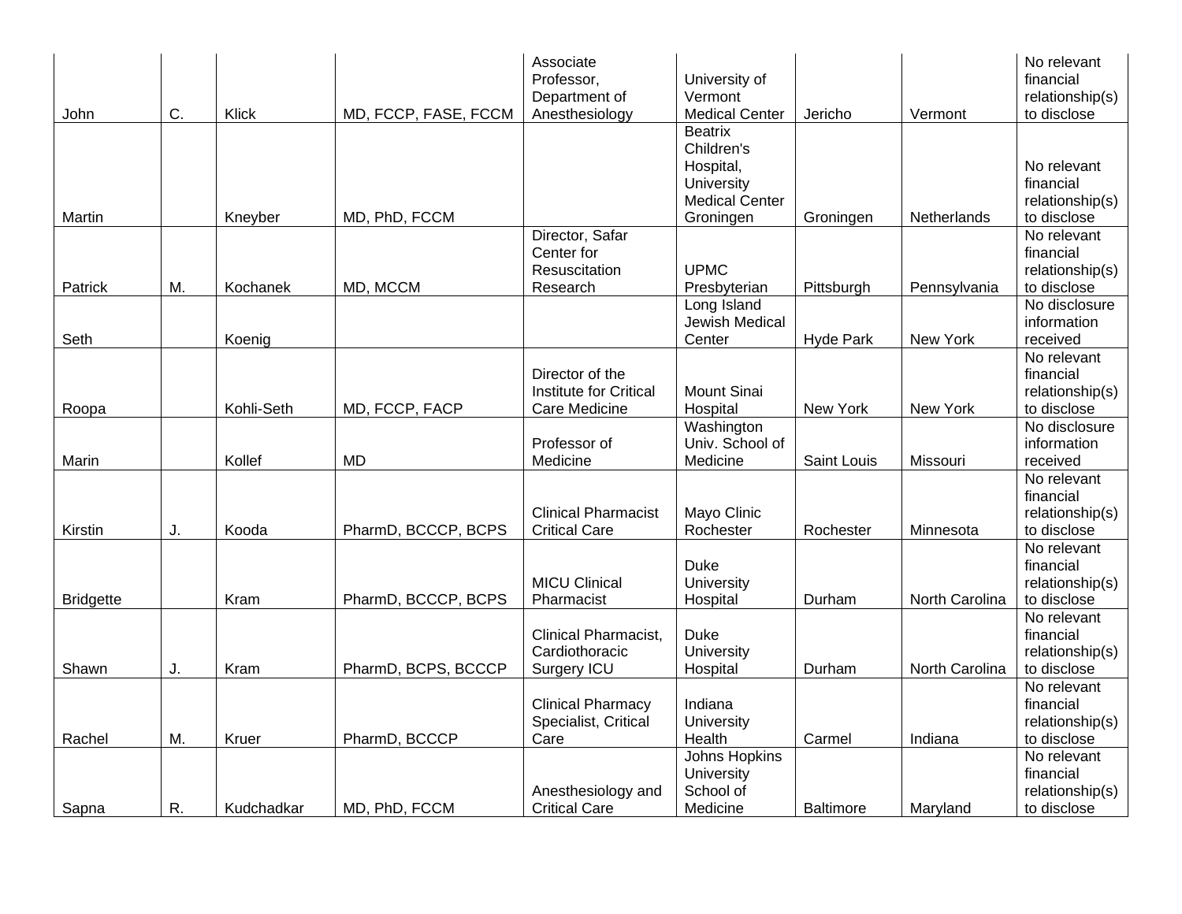| | | | | | | | | |
|---|---|---|---|---|---|---|---|---|
| John | C. | Klick | MD, FCCP, FASE, FCCM | Associate Professor, Department of Anesthesiology | University of Vermont Medical Center | Jericho | Vermont | No relevant financial relationship(s) to disclose |
| Martin | | Kneyber | MD, PhD, FCCM | | Beatrix Children's Hospital, University Medical Center Groningen | Groningen | Netherlands | No relevant financial relationship(s) to disclose |
| Patrick | M. | Kochanek | MD, MCCM | Director, Safar Center for Resuscitation Research | UPMC Presbyterian | Pittsburgh | Pennsylvania | No relevant financial relationship(s) to disclose |
| Seth | | Koenig | | | Long Island Jewish Medical Center | Hyde Park | New York | No disclosure information received |
| Roopa | | Kohli-Seth | MD, FCCP, FACP | Director of the Institute for Critical Care Medicine | Mount Sinai Hospital | New York | New York | No relevant financial relationship(s) to disclose |
| Marin | | Kollef | MD | Professor of Medicine | Washington Univ. School of Medicine | Saint Louis | Missouri | No disclosure information received |
| Kirstin | J. | Kooda | PharmD, BCCCP, BCPS | Clinical Pharmacist Critical Care | Mayo Clinic Rochester | Rochester | Minnesota | No relevant financial relationship(s) to disclose |
| Bridgette | | Kram | PharmD, BCCCP, BCPS | MICU Clinical Pharmacist | Duke University Hospital | Durham | North Carolina | No relevant financial relationship(s) to disclose |
| Shawn | J. | Kram | PharmD, BCPS, BCCCP | Clinical Pharmacist, Cardiothoracic Surgery ICU | Duke University Hospital | Durham | North Carolina | No relevant financial relationship(s) to disclose |
| Rachel | M. | Kruer | PharmD, BCCCP | Clinical Pharmacy Specialist, Critical Care | Indiana University Health | Carmel | Indiana | No relevant financial relationship(s) to disclose |
| Sapna | R. | Kudchadkar | MD, PhD, FCCM | Anesthesiology and Critical Care | Johns Hopkins University School of Medicine | Baltimore | Maryland | No relevant financial relationship(s) to disclose |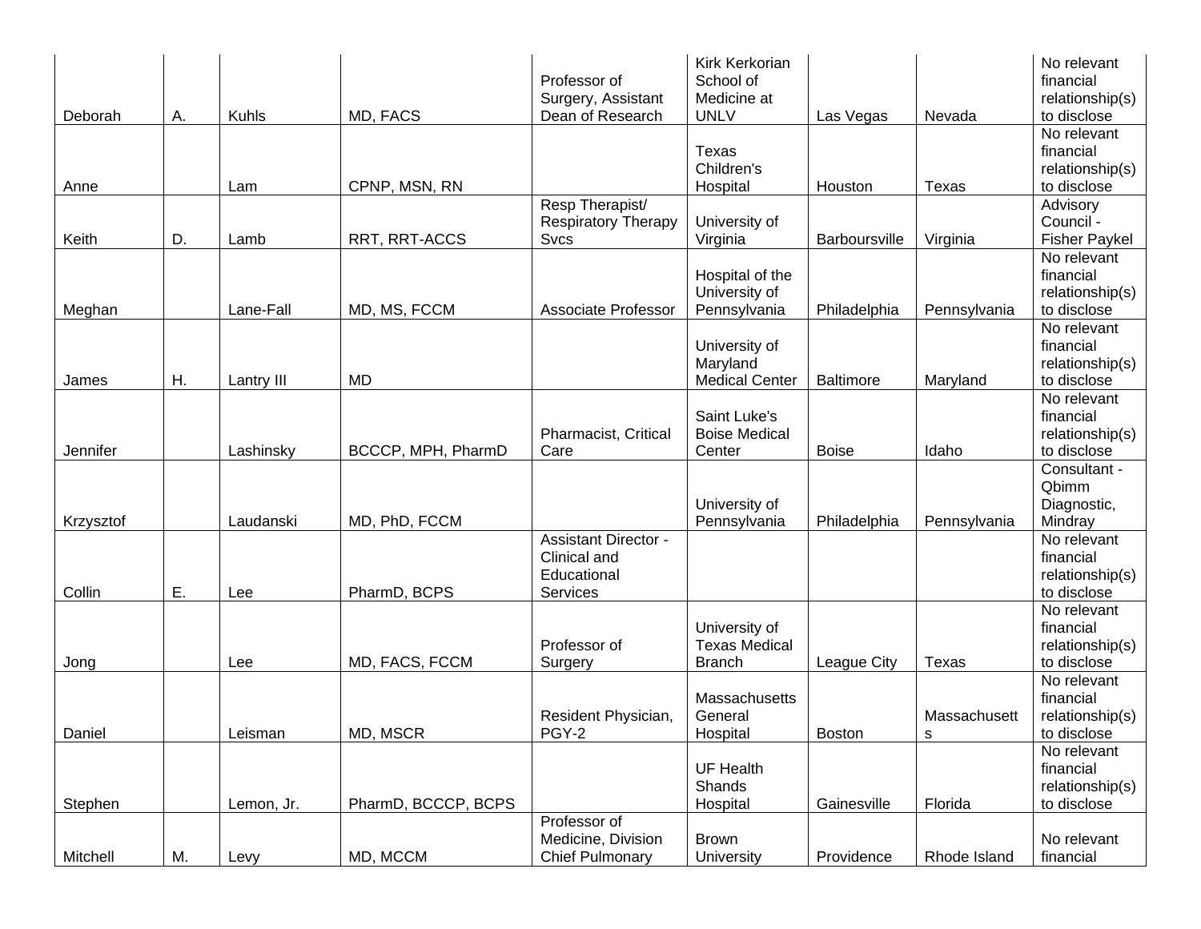| | | | | | | | | |
|---|---|---|---|---|---|---|---|---|
| Deborah | A. | Kuhls | MD, FACS | Professor of Surgery, Assistant Dean of Research | Kirk Kerkorian School of Medicine at UNLV | Las Vegas | Nevada | No relevant financial relationship(s) to disclose |
| Anne | | Lam | CPNP, MSN, RN | | Texas Children's Hospital | Houston | Texas | No relevant financial relationship(s) to disclose |
| Keith | D. | Lamb | RRT, RRT-ACCS | Resp Therapist/ Respiratory Therapy Svcs | University of Virginia | Barboursville | Virginia | Advisory Council - Fisher Paykel |
| Meghan | | Lane-Fall | MD, MS, FCCM | Associate Professor | Hospital of the University of Pennsylvania | Philadelphia | Pennsylvania | No relevant financial relationship(s) to disclose |
| James | H. | Lantry III | MD | | University of Maryland Medical Center | Baltimore | Maryland | No relevant financial relationship(s) to disclose |
| Jennifer | | Lashinsky | BCCCP, MPH, PharmD | Pharmacist, Critical Care | Saint Luke's Boise Medical Center | Boise | Idaho | No relevant financial relationship(s) to disclose |
| Krzysztof | | Laudanski | MD, PhD, FCCM | | University of Pennsylvania | Philadelphia | Pennsylvania | Consultant - Qbimm Diagnostic, Mindray |
| Collin | E. | Lee | PharmD, BCPS | Assistant Director - Clinical and Educational Services | | | | No relevant financial relationship(s) to disclose |
| Jong | | Lee | MD, FACS, FCCM | Professor of Surgery | University of Texas Medical Branch | League City | Texas | No relevant financial relationship(s) to disclose |
| Daniel | | Leisman | MD, MSCR | Resident Physician, PGY-2 | Massachusetts General Hospital | Boston | Massachusetts | No relevant financial relationship(s) to disclose |
| Stephen | | Lemon, Jr. | PharmD, BCCCP, BCPS | | UF Health Shands Hospital | Gainesville | Florida | No relevant financial relationship(s) to disclose |
| Mitchell | M. | Levy | MD, MCCM | Professor of Medicine, Division Chief Pulmonary | Brown University | Providence | Rhode Island | No relevant financial |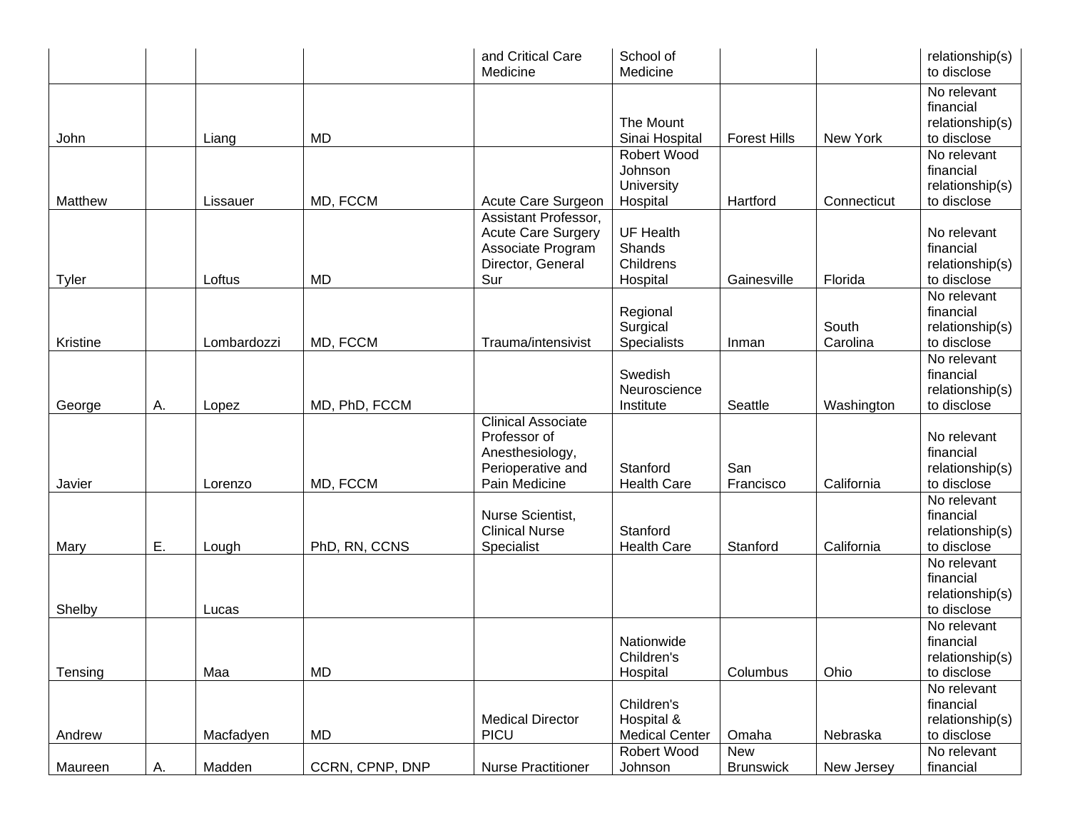| | | | | and Critical Care Medicine | School of Medicine | | | relationship(s) to disclose |
|---|---|---|---|---|---|---|---|---|
| John | | Liang | MD | | The Mount Sinai Hospital | Forest Hills | New York | No relevant financial relationship(s) to disclose |
| Matthew | | Lissauer | MD, FCCM | Acute Care Surgeon | Robert Wood Johnson University Hospital | Hartford | Connecticut | No relevant financial relationship(s) to disclose |
| Tyler | | Loftus | MD | Assistant Professor, Acute Care Surgery Associate Program Director, General Sur | UF Health Shands Childrens Hospital | Gainesville | Florida | No relevant financial relationship(s) to disclose |
| Kristine | | Lombardozzi | MD, FCCM | Trauma/intensivist | Regional Surgical Specialists | Inman | South Carolina | No relevant financial relationship(s) to disclose |
| George | A. | Lopez | MD, PhD, FCCM | | Swedish Neuroscience Institute | Seattle | Washington | No relevant financial relationship(s) to disclose |
| Javier | | Lorenzo | MD, FCCM | Clinical Associate Professor of Anesthesiology, Perioperative and Pain Medicine | Stanford Health Care | San Francisco | California | No relevant financial relationship(s) to disclose |
| Mary | E. | Lough | PhD, RN, CCNS | Nurse Scientist, Clinical Nurse Specialist | Stanford Health Care | Stanford | California | No relevant financial relationship(s) to disclose |
| Shelby | | Lucas | | | | | | No relevant financial relationship(s) to disclose |
| Tensing | | Maa | MD | | Nationwide Children's Hospital | Columbus | Ohio | No relevant financial relationship(s) to disclose |
| Andrew | | Macfadyen | MD | Medical Director PICU | Children's Hospital & Medical Center | Omaha | Nebraska | No relevant financial relationship(s) to disclose |
| Maureen | A. | Madden | CCRN, CPNP, DNP | Nurse Practitioner | Robert Wood Johnson | New Brunswick | New Jersey | No relevant financial |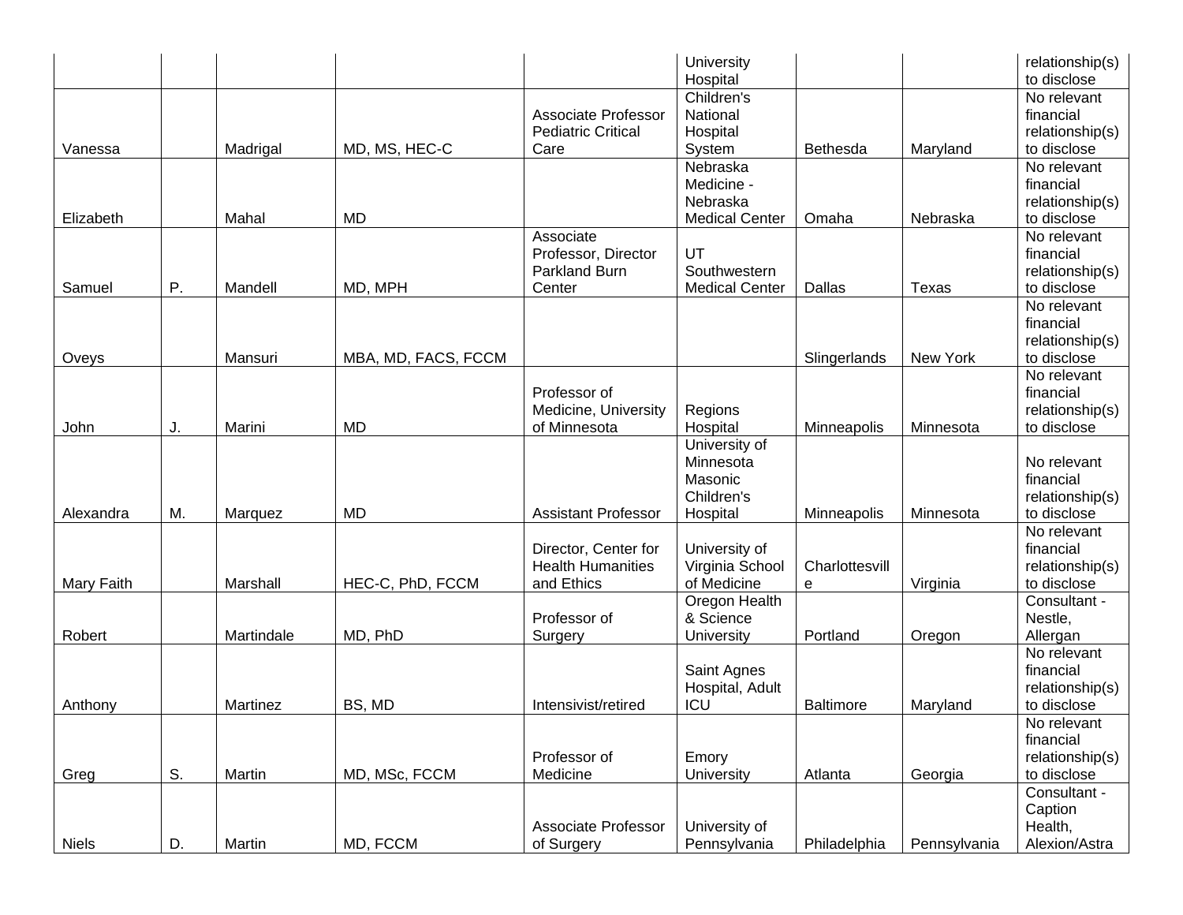| | | | | | | | | |
|---|---|---|---|---|---|---|---|---|
| | | | | | University Hospital | | | relationship(s) to disclose |
| Vanessa | | Madrigal | MD, MS, HEC-C | Associate Professor Pediatric Critical Care | Children's National Hospital System | Bethesda | Maryland | No relevant financial relationship(s) to disclose |
| Elizabeth | | Mahal | MD | | Nebraska Medicine - Nebraska Medical Center | Omaha | Nebraska | No relevant financial relationship(s) to disclose |
| Samuel | P. | Mandell | MD, MPH | Associate Professor, Director Parkland Burn Center | UT Southwestern Medical Center | Dallas | Texas | No relevant financial relationship(s) to disclose |
| Oveys | | Mansuri | MBA, MD, FACS, FCCM | | | Slingerlands | New York | No relevant financial relationship(s) to disclose |
| John | J. | Marini | MD | Professor of Medicine, University of Minnesota | Regions Hospital | Minneapolis | Minnesota | No relevant financial relationship(s) to disclose |
| Alexandra | M. | Marquez | MD | Assistant Professor | University of Minnesota Masonic Children's Hospital | Minneapolis | Minnesota | No relevant financial relationship(s) to disclose |
| Mary Faith | | Marshall | HEC-C, PhD, FCCM | Director, Center for Health Humanities and Ethics | University of Virginia School of Medicine | Charlottesville | Virginia | No relevant financial relationship(s) to disclose |
| Robert | | Martindale | MD, PhD | Professor of Surgery | Oregon Health & Science University | Portland | Oregon | Consultant - Nestle, Allergan |
| Anthony | | Martinez | BS, MD | Intensivist/retired | Saint Agnes Hospital, Adult ICU | Baltimore | Maryland | No relevant financial relationship(s) to disclose |
| Greg | S. | Martin | MD, MSc, FCCM | Professor of Medicine | Emory University | Atlanta | Georgia | No relevant financial relationship(s) to disclose |
| Niels | D. | Martin | MD, FCCM | Associate Professor of Surgery | University of Pennsylvania | Philadelphia | Pennsylvania | Consultant - Caption Health, Alexion/Astra |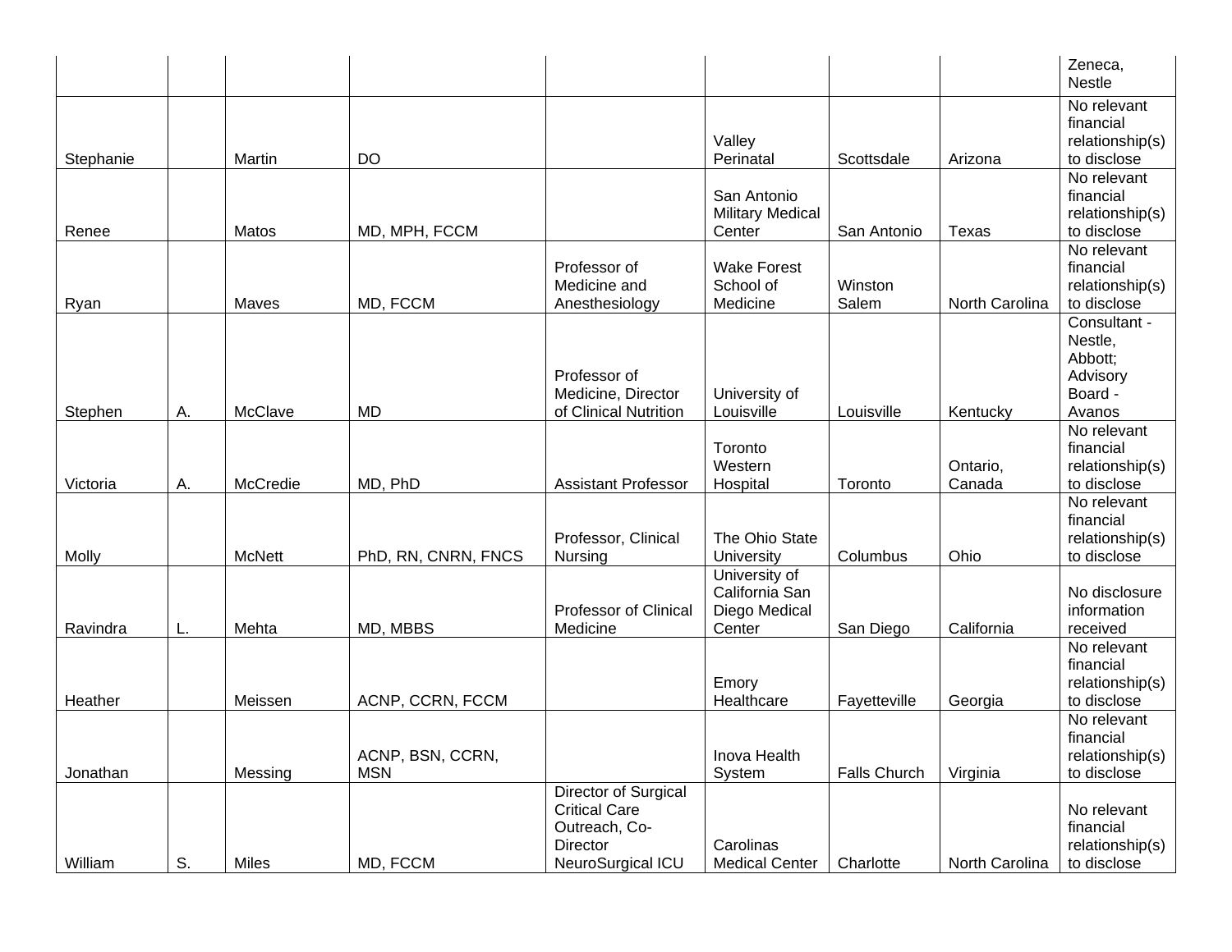| | | | | | | | | |
|---|---|---|---|---|---|---|---|---|
| | | | | | | | | Zeneca, Nestle |
| Stephanie | | Martin | DO | | Valley Perinatal | Scottsdale | Arizona | No relevant financial relationship(s) to disclose |
| Renee | | Matos | MD, MPH, FCCM | | San Antonio Military Medical Center | San Antonio | Texas | No relevant financial relationship(s) to disclose |
| Ryan | | Maves | MD, FCCM | Professor of Medicine and Anesthesiology | Wake Forest School of Medicine | Winston Salem | North Carolina | No relevant financial relationship(s) to disclose |
| Stephen | A. | McClave | MD | Professor of Medicine, Director of Clinical Nutrition | University of Louisville | Louisville | Kentucky | Consultant - Nestle, Abbott; Advisory Board - Avanos |
| Victoria | A. | McCredie | MD, PhD | Assistant Professor | Toronto Western Hospital | Toronto | Ontario, Canada | No relevant financial relationship(s) to disclose |
| Molly | | McNett | PhD, RN, CNRN, FNCS | Professor, Clinical Nursing | The Ohio State University | Columbus | Ohio | No relevant financial relationship(s) to disclose |
| Ravindra | L. | Mehta | MD, MBBS | Professor of Clinical Medicine | University of California San Diego Medical Center | San Diego | California | No disclosure information received |
| Heather | | Meissen | ACNP, CCRN, FCCM | | Emory Healthcare | Fayetteville | Georgia | No relevant financial relationship(s) to disclose |
| Jonathan | | Messing | ACNP, BSN, CCRN, MSN | | Inova Health System | Falls Church | Virginia | No relevant financial relationship(s) to disclose |
| William | S. | Miles | MD, FCCM | Director of Surgical Critical Care Outreach, Co-Director NeuroSurgical ICU | Carolinas Medical Center | Charlotte | North Carolina | No relevant financial relationship(s) to disclose |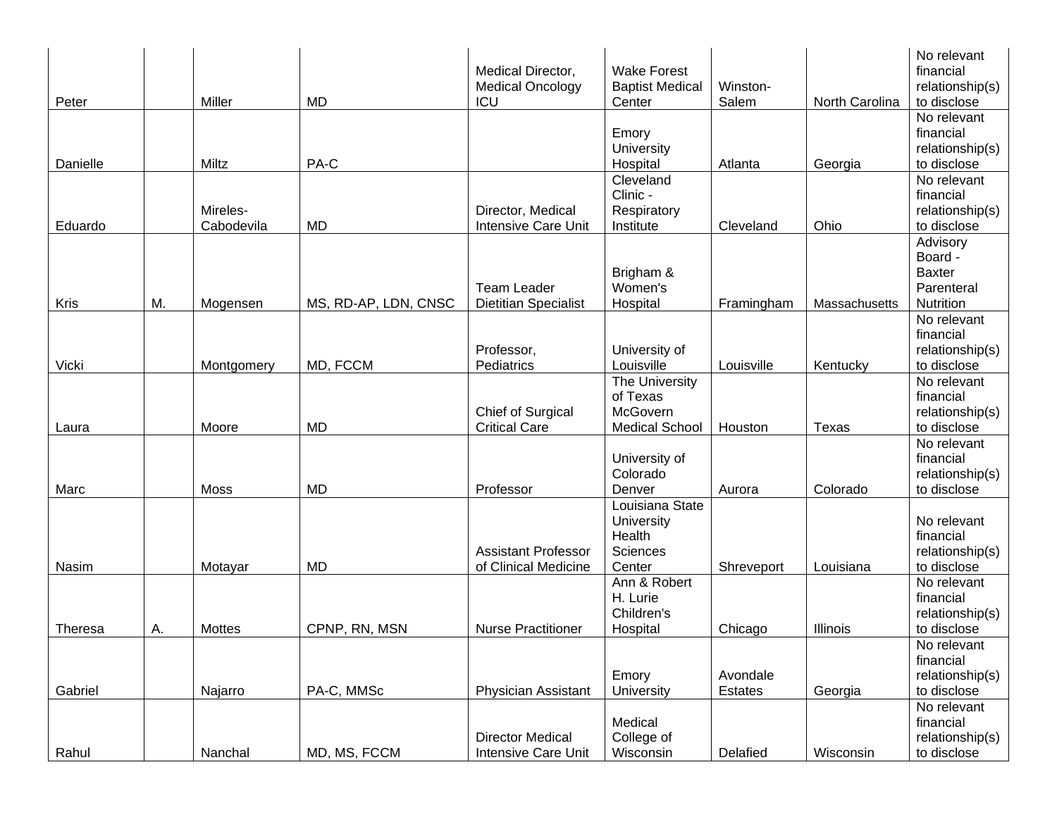| | | | | | | | | |
|---|---|---|---|---|---|---|---|---|
| Peter | | Miller | MD | Medical Director, Medical Oncology ICU | Wake Forest Baptist Medical Center | Winston-Salem | North Carolina | No relevant financial relationship(s) to disclose |
| Danielle | | Miltz | PA-C | | Emory University Hospital | Atlanta | Georgia | No relevant financial relationship(s) to disclose |
| Eduardo | | Mireles-Cabodevila | MD | Director, Medical Intensive Care Unit | Cleveland Clinic - Respiratory Institute | Cleveland | Ohio | No relevant financial relationship(s) to disclose |
| Kris | M. | Mogensen | MS, RD-AP, LDN, CNSC | Team Leader Dietitian Specialist | Brigham & Women's Hospital | Framingham | Massachusetts | Advisory Board - Baxter Parenteral Nutrition |
| Vicki | | Montgomery | MD, FCCM | Professor, Pediatrics | University of Louisville | Louisville | Kentucky | No relevant financial relationship(s) to disclose |
| Laura | | Moore | MD | Chief of Surgical Critical Care | The University of Texas McGovern Medical School | Houston | Texas | No relevant financial relationship(s) to disclose |
| Marc | | Moss | MD | Professor | University of Colorado Denver | Aurora | Colorado | No relevant financial relationship(s) to disclose |
| Nasim | | Motayar | MD | Assistant Professor of Clinical Medicine | Louisiana State University Health Sciences Center | Shreveport | Louisiana | No relevant financial relationship(s) to disclose |
| Theresa | A. | Mottes | CPNP, RN, MSN | Nurse Practitioner | Ann & Robert H. Lurie Children's Hospital | Chicago | Illinois | No relevant financial relationship(s) to disclose |
| Gabriel | | Najarro | PA-C, MMSc | Physician Assistant | Emory University | Avondale Estates | Georgia | No relevant financial relationship(s) to disclose |
| Rahul | | Nanchal | MD, MS, FCCM | Director Medical Intensive Care Unit | Medical College of Wisconsin | Delafied | Wisconsin | No relevant financial relationship(s) to disclose |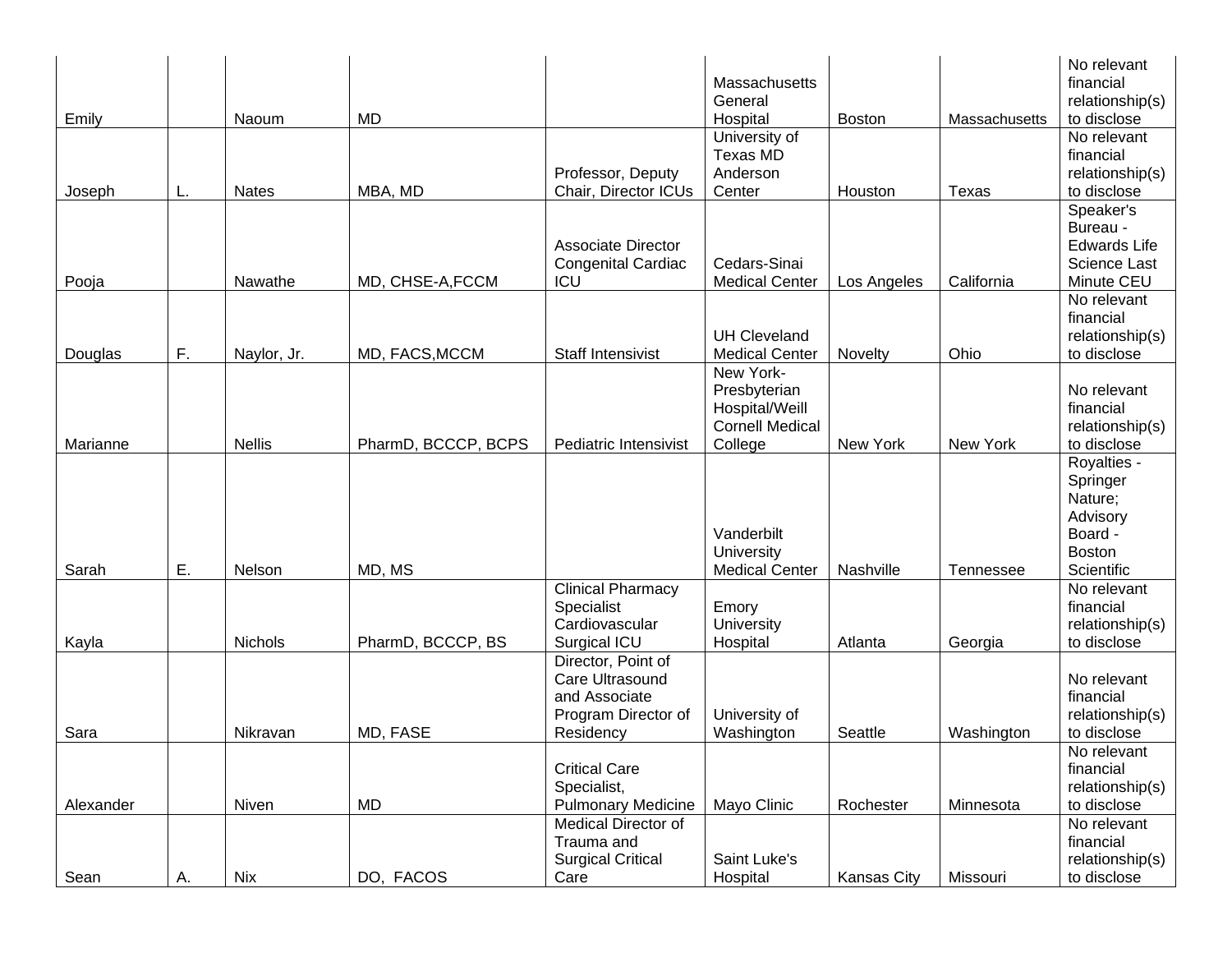| | | | | | | | | |
|---|---|---|---|---|---|---|---|---|
| Emily | | Naoum | MD | | Massachusetts General Hospital | Boston | Massachusetts | No relevant financial relationship(s) to disclose |
| Joseph | L. | Nates | MBA, MD | Professor, Deputy Chair, Director ICUs | University of Texas MD Anderson Center | Houston | Texas | No relevant financial relationship(s) to disclose |
| Pooja | | Nawathe | MD, CHSE-A,FCCM | Associate Director Congenital Cardiac ICU | Cedars-Sinai Medical Center | Los Angeles | California | Speaker's Bureau - Edwards Life Science Last Minute CEU |
| Douglas | F. | Naylor, Jr. | MD, FACS,MCCM | Staff Intensivist | UH Cleveland Medical Center | Novelty | Ohio | No relevant financial relationship(s) to disclose |
| Marianne | | Nellis | PharmD, BCCCP, BCPS | Pediatric Intensivist | New York-Presbyterian Hospital/Weill Cornell Medical College | New York | New York | No relevant financial relationship(s) to disclose |
| Sarah | E. | Nelson | MD, MS | | Vanderbilt University Medical Center | Nashville | Tennessee | Royalties - Springer Nature; Advisory Board - Boston Scientific |
| Kayla | | Nichols | PharmD, BCCCP, BS | Clinical Pharmacy Specialist Cardiovascular Surgical ICU | Emory University Hospital | Atlanta | Georgia | No relevant financial relationship(s) to disclose |
| Sara | | Nikravan | MD, FASE | Director, Point of Care Ultrasound and Associate Program Director of Residency | University of Washington | Seattle | Washington | No relevant financial relationship(s) to disclose |
| Alexander | | Niven | MD | Critical Care Specialist, Pulmonary Medicine | Mayo Clinic | Rochester | Minnesota | No relevant financial relationship(s) to disclose |
| Sean | A. | Nix | DO, FACOS | Medical Director of Trauma and Surgical Critical Care | Saint Luke's Hospital | Kansas City | Missouri | No relevant financial relationship(s) to disclose |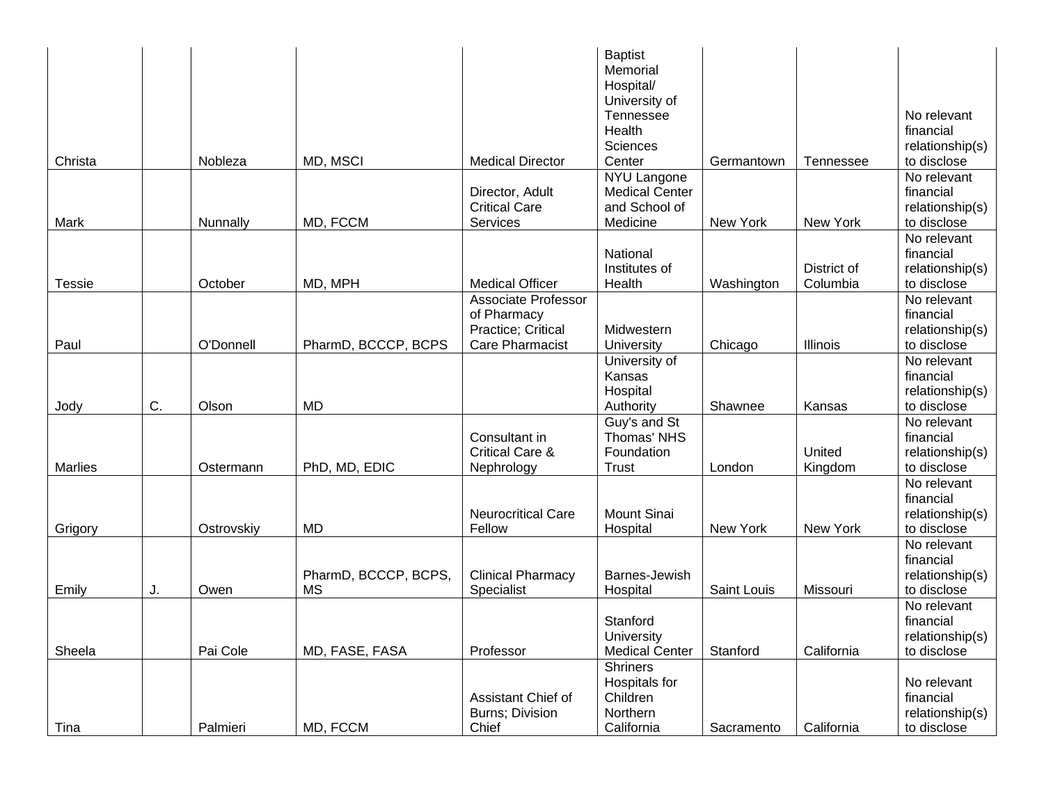| | | | | | | | | |
|---|---|---|---|---|---|---|---|---|
| Christa | | Nobleza | MD, MSCI | Medical Director | Baptist Memorial Hospital/ University of Tennessee Health Sciences Center | Germantown | Tennessee | No relevant financial relationship(s) to disclose |
| Mark | | Nunnally | MD, FCCM | Director, Adult Critical Care Services | NYU Langone Medical Center and School of Medicine | New York | New York | No relevant financial relationship(s) to disclose |
| Tessie | | October | MD, MPH | Medical Officer | National Institutes of Health | Washington | District of Columbia | No relevant financial relationship(s) to disclose |
| Paul | | O'Donnell | PharmD, BCCCP, BCPS | Associate Professor of Pharmacy Practice; Critical Care Pharmacist | Midwestern University | Chicago | Illinois | No relevant financial relationship(s) to disclose |
| Jody | C. | Olson | MD | | University of Kansas Hospital Authority | Shawnee | Kansas | No relevant financial relationship(s) to disclose |
| Marlies | | Ostermann | PhD, MD, EDIC | Consultant in Critical Care & Nephrology | Guy's and St Thomas' NHS Foundation Trust | London | United Kingdom | No relevant financial relationship(s) to disclose |
| Grigory | | Ostrovskiy | MD | Neurocritical Care Fellow | Mount Sinai Hospital | New York | New York | No relevant financial relationship(s) to disclose |
| Emily | J. | Owen | PharmD, BCCCP, BCPS, MS | Clinical Pharmacy Specialist | Barnes-Jewish Hospital | Saint Louis | Missouri | No relevant financial relationship(s) to disclose |
| Sheela | | Pai Cole | MD, FASE, FASA | Professor | Stanford University Medical Center | Stanford | California | No relevant financial relationship(s) to disclose |
| Tina | | Palmieri | MD, FCCM | Assistant Chief of Burns; Division Chief | Shriners Hospitals for Children Northern California | Sacramento | California | No relevant financial relationship(s) to disclose |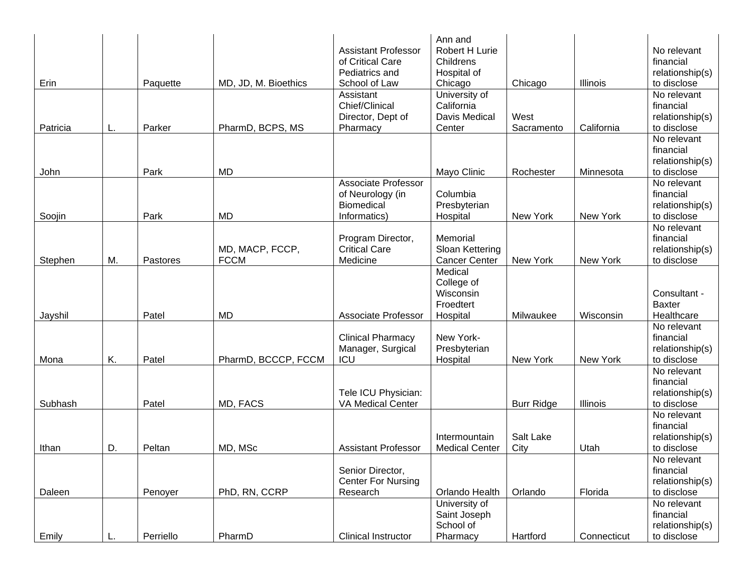| | | | | | | | | |
|---|---|---|---|---|---|---|---|---|
| Erin | | Paquette | MD, JD, M. Bioethics | Assistant Professor of Critical Care Pediatrics and School of Law | Ann and Robert H Lurie Childrens Hospital of Chicago | Chicago | Illinois | No relevant financial relationship(s) to disclose |
| Patricia | L. | Parker | PharmD, BCPS, MS | Assistant Chief/Clinical Director, Dept of Pharmacy | University of California Davis Medical Center | West Sacramento | California | No relevant financial relationship(s) to disclose |
| John | | Park | MD | | Mayo Clinic | Rochester | Minnesota | No relevant financial relationship(s) to disclose |
| Soojin | | Park | MD | Associate Professor of Neurology (in Biomedical Informatics) | Columbia Presbyterian Hospital | New York | New York | No relevant financial relationship(s) to disclose |
| Stephen | M. | Pastores | MD, MACP, FCCP, FCCM | Program Director, Critical Care Medicine | Memorial Sloan Kettering Cancer Center | New York | New York | No relevant financial relationship(s) to disclose |
| Jayshil | | Patel | MD | Associate Professor | Medical College of Wisconsin Froedtert Hospital | Milwaukee | Wisconsin | Consultant - Baxter Healthcare |
| Mona | K. | Patel | PharmD, BCCCP, FCCM | Clinical Pharmacy Manager, Surgical ICU | New York-Presbyterian Hospital | New York | New York | No relevant financial relationship(s) to disclose |
| Subhash | | Patel | MD, FACS | Tele ICU Physician: VA Medical Center | | Burr Ridge | Illinois | No relevant financial relationship(s) to disclose |
| Ithan | D. | Peltan | MD, MSc | Assistant Professor | Intermountain Medical Center | Salt Lake City | Utah | No relevant financial relationship(s) to disclose |
| Daleen | | Penoyer | PhD, RN, CCRP | Senior Director, Center For Nursing Research | Orlando Health | Orlando | Florida | No relevant financial relationship(s) to disclose |
| Emily | L. | Perriello | PharmD | Clinical Instructor | University of Saint Joseph School of Pharmacy | Hartford | Connecticut | No relevant financial relationship(s) to disclose |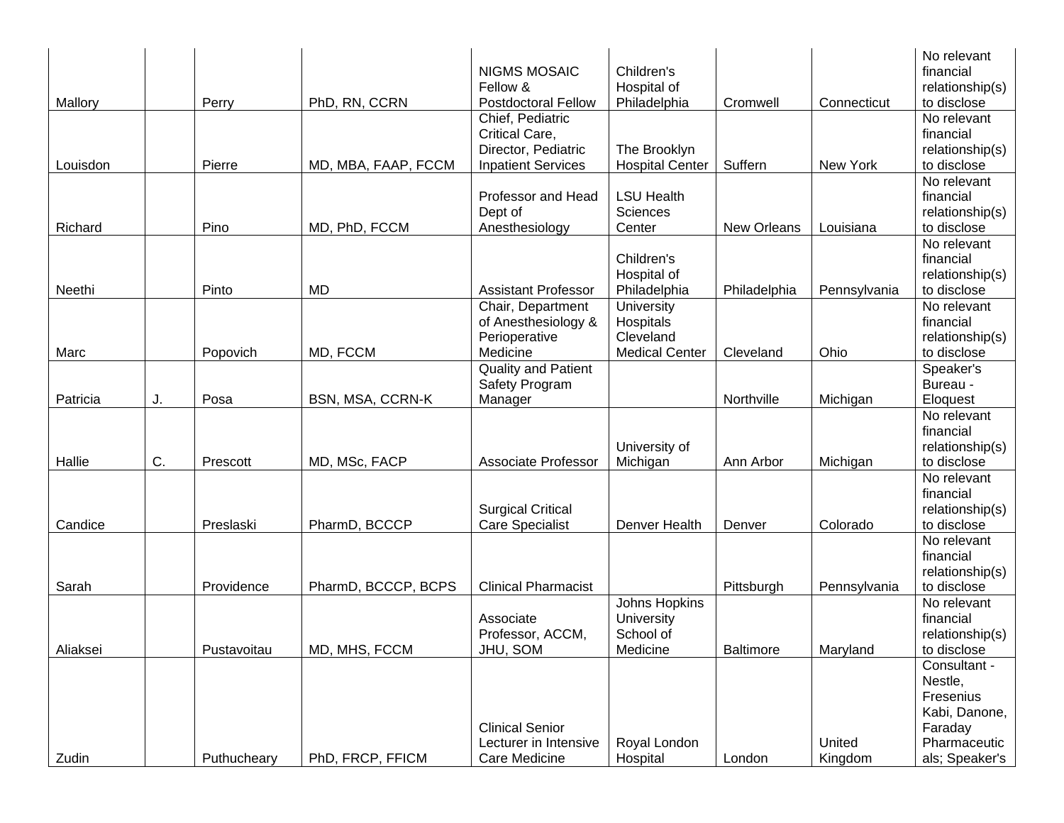| | | | | | | | | |
|---|---|---|---|---|---|---|---|---|
| Mallory | | Perry | PhD, RN, CCRN | NIGMS MOSAIC Fellow & Postdoctoral Fellow | Children's Hospital of Philadelphia | Cromwell | Connecticut | No relevant financial relationship(s) to disclose |
| Louisdon | | Pierre | MD, MBA, FAAP, FCCM | Chief, Pediatric Critical Care, Director, Pediatric Inpatient Services | The Brooklyn Hospital Center | Suffern | New York | No relevant financial relationship(s) to disclose |
| Richard | | Pino | MD, PhD, FCCM | Professor and Head Dept of Anesthesiology | LSU Health Sciences Center | New Orleans | Louisiana | No relevant financial relationship(s) to disclose |
| Neethi | | Pinto | MD | Assistant Professor | Children's Hospital of Philadelphia | Philadelphia | Pennsylvania | No relevant financial relationship(s) to disclose |
| Marc | | Popovich | MD, FCCM | Chair, Department of Anesthesiology & Perioperative Medicine | University Hospitals Cleveland Medical Center | Cleveland | Ohio | No relevant financial relationship(s) to disclose |
| Patricia | J. | Posa | BSN, MSA, CCRN-K | Quality and Patient Safety Program Manager | | Northville | Michigan | Speaker's Bureau - Eloquest |
| Hallie | C. | Prescott | MD, MSc, FACP | Associate Professor | University of Michigan | Ann Arbor | Michigan | No relevant financial relationship(s) to disclose |
| Candice | | Preslaski | PharmD, BCCCP | Surgical Critical Care Specialist | Denver Health | Denver | Colorado | No relevant financial relationship(s) to disclose |
| Sarah | | Providence | PharmD, BCCCP, BCPS | Clinical Pharmacist | | Pittsburgh | Pennsylvania | No relevant financial relationship(s) to disclose |
| Aliaksei | | Pustavoitau | MD, MHS, FCCM | Associate Professor, ACCM, JHU, SOM | Johns Hopkins University School of Medicine | Baltimore | Maryland | No relevant financial relationship(s) to disclose |
| Zudin | | Puthucheary | PhD, FRCP, FFICM | Clinical Senior Lecturer in Intensive Care Medicine | Royal London Hospital | London | United Kingdom | Consultant - Nestle, Fresenius Kabi, Danone, Faraday Pharmaceuticals; Speaker's |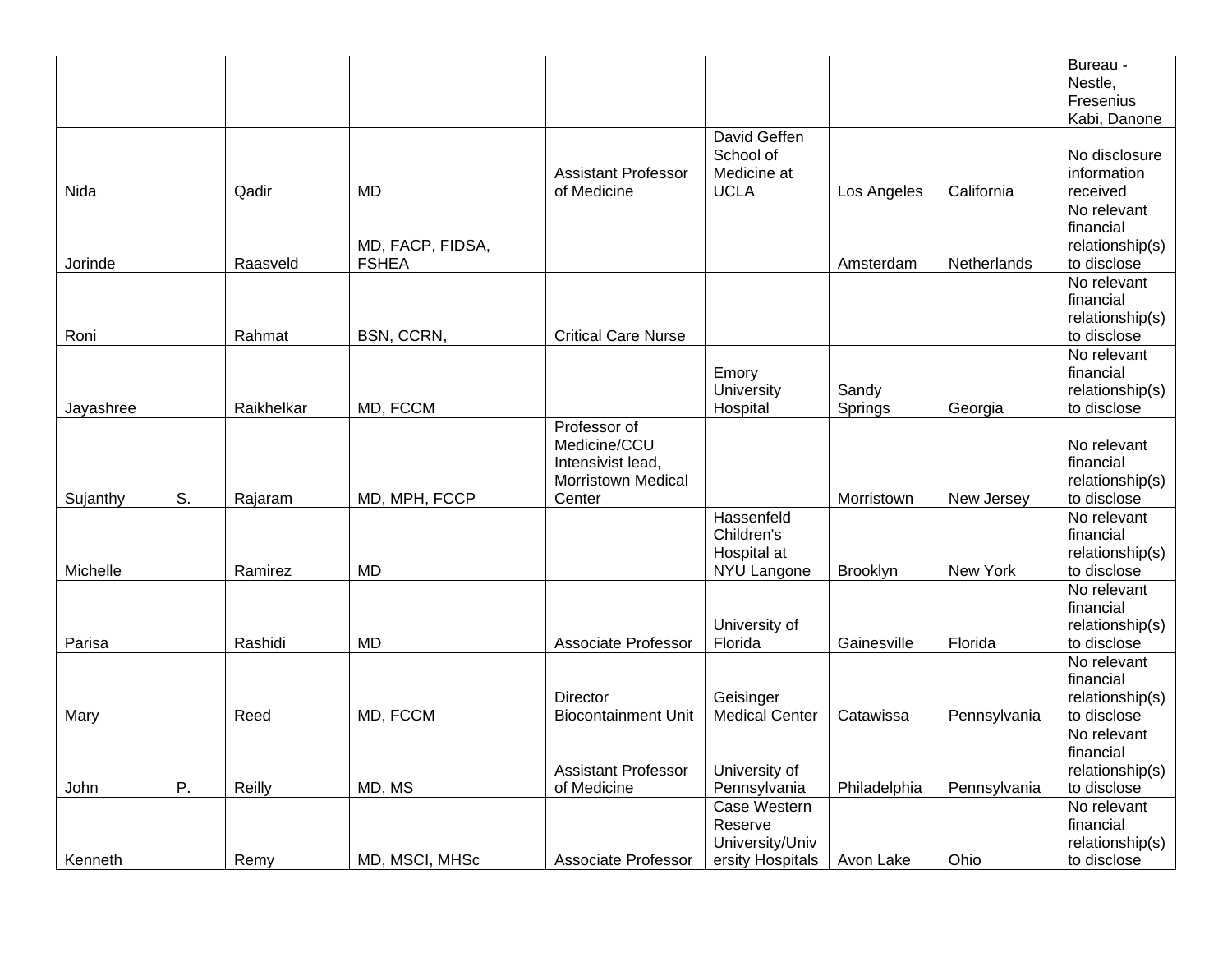| | | | | | | | | |
|---|---|---|---|---|---|---|---|---|
| | | | | | | | | Bureau - Nestle, Fresenius Kabi, Danone |
| Nida | | Qadir | MD | Assistant Professor of Medicine | David Geffen School of Medicine at UCLA | Los Angeles | California | No disclosure information received |
| Jorinde | | Raasveld | MD, FACP, FIDSA, FSHEA | | | Amsterdam | Netherlands | No relevant financial relationship(s) to disclose |
| Roni | | Rahmat | BSN, CCRN, | Critical Care Nurse | | | | No relevant financial relationship(s) to disclose |
| Jayashree | | Raikhelkar | MD, FCCM | | Emory University Hospital | Sandy Springs | Georgia | No relevant financial relationship(s) to disclose |
| Sujanthy | S. | Rajaram | MD, MPH, FCCP | Professor of Medicine/CCU Intensivist lead, Morristown Medical Center | | Morristown | New Jersey | No relevant financial relationship(s) to disclose |
| Michelle | | Ramirez | MD | | Hassenfeld Children's Hospital at NYU Langone | Brooklyn | New York | No relevant financial relationship(s) to disclose |
| Parisa | | Rashidi | MD | Associate Professor | University of Florida | Gainesville | Florida | No relevant financial relationship(s) to disclose |
| Mary | | Reed | MD, FCCM | Director Biocontainment Unit | Geisinger Medical Center | Catawissa | Pennsylvania | No relevant financial relationship(s) to disclose |
| John | P. | Reilly | MD, MS | Assistant Professor of Medicine | University of Pennsylvania | Philadelphia | Pennsylvania | No relevant financial relationship(s) to disclose |
| Kenneth | | Remy | MD, MSCI, MHSc | Associate Professor | Case Western Reserve University/University Hospitals | Avon Lake | Ohio | No relevant financial relationship(s) to disclose |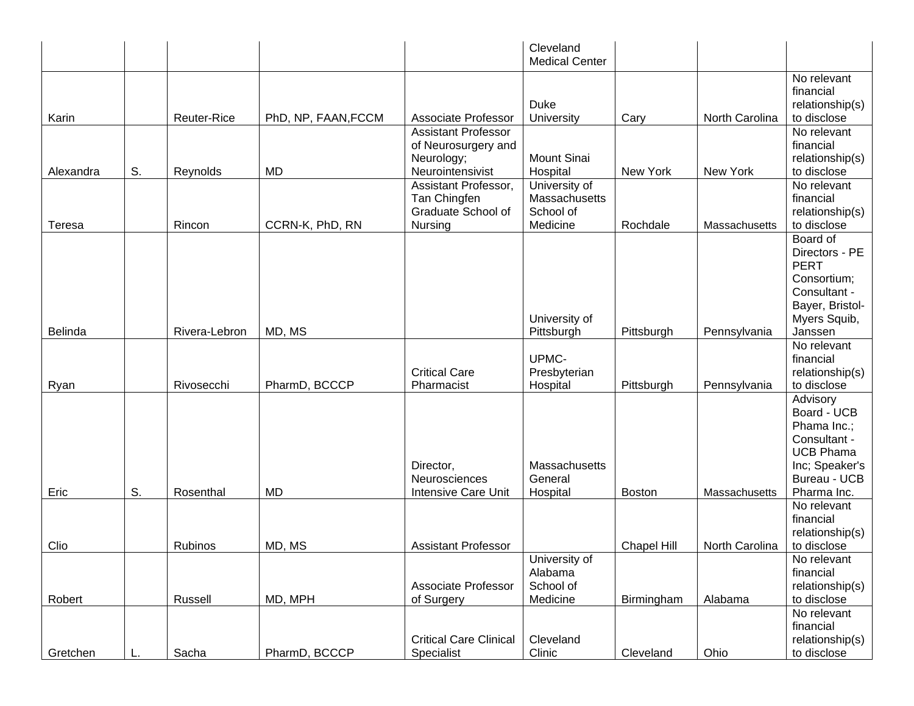| | | | | | | | | |
|---|---|---|---|---|---|---|---|---|
| | | | | | Cleveland Medical Center | | | |
| Karin | | Reuter-Rice | PhD, NP, FAAN,FCCM | Associate Professor | Duke University | Cary | North Carolina | No relevant financial relationship(s) to disclose |
| Alexandra | S. | Reynolds | MD | Assistant Professor of Neurosurgery and Neurology; Neurointensivist | Mount Sinai Hospital | New York | New York | No relevant financial relationship(s) to disclose |
| Teresa | | Rincon | CCRN-K, PhD, RN | Assistant Professor, Tan Chingfen Graduate School of Nursing | University of Massachusetts School of Medicine | Rochdale | Massachusetts | No relevant financial relationship(s) to disclose |
| Belinda | | Rivera-Lebron | MD, MS | | University of Pittsburgh | Pittsburgh | Pennsylvania | Board of Directors - PE PERT Consortium; Consultant - Bayer, Bristol-Myers Squib, Janssen |
| Ryan | | Rivosecchi | PharmD, BCCCP | Critical Care Pharmacist | UPMC-Presbyterian Hospital | Pittsburgh | Pennsylvania | No relevant financial relationship(s) to disclose |
| Eric | S. | Rosenthal | MD | Director, Neurosciences Intensive Care Unit | Massachusetts General Hospital | Boston | Massachusetts | Advisory Board - UCB Phama Inc.; Consultant - UCB Phama Inc; Speaker's Bureau - UCB Pharma Inc. |
| Clio | | Rubinos | MD, MS | Assistant Professor | | Chapel Hill | North Carolina | No relevant financial relationship(s) to disclose |
| Robert | | Russell | MD, MPH | Associate Professor of Surgery | University of Alabama School of Medicine | Birmingham | Alabama | No relevant financial relationship(s) to disclose |
| Gretchen | L. | Sacha | PharmD, BCCCP | Critical Care Clinical Specialist | Cleveland Clinic | Cleveland | Ohio | No relevant financial relationship(s) to disclose |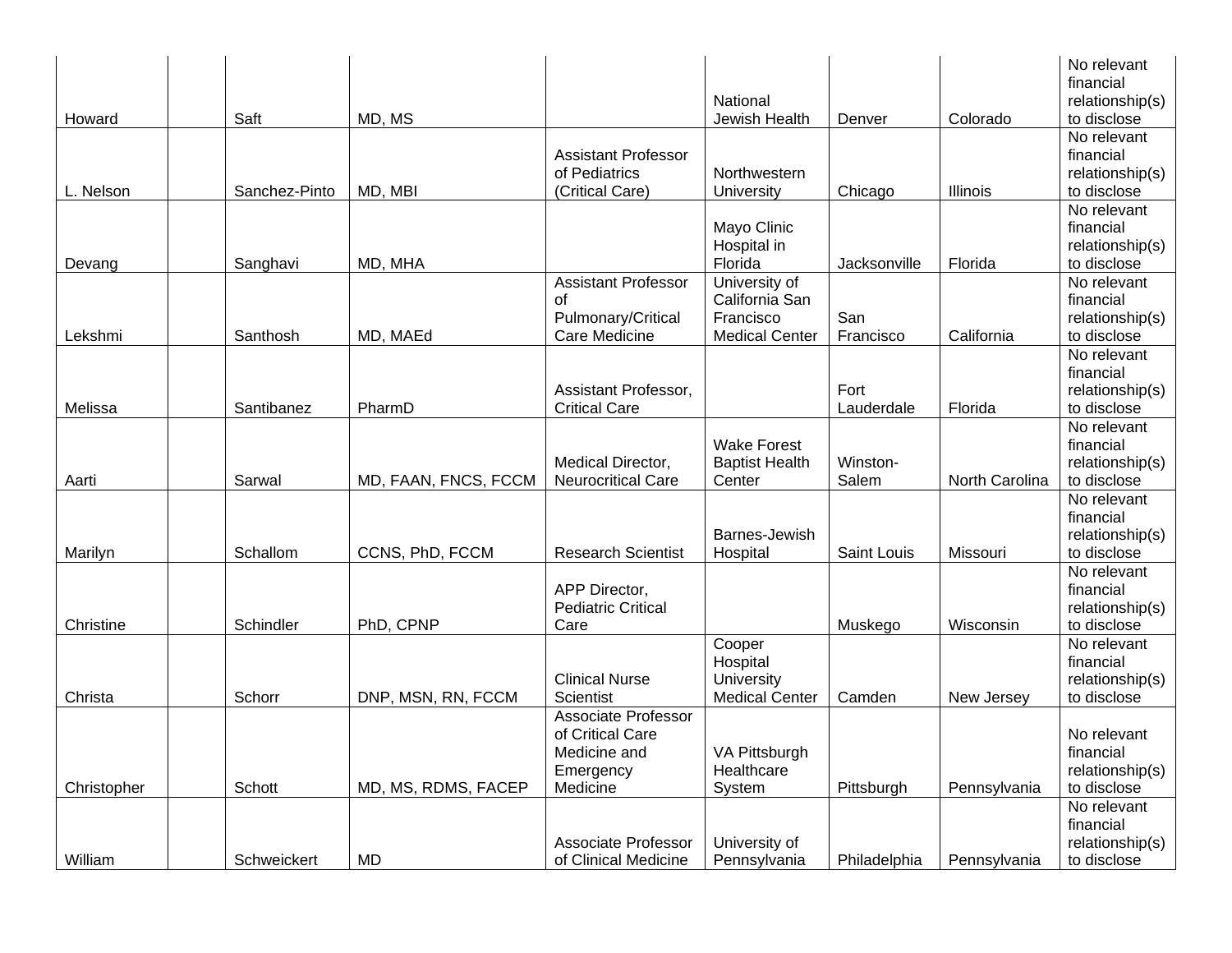| | | | | | | | | |
|---|---|---|---|---|---|---|---|---|
| Howard | | Saft | MD, MS | | National Jewish Health | Denver | Colorado | No relevant financial relationship(s) to disclose |
| L. Nelson | | Sanchez-Pinto | MD, MBI | Assistant Professor of Pediatrics (Critical Care) | Northwestern University | Chicago | Illinois | No relevant financial relationship(s) to disclose |
| Devang | | Sanghavi | MD, MHA | | Mayo Clinic Hospital in Florida | Jacksonville | Florida | No relevant financial relationship(s) to disclose |
| Lekshmi | | Santhosh | MD, MAEd | Assistant Professor of Pulmonary/Critical Care Medicine | University of California San Francisco Medical Center | San Francisco | California | No relevant financial relationship(s) to disclose |
| Melissa | | Santibanez | PharmD | Assistant Professor, Critical Care | | Fort Lauderdale | Florida | No relevant financial relationship(s) to disclose |
| Aarti | | Sarwal | MD, FAAN, FNCS, FCCM | Medical Director, Neurocritical Care | Wake Forest Baptist Health Center | Winston-Salem | North Carolina | No relevant financial relationship(s) to disclose |
| Marilyn | | Schallom | CCNS, PhD, FCCM | Research Scientist | Barnes-Jewish Hospital | Saint Louis | Missouri | No relevant financial relationship(s) to disclose |
| Christine | | Schindler | PhD, CPNP | APP Director, Pediatric Critical Care | | Muskego | Wisconsin | No relevant financial relationship(s) to disclose |
| Christa | | Schorr | DNP, MSN, RN, FCCM | Clinical Nurse Scientist | Cooper Hospital University Medical Center | Camden | New Jersey | No relevant financial relationship(s) to disclose |
| Christopher | | Schott | MD, MS, RDMS, FACEP | Associate Professor of Critical Care Medicine and Emergency Medicine | VA Pittsburgh Healthcare System | Pittsburgh | Pennsylvania | No relevant financial relationship(s) to disclose |
| William | | Schweickert | MD | Associate Professor of Clinical Medicine | University of Pennsylvania | Philadelphia | Pennsylvania | No relevant financial relationship(s) to disclose |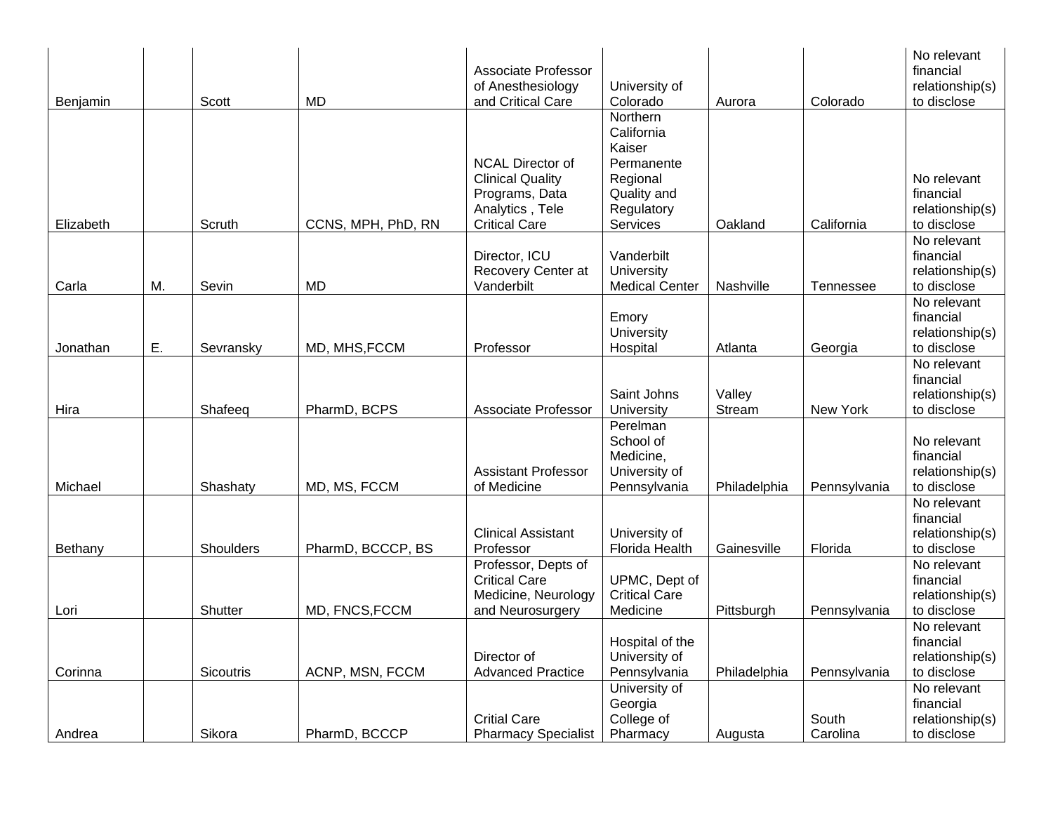| | | | | | | | | |
|---|---|---|---|---|---|---|---|---|
| Benjamin | | Scott | MD | Associate Professor of Anesthesiology and Critical Care | University of Colorado | Aurora | Colorado | No relevant financial relationship(s) to disclose |
| Elizabeth | | Scruth | CCNS, MPH, PhD, RN | NCAL Director of Clinical Quality Programs, Data Analytics , Tele Critical Care | Northern California Kaiser Permanente Regional Quality and Regulatory Services | Oakland | California | No relevant financial relationship(s) to disclose |
| Carla | M. | Sevin | MD | Director, ICU Recovery Center at Vanderbilt | Vanderbilt University Medical Center | Nashville | Tennessee | No relevant financial relationship(s) to disclose |
| Jonathan | E. | Sevransky | MD, MHS,FCCM | Professor | Emory University Hospital | Atlanta | Georgia | No relevant financial relationship(s) to disclose |
| Hira | | Shafeeq | PharmD, BCPS | Associate Professor | Saint Johns University | Valley Stream | New York | No relevant financial relationship(s) to disclose |
| Michael | | Shashaty | MD, MS, FCCM | Assistant Professor of Medicine | Perelman School of Medicine, University of Pennsylvania | Philadelphia | Pennsylvania | No relevant financial relationship(s) to disclose |
| Bethany | | Shoulders | PharmD, BCCCP, BS | Clinical Assistant Professor | University of Florida Health | Gainesville | Florida | No relevant financial relationship(s) to disclose |
| Lori | | Shutter | MD, FNCS,FCCM | Professor, Depts of Critical Care Medicine, Neurology and Neurosurgery | UPMC, Dept of Critical Care Medicine | Pittsburgh | Pennsylvania | No relevant financial relationship(s) to disclose |
| Corinna | | Sicoutris | ACNP, MSN, FCCM | Director of Advanced Practice | Hospital of the University of Pennsylvania | Philadelphia | Pennsylvania | No relevant financial relationship(s) to disclose |
| Andrea | | Sikora | PharmD, BCCCP | Critial Care Pharmacy Specialist | University of Georgia College of Pharmacy | Augusta | South Carolina | No relevant financial relationship(s) to disclose |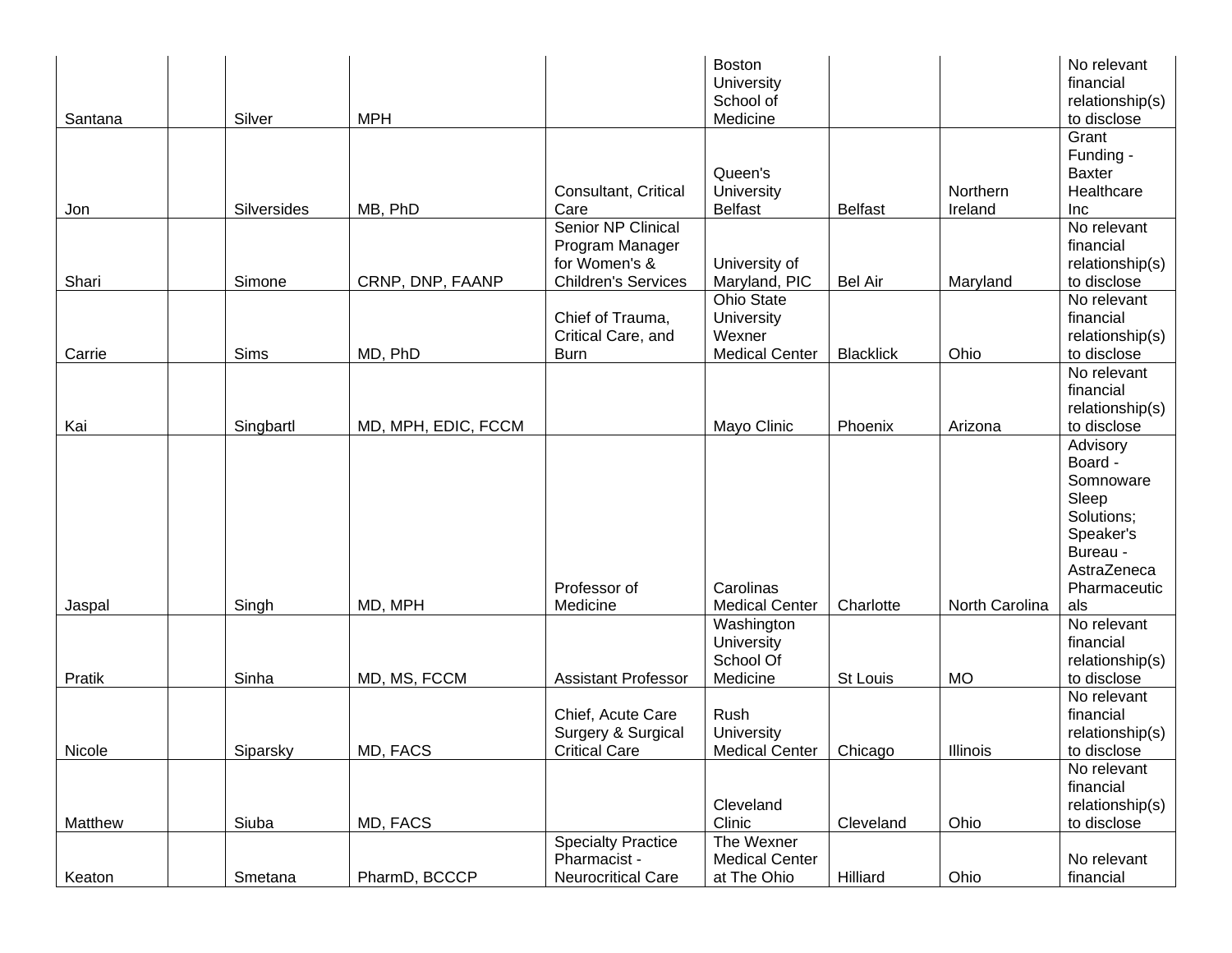| | | | | | | | | |
|---|---|---|---|---|---|---|---|---|
| Santana | | Silver | MPH | | Boston University School of Medicine | | | No relevant financial relationship(s) to disclose |
| Jon | | Silversides | MB, PhD | Consultant, Critical Care | Queen's University Belfast | Belfast | Northern Ireland | Grant Funding - Baxter Healthcare Inc |
| Shari | | Simone | CRNP, DNP, FAANP | Senior NP Clinical Program Manager for Women's & Children's Services | University of Maryland, PIC | Bel Air | Maryland | No relevant financial relationship(s) to disclose |
| Carrie | | Sims | MD, PhD | Chief of Trauma, Critical Care, and Burn | Ohio State University Wexner Medical Center | Blacklick | Ohio | No relevant financial relationship(s) to disclose |
| Kai | | Singbartl | MD, MPH, EDIC, FCCM | | Mayo Clinic | Phoenix | Arizona | No relevant financial relationship(s) to disclose |
| Jaspal | | Singh | MD, MPH | Professor of Medicine | Carolinas Medical Center | Charlotte | North Carolina | Advisory Board - Somnoware Sleep Solutions; Speaker's Bureau - AstraZeneca Pharmaceuticals |
| Pratik | | Sinha | MD, MS, FCCM | Assistant Professor | Washington University School Of Medicine | St Louis | MO | No relevant financial relationship(s) to disclose |
| Nicole | | Siparsky | MD, FACS | Chief, Acute Care Surgery & Surgical Critical Care | Rush University Medical Center | Chicago | Illinois | No relevant financial relationship(s) to disclose |
| Matthew | | Siuba | MD, FACS | | Cleveland Clinic | Cleveland | Ohio | No relevant financial relationship(s) to disclose |
| Keaton | | Smetana | PharmD, BCCCP | Specialty Practice Pharmacist - Neurocritical Care | The Wexner Medical Center at The Ohio | Hilliard | Ohio | No relevant financial |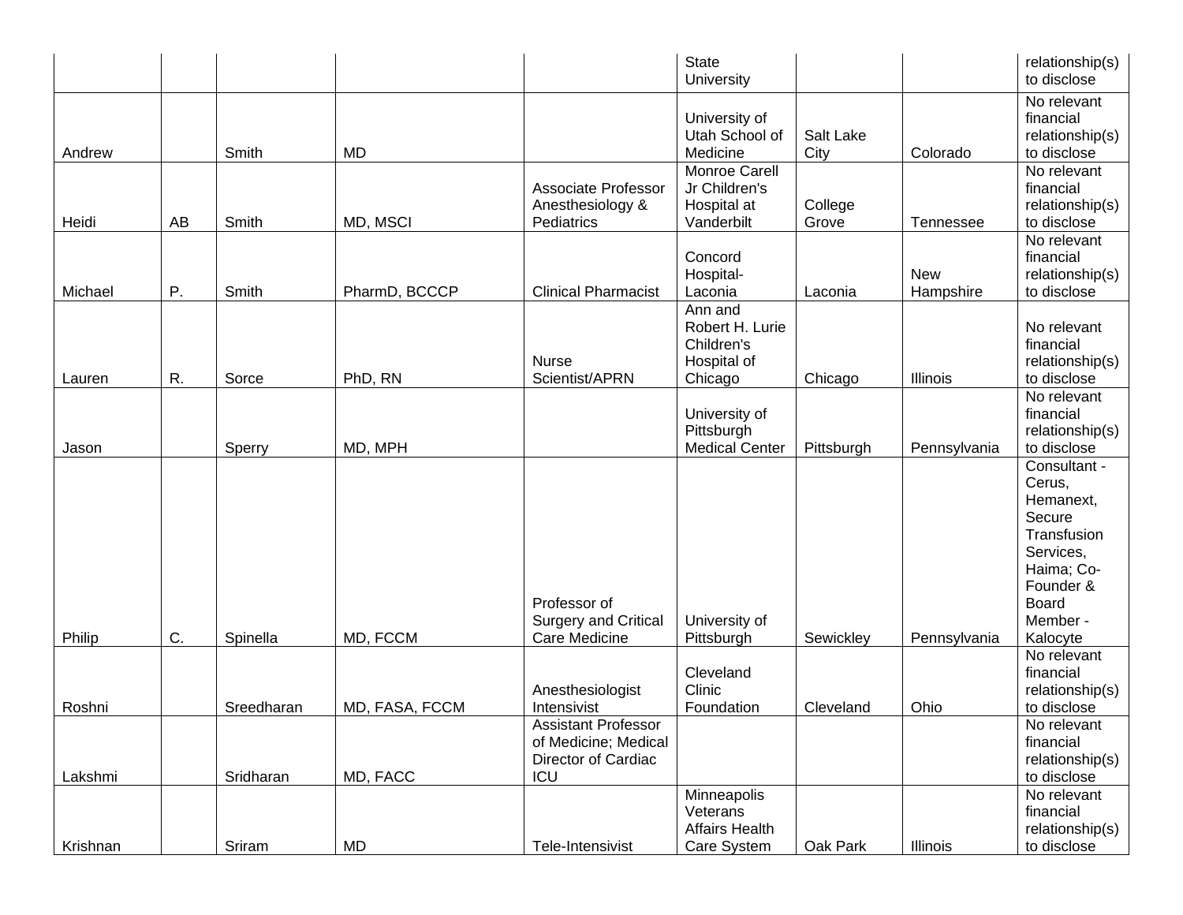| | | | | | | | | |
|---|---|---|---|---|---|---|---|---|
| | | | | | State University | | | relationship(s) to disclose |
| Andrew | | Smith | MD | | University of Utah School of Medicine | Salt Lake City | Colorado | No relevant financial relationship(s) to disclose |
| Heidi | AB | Smith | MD, MSCI | Associate Professor Anesthesiology & Pediatrics | Monroe Carell Jr Children's Hospital at Vanderbilt | College Grove | Tennessee | No relevant financial relationship(s) to disclose |
| Michael | P. | Smith | PharmD, BCCCP | Clinical Pharmacist | Concord Hospital-Laconia | Laconia | New Hampshire | No relevant financial relationship(s) to disclose |
| Lauren | R. | Sorce | PhD, RN | Nurse Scientist/APRN | Ann and Robert H. Lurie Children's Hospital of Chicago | Chicago | Illinois | No relevant financial relationship(s) to disclose |
| Jason | | Sperry | MD, MPH | | University of Pittsburgh Medical Center | Pittsburgh | Pennsylvania | No relevant financial relationship(s) to disclose |
| Philip | C. | Spinella | MD, FCCM | Professor of Surgery and Critical Care Medicine | University of Pittsburgh | Sewickley | Pennsylvania | Consultant - Cerus, Hemanext, Secure Transfusion Services, Haima; Co-Founder & Board Member - Kalocyte |
| Roshni | | Sreedharan | MD, FASA, FCCM | Anesthesiologist Intensivist | Cleveland Clinic Foundation | Cleveland | Ohio | No relevant financial relationship(s) to disclose |
| Lakshmi | | Sridharan | MD, FACC | Assistant Professor of Medicine; Medical Director of Cardiac ICU | | | | No relevant financial relationship(s) to disclose |
| Krishnan | | Sriram | MD | Tele-Intensivist | Minneapolis Veterans Affairs Health Care System | Oak Park | Illinois | No relevant financial relationship(s) to disclose |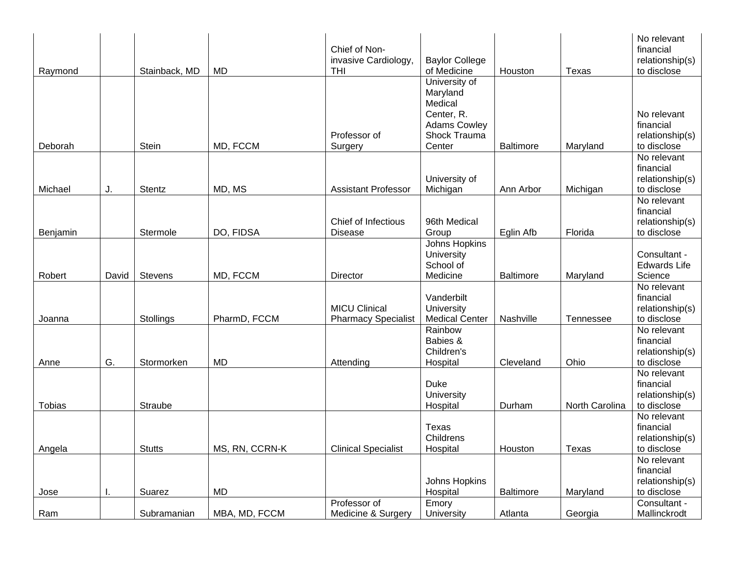| | | | | | | | | |
|---|---|---|---|---|---|---|---|---|
| Raymond | | Stainback, MD | MD | Chief of Non-invasive Cardiology, THI | Baylor College of Medicine | Houston | Texas | No relevant financial relationship(s) to disclose |
| Deborah | | Stein | MD, FCCM | Professor of Surgery | University of Maryland Medical Center, R. Adams Cowley Shock Trauma Center | Baltimore | Maryland | No relevant financial relationship(s) to disclose |
| Michael | J. | Stentz | MD, MS | Assistant Professor | University of Michigan | Ann Arbor | Michigan | No relevant financial relationship(s) to disclose |
| Benjamin | | Stermole | DO, FIDSA | Chief of Infectious Disease | 96th Medical Group | Eglin Afb | Florida | No relevant financial relationship(s) to disclose |
| Robert | David | Stevens | MD, FCCM | Director | Johns Hopkins University School of Medicine | Baltimore | Maryland | Consultant - Edwards Life Science |
| Joanna | | Stollings | PharmD, FCCM | MICU Clinical Pharmacy Specialist | Vanderbilt University Medical Center | Nashville | Tennessee | No relevant financial relationship(s) to disclose |
| Anne | G. | Stormorken | MD | Attending | Rainbow Babies & Children's Hospital | Cleveland | Ohio | No relevant financial relationship(s) to disclose |
| Tobias | | Straube | | | Duke University Hospital | Durham | North Carolina | No relevant financial relationship(s) to disclose |
| Angela | | Stutts | MS, RN, CCRN-K | Clinical Specialist | Texas Childrens Hospital | Houston | Texas | No relevant financial relationship(s) to disclose |
| Jose | I. | Suarez | MD | | Johns Hopkins Hospital | Baltimore | Maryland | No relevant financial relationship(s) to disclose |
| Ram | | Subramanian | MBA, MD, FCCM | Professor of Medicine & Surgery | Emory University | Atlanta | Georgia | Consultant - Mallinckrodt |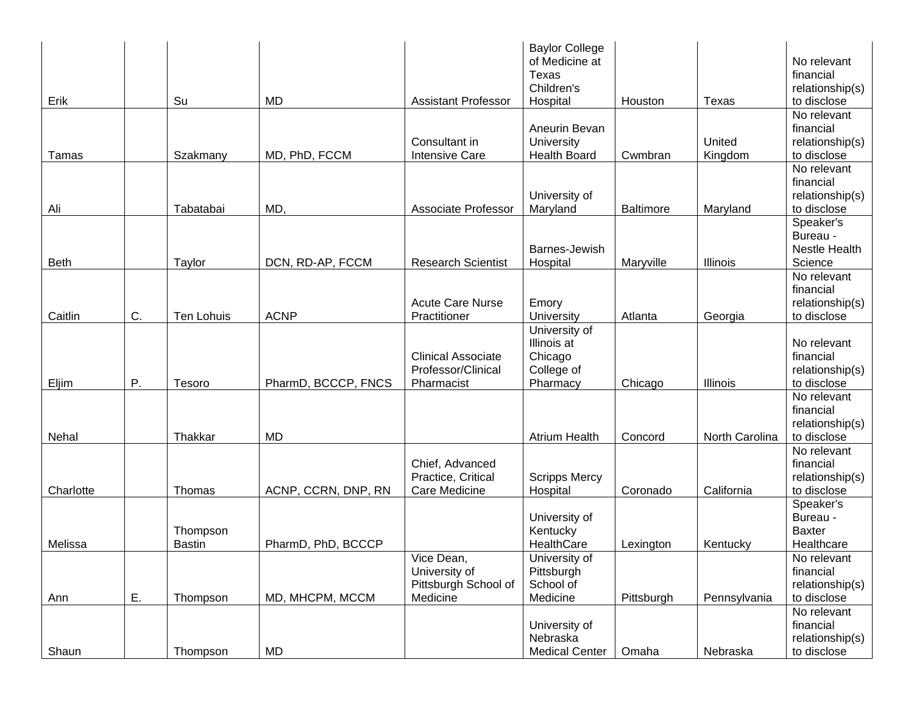| | | | | | | | | |
|---|---|---|---|---|---|---|---|---|
| Erik | | Su | MD | Assistant Professor | Baylor College of Medicine at Texas Children's Hospital | Houston | Texas | No relevant financial relationship(s) to disclose |
| Tamas | | Szakmany | MD, PhD, FCCM | Consultant in Intensive Care | Aneurin Bevan University Health Board | Cwmbran | United Kingdom | No relevant financial relationship(s) to disclose |
| Ali | | Tabatabai | MD, | Associate Professor | University of Maryland | Baltimore | Maryland | No relevant financial relationship(s) to disclose |
| Beth | | Taylor | DCN, RD-AP, FCCM | Research Scientist | Barnes-Jewish Hospital | Maryville | Illinois | Speaker's Bureau - Nestle Health Science |
| Caitlin | C. | Ten Lohuis | ACNP | Acute Care Nurse Practitioner | Emory University | Atlanta | Georgia | No relevant financial relationship(s) to disclose |
| Eljim | P. | Tesoro | PharmD, BCCCP, FNCS | Clinical Associate Professor/Clinical Pharmacist | University of Illinois at Chicago College of Pharmacy | Chicago | Illinois | No relevant financial relationship(s) to disclose |
| Nehal | | Thakkar | MD | | Atrium Health | Concord | North Carolina | No relevant financial relationship(s) to disclose |
| Charlotte | | Thomas | ACNP, CCRN, DNP, RN | Chief, Advanced Practice, Critical Care Medicine | Scripps Mercy Hospital | Coronado | California | No relevant financial relationship(s) to disclose |
| Melissa | | Thompson Bastin | PharmD, PhD, BCCCP | | University of Kentucky HealthCare | Lexington | Kentucky | Speaker's Bureau - Baxter Healthcare |
| Ann | E. | Thompson | MD, MHCPM, MCCM | Vice Dean, University of Pittsburgh School of Medicine | University of Pittsburgh School of Medicine | Pittsburgh | Pennsylvania | No relevant financial relationship(s) to disclose |
| Shaun | | Thompson | MD | | University of Nebraska Medical Center | Omaha | Nebraska | No relevant financial relationship(s) to disclose |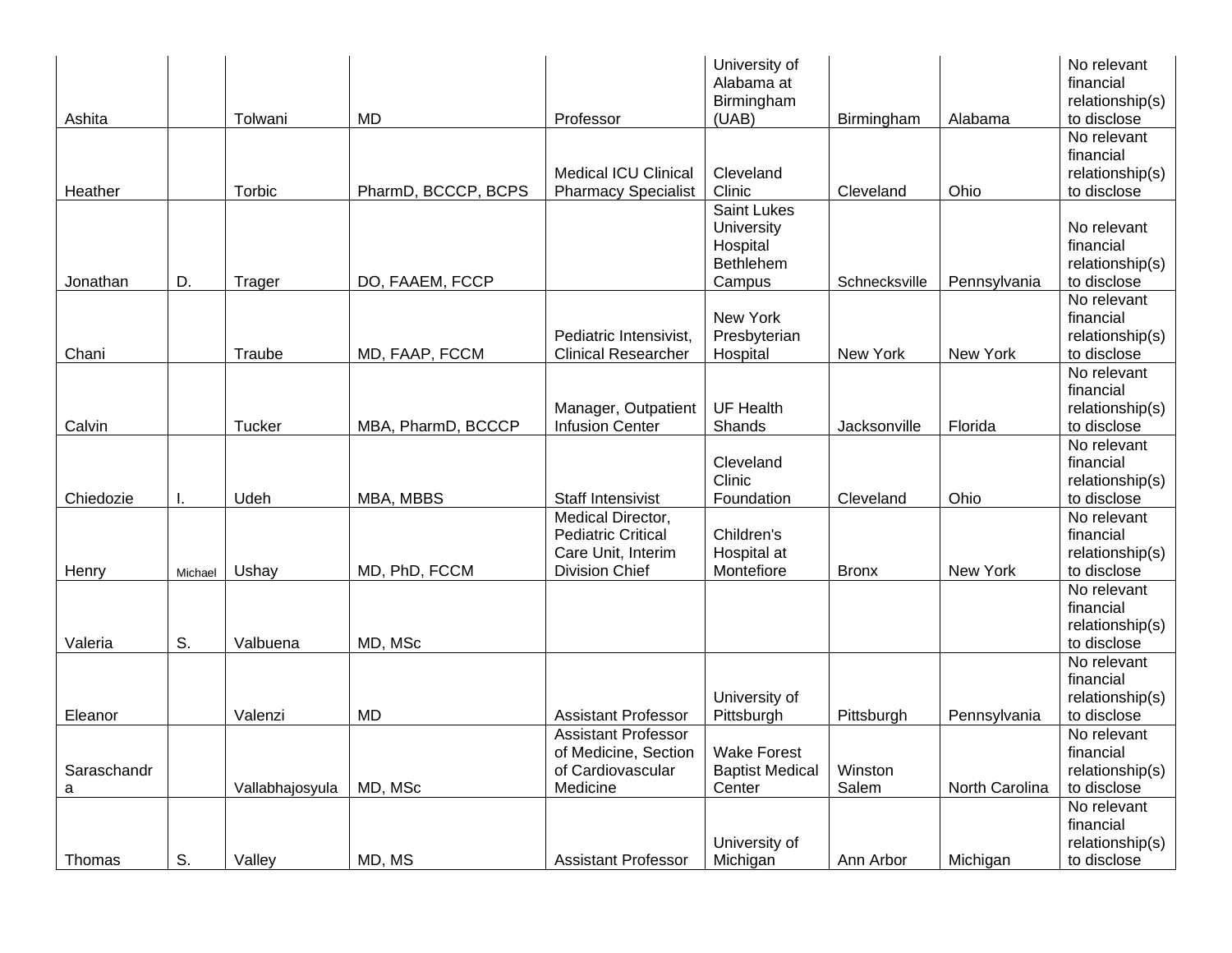| | | | | | | | | |
|---|---|---|---|---|---|---|---|---|
| Ashita | | Tolwani | MD | Professor | University of Alabama at Birmingham (UAB) | Birmingham | Alabama | No relevant financial relationship(s) to disclose |
| Heather | | Torbic | PharmD, BCCCP, BCPS | Medical ICU Clinical Pharmacy Specialist | Cleveland Clinic | Cleveland | Ohio | No relevant financial relationship(s) to disclose |
| Jonathan | D. | Trager | DO, FAAEM, FCCP | | Saint Lukes University Hospital Bethlehem Campus | Schnecksville | Pennsylvania | No relevant financial relationship(s) to disclose |
| Chani | | Traube | MD, FAAP, FCCM | Pediatric Intensivist, Clinical Researcher | New York Presbyterian Hospital | New York | New York | No relevant financial relationship(s) to disclose |
| Calvin | | Tucker | MBA, PharmD, BCCCP | Manager, Outpatient Infusion Center | UF Health Shands | Jacksonville | Florida | No relevant financial relationship(s) to disclose |
| Chiedozie | I. | Udeh | MBA, MBBS | Staff Intensivist | Cleveland Clinic Foundation | Cleveland | Ohio | No relevant financial relationship(s) to disclose |
| Henry | Michael | Ushay | MD, PhD, FCCM | Medical Director, Pediatric Critical Care Unit, Interim Division Chief | Children's Hospital at Montefiore | Bronx | New York | No relevant financial relationship(s) to disclose |
| Valeria | S. | Valbuena | MD, MSc | | | | | No relevant financial relationship(s) to disclose |
| Eleanor | | Valenzi | MD | Assistant Professor | University of Pittsburgh | Pittsburgh | Pennsylvania | No relevant financial relationship(s) to disclose |
| Saraschandra | | Vallabhajosyula | MD, MSc | Assistant Professor of Medicine, Section of Cardiovascular Medicine | Wake Forest Baptist Medical Center | Winston Salem | North Carolina | No relevant financial relationship(s) to disclose |
| Thomas | S. | Valley | MD, MS | Assistant Professor | University of Michigan | Ann Arbor | Michigan | No relevant financial relationship(s) to disclose |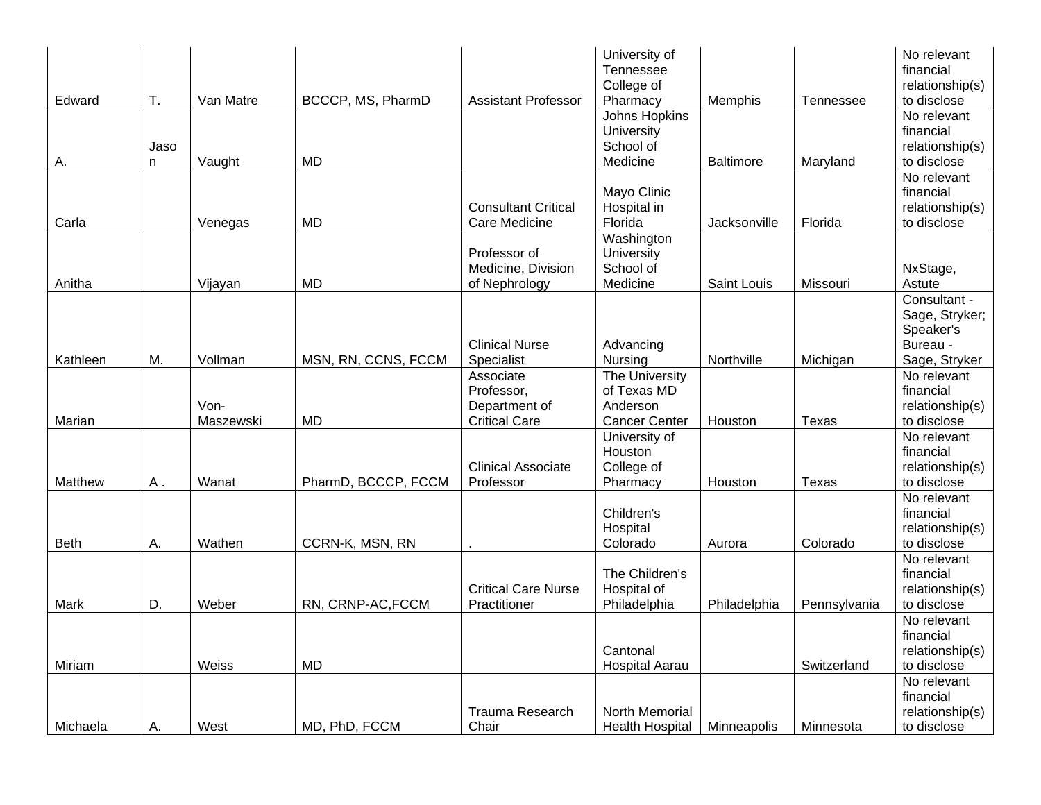| Edward | T. | Van Matre | BCCCP, MS, PharmD | Assistant Professor | University of Tennessee College of Pharmacy | Memphis | Tennessee | No relevant financial relationship(s) to disclose |
|---|---|---|---|---|---|---|---|---|
| A. | Jason | Vaught | MD | | Johns Hopkins University School of Medicine | Baltimore | Maryland | No relevant financial relationship(s) to disclose |
| Carla | | Venegas | MD | Consultant Critical Care Medicine | Mayo Clinic Hospital in Florida | Jacksonville | Florida | No relevant financial relationship(s) to disclose |
| Anitha | | Vijayan | MD | Professor of Medicine, Division of Nephrology | Washington University School of Medicine | Saint Louis | Missouri | NxStage, Astute |
| Kathleen | M. | Vollman | MSN, RN, CCNS, FCCM | Clinical Nurse Specialist | Advancing Nursing | Northville | Michigan | Consultant - Sage, Stryker; Speaker's Bureau - Sage, Stryker |
| Marian | | Von-Maszewski | MD | Associate Professor, Department of Critical Care | The University of Texas MD Anderson Cancer Center | Houston | Texas | No relevant financial relationship(s) to disclose |
| Matthew | A . | Wanat | PharmD, BCCCP, FCCM | Clinical Associate Professor | University of Houston College of Pharmacy | Houston | Texas | No relevant financial relationship(s) to disclose |
| Beth | A. | Wathen | CCRN-K, MSN, RN | . | Children's Hospital Colorado | Aurora | Colorado | No relevant financial relationship(s) to disclose |
| Mark | D. | Weber | RN, CRNP-AC,FCCM | Critical Care Nurse Practitioner | The Children's Hospital of Philadelphia | Philadelphia | Pennsylvania | No relevant financial relationship(s) to disclose |
| Miriam | | Weiss | MD | | Cantonal Hospital Aarau | | Switzerland | No relevant financial relationship(s) to disclose |
| Michaela | A. | West | MD, PhD, FCCM | Trauma Research Chair | North Memorial Health Hospital | Minneapolis | Minnesota | No relevant financial relationship(s) to disclose |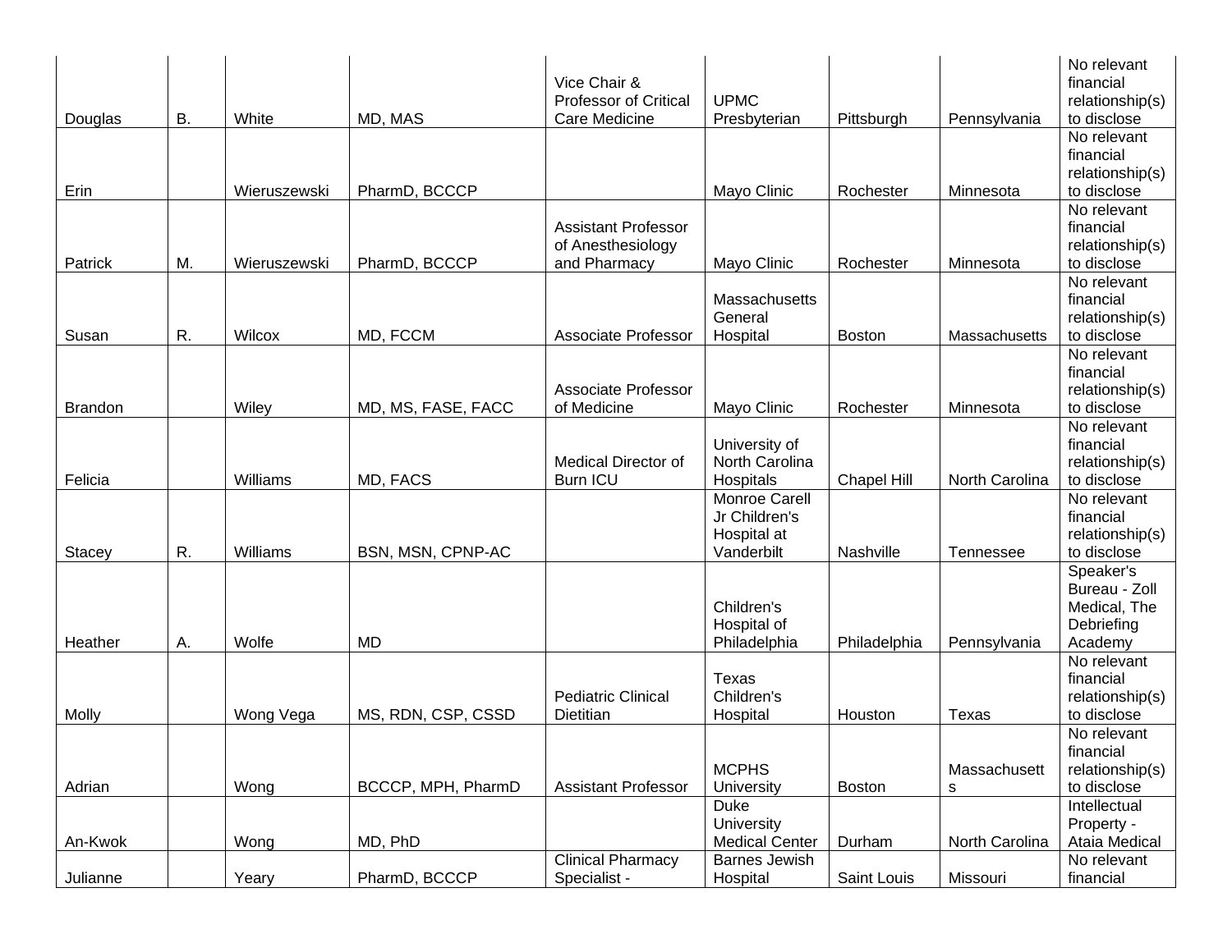| | | | | | | | | |
|---|---|---|---|---|---|---|---|---|
| Douglas | B. | White | MD, MAS | Vice Chair & Professor of Critical Care Medicine | UPMC Presbyterian | Pittsburgh | Pennsylvania | No relevant financial relationship(s) to disclose |
| Erin | | Wieruszewski | PharmD, BCCCP | | Mayo Clinic | Rochester | Minnesota | No relevant financial relationship(s) to disclose |
| Patrick | M. | Wieruszewski | PharmD, BCCCP | Assistant Professor of Anesthesiology and Pharmacy | Mayo Clinic | Rochester | Minnesota | No relevant financial relationship(s) to disclose |
| Susan | R. | Wilcox | MD, FCCM | Associate Professor | Massachusetts General Hospital | Boston | Massachusetts | No relevant financial relationship(s) to disclose |
| Brandon | | Wiley | MD, MS, FASE, FACC | Associate Professor of Medicine | Mayo Clinic | Rochester | Minnesota | No relevant financial relationship(s) to disclose |
| Felicia | | Williams | MD, FACS | Medical Director of Burn ICU | University of North Carolina Hospitals | Chapel Hill | North Carolina | No relevant financial relationship(s) to disclose |
| Stacey | R. | Williams | BSN, MSN, CPNP-AC | | Monroe Carell Jr Children's Hospital at Vanderbilt | Nashville | Tennessee | No relevant financial relationship(s) to disclose |
| Heather | A. | Wolfe | MD | | Children's Hospital of Philadelphia | Philadelphia | Pennsylvania | Speaker's Bureau - Zoll Medical, The Debriefing Academy |
| Molly | | Wong Vega | MS, RDN, CSP, CSSD | Pediatric Clinical Dietitian | Texas Children's Hospital | Houston | Texas | No relevant financial relationship(s) to disclose |
| Adrian | | Wong | BCCCP, MPH, PharmD | Assistant Professor | MCPHS University | Boston | Massachusetts | No relevant financial relationship(s) to disclose |
| An-Kwok | | Wong | MD, PhD | | Duke University Medical Center | Durham | North Carolina | Intellectual Property - Ataia Medical |
| Julianne | | Yeary | PharmD, BCCCP | Clinical Pharmacy Specialist - | Barnes Jewish Hospital | Saint Louis | Missouri | No relevant financial |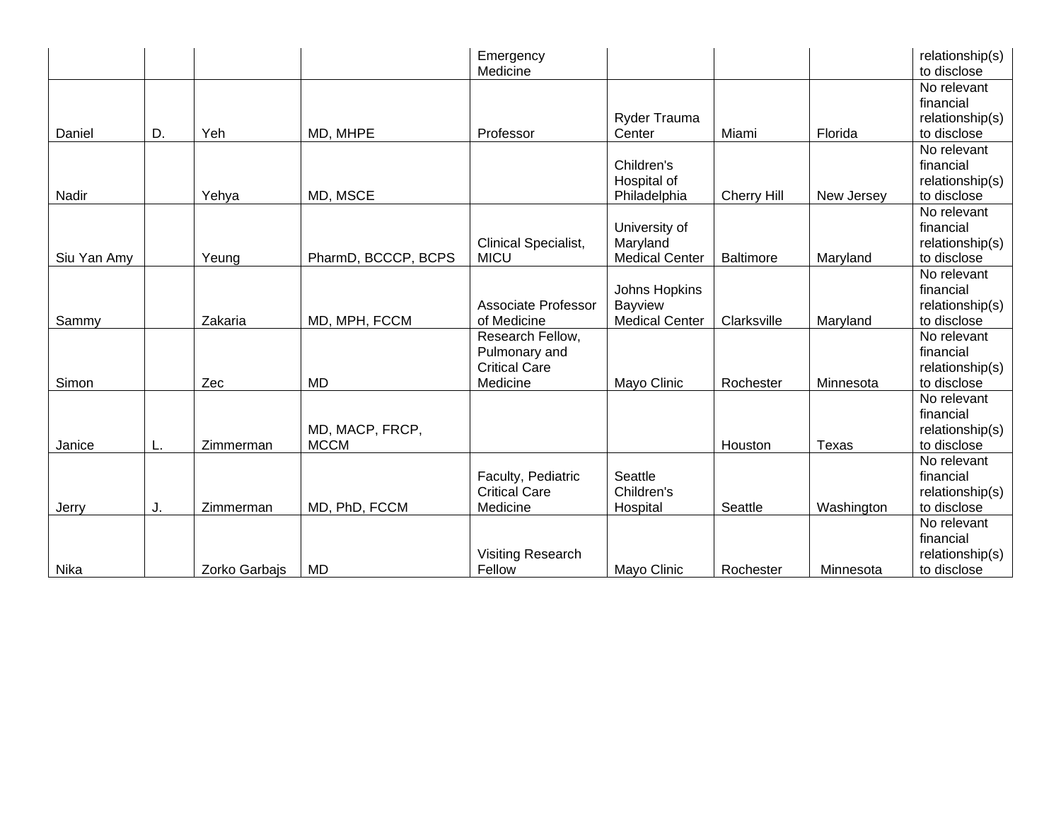| | | | | | | | | |
|---|---|---|---|---|---|---|---|---|
| | | | | Emergency Medicine | | | | relationship(s) to disclose |
| Daniel | D. | Yeh | MD, MHPE | Professor | Ryder Trauma Center | Miami | Florida | No relevant financial relationship(s) to disclose |
| Nadir | | Yehya | MD, MSCE | | Children's Hospital of Philadelphia | Cherry Hill | New Jersey | No relevant financial relationship(s) to disclose |
| Siu Yan Amy | | Yeung | PharmD, BCCCP, BCPS | Clinical Specialist, MICU | University of Maryland Medical Center | Baltimore | Maryland | No relevant financial relationship(s) to disclose |
| Sammy | | Zakaria | MD, MPH, FCCM | Associate Professor of Medicine | Johns Hopkins Bayview Medical Center | Clarksville | Maryland | No relevant financial relationship(s) to disclose |
| Simon | | Zec | MD | Research Fellow, Pulmonary and Critical Care Medicine | Mayo Clinic | Rochester | Minnesota | No relevant financial relationship(s) to disclose |
| Janice | L. | Zimmerman | MD, MACP, FRCP, MCCM | | | Houston | Texas | No relevant financial relationship(s) to disclose |
| Jerry | J. | Zimmerman | MD, PhD, FCCM | Faculty, Pediatric Critical Care Medicine | Seattle Children's Hospital | Seattle | Washington | No relevant financial relationship(s) to disclose |
| Nika | | Zorko Garbajs | MD | Visiting Research Fellow | Mayo Clinic | Rochester | Minnesota | No relevant financial relationship(s) to disclose |